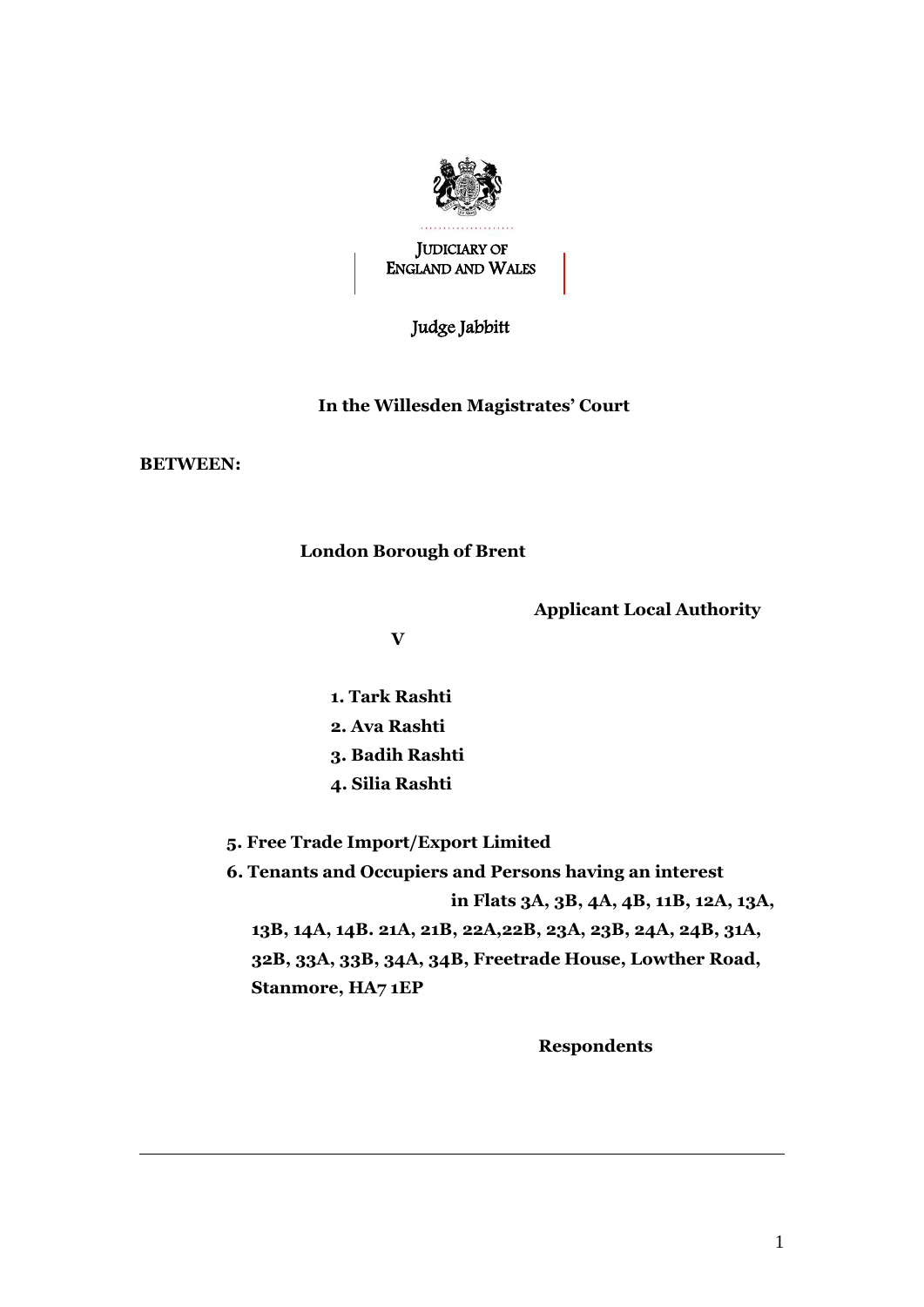JUDICIARY OF
ENGLAND AND WALES

Judge Jabbitt

**In the Willesden Magistrates' Court**

**BETWEEN:**

**London Borough of Brent**

**Applicant Local Authority**

**V**

**1. Tark Rashti**

**2. Ava Rashti**

**3. Badih Rashti**

**4. Silia Rashti**

**5. Free Trade Import/Export Limited**

**6. Tenants and Occupiers and Persons having an interest in Flats 3A, 3B, 4A, 4B, 11B, 12A, 13A, 13B, 14A, 14B. 21A, 21B, 22A,22B, 23A, 23B, 24A, 24B, 31A, 32B, 33A, 33B, 34A, 34B, Freetrade House, Lowther Road, Stanmore, HA7 1EP**

**Respondents**

---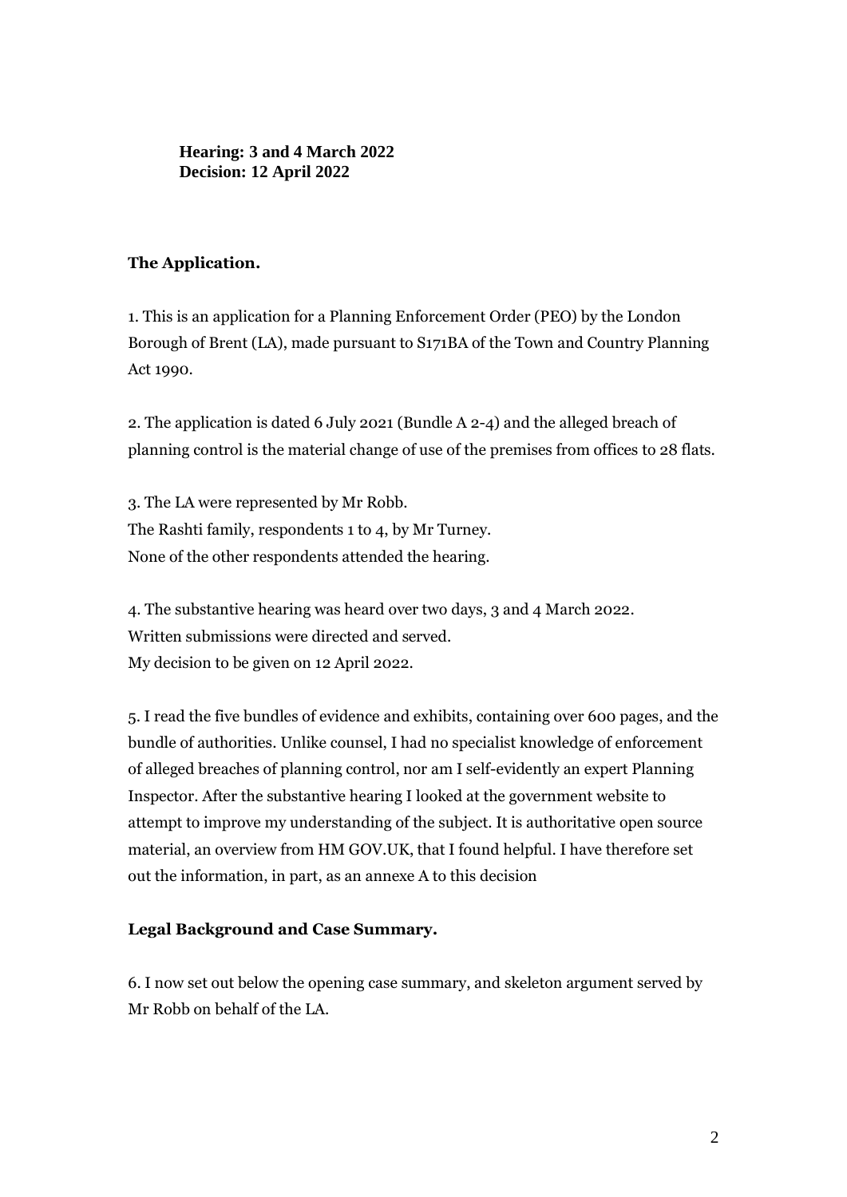**Hearing: 3 and 4 March 2022**
**Decision: 12 April 2022**

**The Application.**

1. This is an application for a Planning Enforcement Order (PEO) by the London Borough of Brent (LA), made pursuant to S171BA of the Town and Country Planning Act 1990.

2. The application is dated 6 July 2021 (Bundle A 2-4) and the alleged breach of planning control is the material change of use of the premises from offices to 28 flats.

3. The LA were represented by Mr Robb.
The Rashti family, respondents 1 to 4, by Mr Turney.
None of the other respondents attended the hearing.

4. The substantive hearing was heard over two days, 3 and 4 March 2022.
Written submissions were directed and served.
My decision to be given on 12 April 2022.

5. I read the five bundles of evidence and exhibits, containing over 600 pages, and the bundle of authorities. Unlike counsel, I had no specialist knowledge of enforcement of alleged breaches of planning control, nor am I self-evidently an expert Planning Inspector. After the substantive hearing I looked at the government website to attempt to improve my understanding of the subject. It is authoritative open source material, an overview from HM GOV.UK, that I found helpful. I have therefore set out the information, in part, as an annexe A to this decision

**Legal Background and Case Summary.**

6. I now set out below the opening case summary, and skeleton argument served by Mr Robb on behalf of the LA.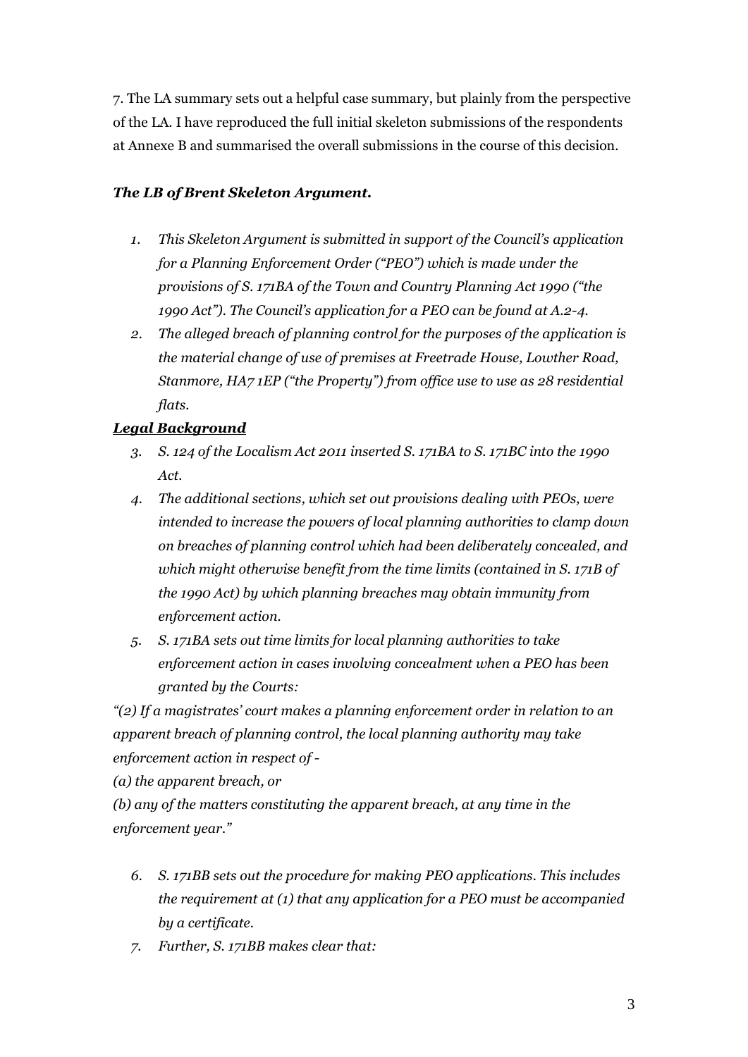7. The LA summary sets out a helpful case summary, but plainly from the perspective of the LA. I have reproduced the full initial skeleton submissions of the respondents at Annexe B and summarised the overall submissions in the course of this decision.

### ***The LB of Brent Skeleton Argument.***

1. *This Skeleton Argument is submitted in support of the Council's application for a Planning Enforcement Order ("PEO") which is made under the provisions of S. 171BA of the Town and Country Planning Act 1990 ("the 1990 Act"). The Council's application for a PEO can be found at A.2-4.*
2. *The alleged breach of planning control for the purposes of the application is the material change of use of premises at Freetrade House, Lowther Road, Stanmore, HA7 1EP ("the Property") from office use to use as 28 residential flats.*

***<u>Legal Background</u>***

3. *S. 124 of the Localism Act 2011 inserted S. 171BA to S. 171BC into the 1990 Act.*
4. *The additional sections, which set out provisions dealing with PEOs, were intended to increase the powers of local planning authorities to clamp down on breaches of planning control which had been deliberately concealed, and which might otherwise benefit from the time limits (contained in S. 171B of the 1990 Act) by which planning breaches may obtain immunity from enforcement action.*
5. *S. 171BA sets out time limits for local planning authorities to take enforcement action in cases involving concealment when a PEO has been granted by the Courts:*

*"(2) If a magistrates' court makes a planning enforcement order in relation to an apparent breach of planning control, the local planning authority may take enforcement action in respect of -*

*(a) the apparent breach, or*

*(b) any of the matters constituting the apparent breach, at any time in the enforcement year."*

6. *S. 171BB sets out the procedure for making PEO applications. This includes the requirement at (1) that any application for a PEO must be accompanied by a certificate.*
7. *Further, S. 171BB makes clear that:*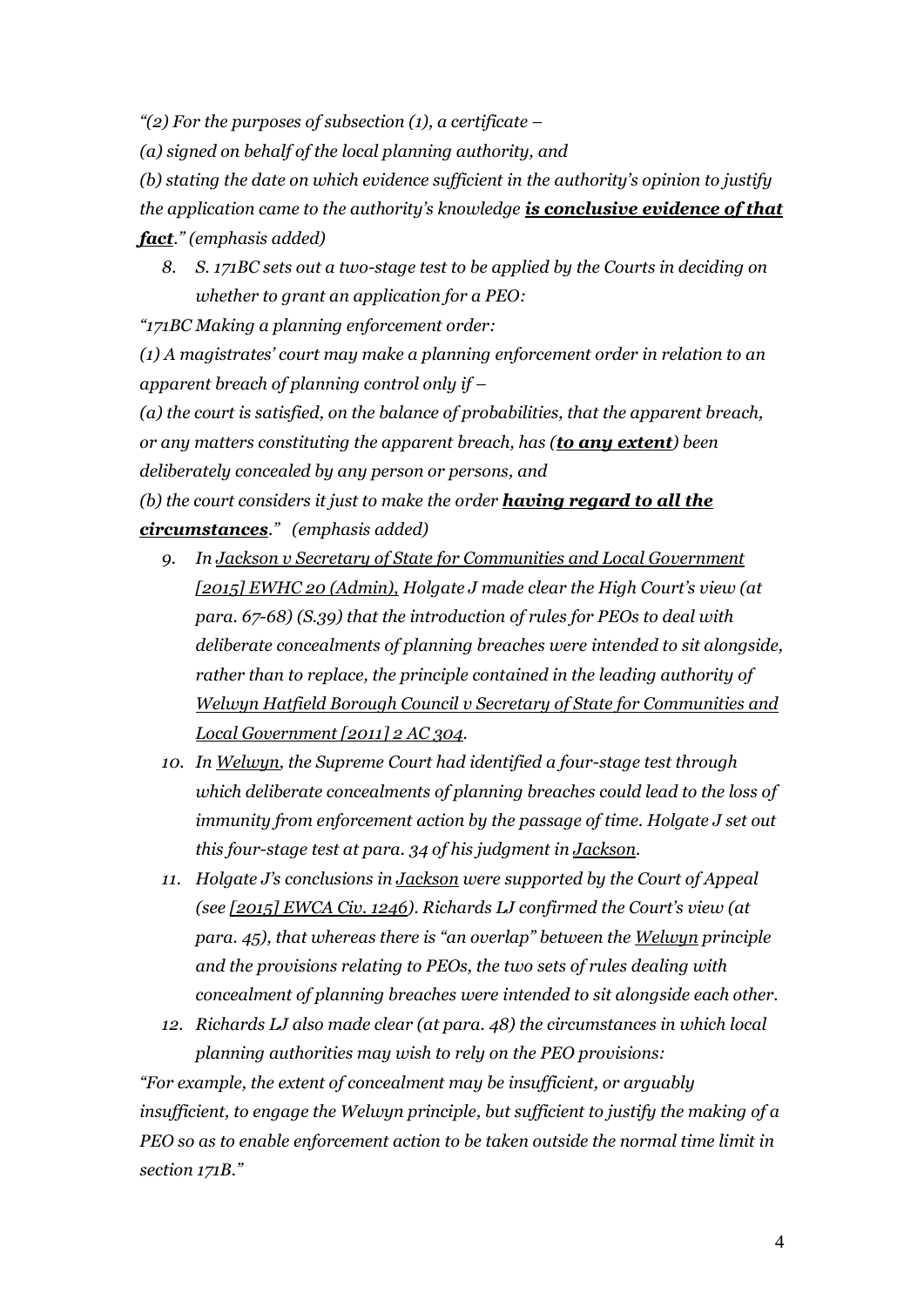*"(2) For the purposes of subsection (1), a certificate –*

*(a) signed on behalf of the local planning authority, and*

*(b) stating the date on which evidence sufficient in the authority's opinion to justify the application came to the authority's knowledge **<u>is conclusive evidence of that fact</u>**." (emphasis added)*

8. *S. 171BC sets out a two-stage test to be applied by the Courts in deciding on whether to grant an application for a PEO:*

*"171BC Making a planning enforcement order:*

*(1) A magistrates' court may make a planning enforcement order in relation to an apparent breach of planning control only if –*

*(a) the court is satisfied, on the balance of probabilities, that the apparent breach, or any matters constituting the apparent breach, has (**<u>to any extent</u>**) been deliberately concealed by any person or persons, and*

*(b) the court considers it just to make the order **<u>having regard to all the circumstances</u>**." (emphasis added)*

9. *In <u>Jackson v Secretary of State for Communities and Local Government [2015] EWHC 20 (Admin)</u>, Holgate J made clear the High Court's view (at para. 67-68) (S.39) that the introduction of rules for PEOs to deal with deliberate concealments of planning breaches were intended to sit alongside, rather than to replace, the principle contained in the leading authority of <u>Welwyn Hatfield Borough Council v Secretary of State for Communities and Local Government [2011] 2 AC 304</u>.*
10. *In <u>Welwyn</u>, the Supreme Court had identified a four-stage test through which deliberate concealments of planning breaches could lead to the loss of immunity from enforcement action by the passage of time. Holgate J set out this four-stage test at para. 34 of his judgment in <u>Jackson</u>.*
11. *Holgate J's conclusions in <u>Jackson</u> were supported by the Court of Appeal (see <u>[2015] EWCA Civ. 1246</u>). Richards LJ confirmed the Court's view (at para. 45), that whereas there is "an overlap" between the <u>Welwyn</u> principle and the provisions relating to PEOs, the two sets of rules dealing with concealment of planning breaches were intended to sit alongside each other.*
12. *Richards LJ also made clear (at para. 48) the circumstances in which local planning authorities may wish to rely on the PEO provisions:*

*"For example, the extent of concealment may be insufficient, or arguably insufficient, to engage the Welwyn principle, but sufficient to justify the making of a PEO so as to enable enforcement action to be taken outside the normal time limit in section 171B."*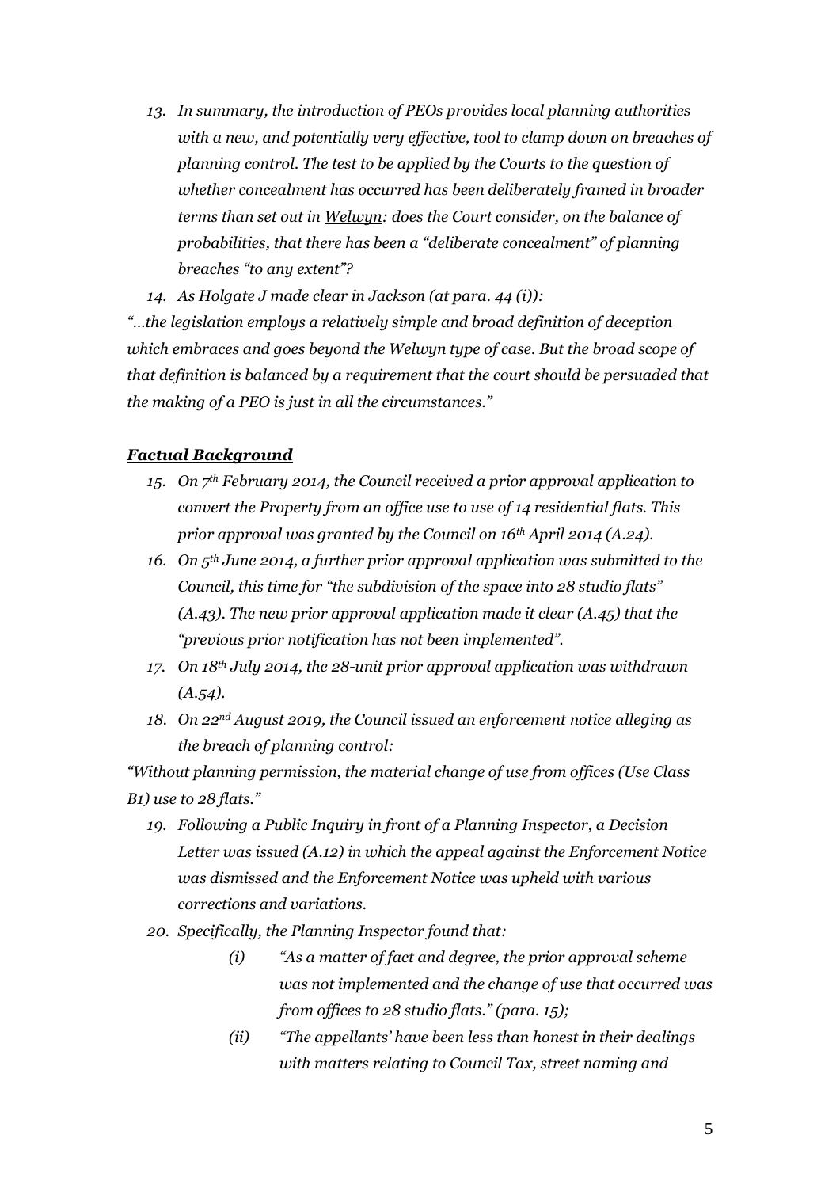13. *In summary, the introduction of PEOs provides local planning authorities with a new, and potentially very effective, tool to clamp down on breaches of planning control. The test to be applied by the Courts to the question of whether concealment has occurred has been deliberately framed in broader terms than set out in Welwyn: does the Court consider, on the balance of probabilities, that there has been a "deliberate concealment" of planning breaches "to any extent"?*
14. *As Holgate J made clear in Jackson (at para. 44 (i)):*

*"…the legislation employs a relatively simple and broad definition of deception which embraces and goes beyond the Welwyn type of case. But the broad scope of that definition is balanced by a requirement that the court should be persuaded that the making of a PEO is just in all the circumstances."*

## ***Factual Background***

15. *On 7th February 2014, the Council received a prior approval application to convert the Property from an office use to use of 14 residential flats. This prior approval was granted by the Council on 16th April 2014 (A.24).*
16. *On 5th June 2014, a further prior approval application was submitted to the Council, this time for "the subdivision of the space into 28 studio flats" (A.43). The new prior approval application made it clear (A.45) that the "previous prior notification has not been implemented".*
17. *On 18th July 2014, the 28-unit prior approval application was withdrawn (A.54).*
18. *On 22nd August 2019, the Council issued an enforcement notice alleging as the breach of planning control:*

*"Without planning permission, the material change of use from offices (Use Class B1) use to 28 flats."*

19. *Following a Public Inquiry in front of a Planning Inspector, a Decision Letter was issued (A.12) in which the appeal against the Enforcement Notice was dismissed and the Enforcement Notice was upheld with various corrections and variations.*
20. *Specifically, the Planning Inspector found that:*
    - (i) *"As a matter of fact and degree, the prior approval scheme was not implemented and the change of use that occurred was from offices to 28 studio flats." (para. 15);*
    - (ii) *"The appellants' have been less than honest in their dealings with matters relating to Council Tax, street naming and*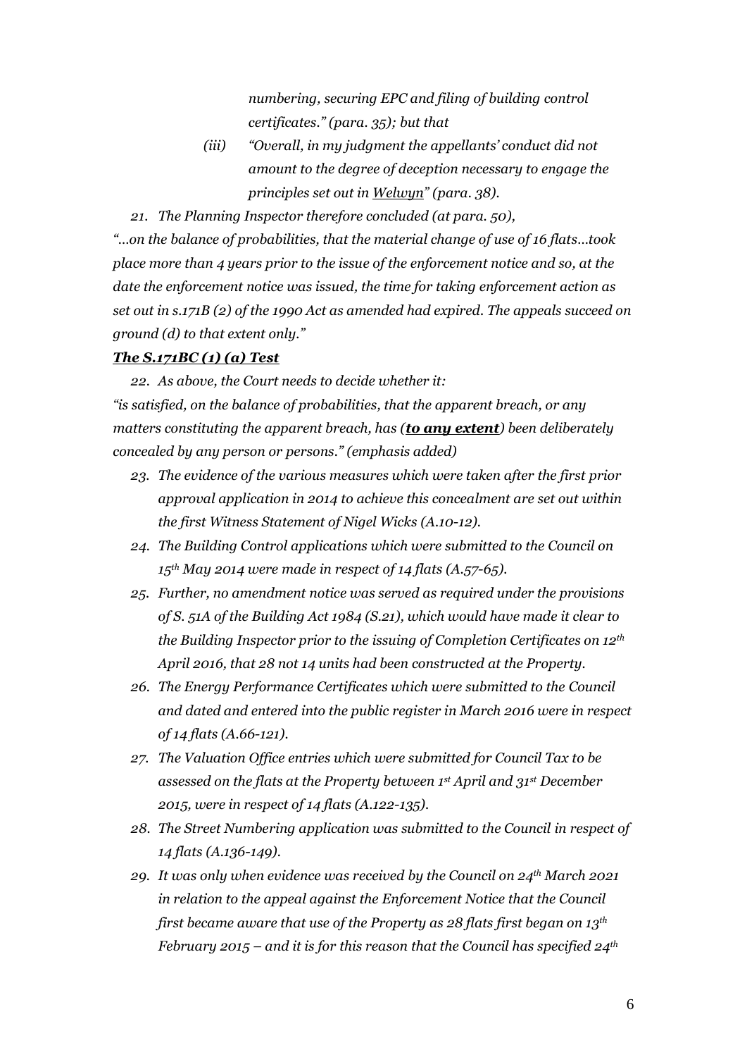*numbering, securing EPC and filing of building control certificates." (para. 35); but that*

*(iii) "Overall, in my judgment the appellants' conduct did not amount to the degree of deception necessary to engage the principles set out in Welwyn" (para. 38).*

*21. The Planning Inspector therefore concluded (at para. 50),*

*"…on the balance of probabilities, that the material change of use of 16 flats…took place more than 4 years prior to the issue of the enforcement notice and so, at the date the enforcement notice was issued, the time for taking enforcement action as set out in s.171B (2) of the 1990 Act as amended had expired. The appeals succeed on ground (d) to that extent only."*

***The S.171BC (1) (a) Test***

*22. As above, the Court needs to decide whether it:*

*"is satisfied, on the balance of probabilities, that the apparent breach, or any matters constituting the apparent breach, has (**to any extent**) been deliberately concealed by any person or persons." (emphasis added)*

*23. The evidence of the various measures which were taken after the first prior approval application in 2014 to achieve this concealment are set out within the first Witness Statement of Nigel Wicks (A.10-12).*

*24. The Building Control applications which were submitted to the Council on 15th May 2014 were made in respect of 14 flats (A.57-65).*

*25. Further, no amendment notice was served as required under the provisions of S. 51A of the Building Act 1984 (S.21), which would have made it clear to the Building Inspector prior to the issuing of Completion Certificates on 12th April 2016, that 28 not 14 units had been constructed at the Property.*

*26. The Energy Performance Certificates which were submitted to the Council and dated and entered into the public register in March 2016 were in respect of 14 flats (A.66-121).*

*27. The Valuation Office entries which were submitted for Council Tax to be assessed on the flats at the Property between 1st April and 31st December 2015, were in respect of 14 flats (A.122-135).*

*28. The Street Numbering application was submitted to the Council in respect of 14 flats (A.136-149).*

*29. It was only when evidence was received by the Council on 24th March 2021 in relation to the appeal against the Enforcement Notice that the Council first became aware that use of the Property as 28 flats first began on 13th February 2015 – and it is for this reason that the Council has specified 24th*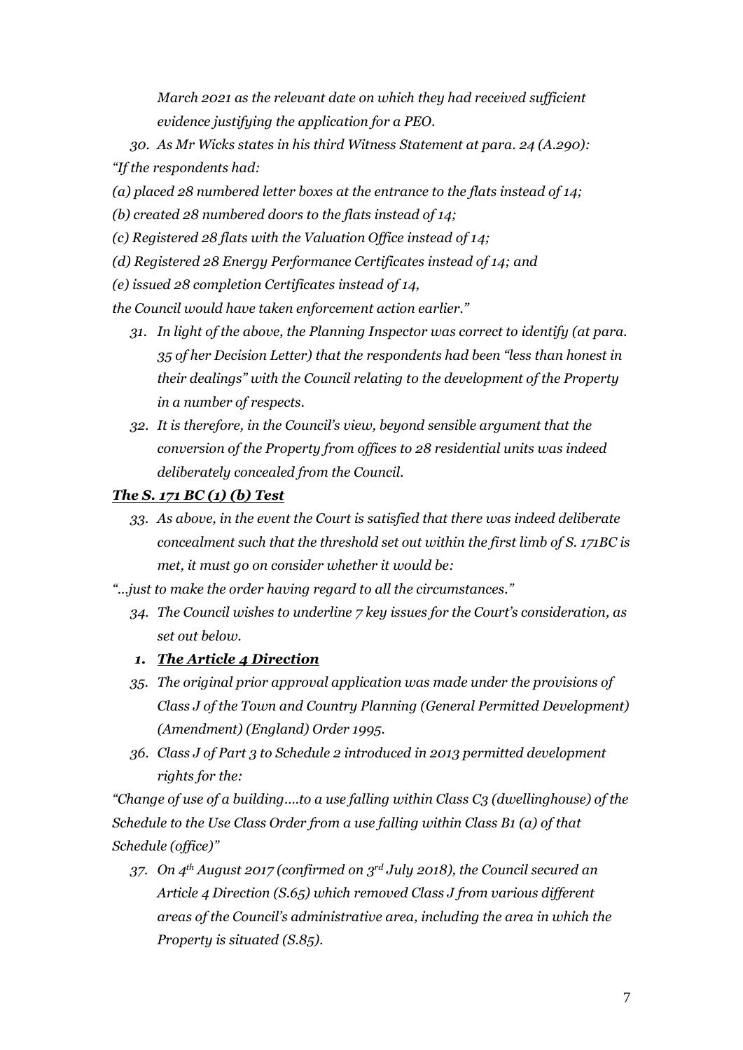*March 2021 as the relevant date on which they had received sufficient evidence justifying the application for a PEO.*

30. *As Mr Wicks states in his third Witness Statement at para. 24 (A.290):*

*"If the respondents had:*

*(a) placed 28 numbered letter boxes at the entrance to the flats instead of 14;*

*(b) created 28 numbered doors to the flats instead of 14;*

*(c) Registered 28 flats with the Valuation Office instead of 14;*

*(d) Registered 28 Energy Performance Certificates instead of 14; and*

*(e) issued 28 completion Certificates instead of 14,*

*the Council would have taken enforcement action earlier."*

31. *In light of the above, the Planning Inspector was correct to identify (at para. 35 of her Decision Letter) that the respondents had been "less than honest in their dealings" with the Council relating to the development of the Property in a number of respects.*

32. *It is therefore, in the Council's view, beyond sensible argument that the conversion of the Property from offices to 28 residential units was indeed deliberately concealed from the Council.*

***<u>The S. 171 BC (1) (b) Test</u>***

33. *As above, in the event the Court is satisfied that there was indeed deliberate concealment such that the threshold set out within the first limb of S. 171BC is met, it must go on consider whether it would be:*

*"…just to make the order having regard to all the circumstances."*

34. *The Council wishes to underline 7 key issues for the Court's consideration, as set out below.*

1. ***<u>The Article 4 Direction</u>***

35. *The original prior approval application was made under the provisions of Class J of the Town and Country Planning (General Permitted Development) (Amendment) (England) Order 1995.*

36. *Class J of Part 3 to Schedule 2 introduced in 2013 permitted development rights for the:*

*"Change of use of a building….to a use falling within Class C3 (dwellinghouse) of the Schedule to the Use Class Order from a use falling within Class B1 (a) of that Schedule (office)"*

37. *On 4th August 2017 (confirmed on 3rd July 2018), the Council secured an Article 4 Direction (S.65) which removed Class J from various different areas of the Council's administrative area, including the area in which the Property is situated (S.85).*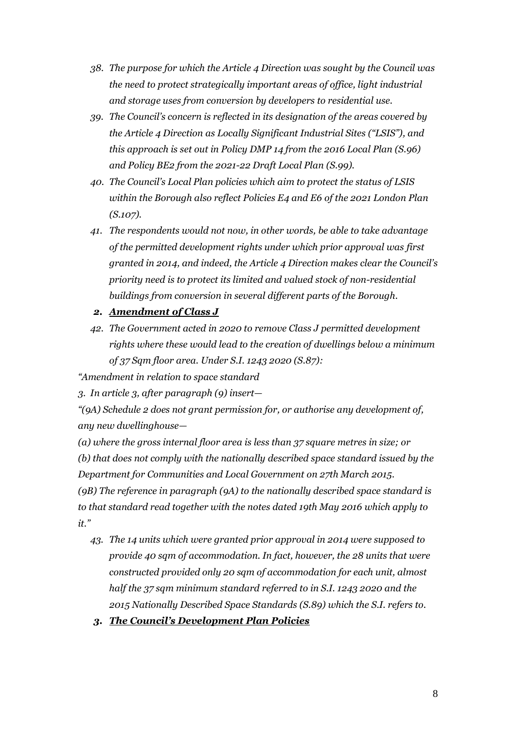38. *The purpose for which the Article 4 Direction was sought by the Council was the need to protect strategically important areas of office, light industrial and storage uses from conversion by developers to residential use.*

39. *The Council's concern is reflected in its designation of the areas covered by the Article 4 Direction as Locally Significant Industrial Sites ("LSIS"), and this approach is set out in Policy DMP 14 from the 2016 Local Plan (S.96) and Policy BE2 from the 2021-22 Draft Local Plan (S.99).*

40. *The Council's Local Plan policies which aim to protect the status of LSIS within the Borough also reflect Policies E4 and E6 of the 2021 London Plan (S.107).*

41. *The respondents would not now, in other words, be able to take advantage of the permitted development rights under which prior approval was first granted in 2014, and indeed, the Article 4 Direction makes clear the Council's priority need is to protect its limited and valued stock of non-residential buildings from conversion in several different parts of the Borough.*

### *2. Amendment of Class J*

42. *The Government acted in 2020 to remove Class J permitted development rights where these would lead to the creation of dwellings below a minimum of 37 Sqm floor area. Under S.I. 1243 2020 (S.87):*

*"Amendment in relation to space standard*

*3. In article 3, after paragraph (9) insert—*

*"(9A) Schedule 2 does not grant permission for, or authorise any development of, any new dwellinghouse—*

*(a) where the gross internal floor area is less than 37 square metres in size; or*

*(b) that does not comply with the nationally described space standard issued by the Department for Communities and Local Government on 27th March 2015.*

*(9B) The reference in paragraph (9A) to the nationally described space standard is to that standard read together with the notes dated 19th May 2016 which apply to it."*

43. *The 14 units which were granted prior approval in 2014 were supposed to provide 40 sqm of accommodation. In fact, however, the 28 units that were constructed provided only 20 sqm of accommodation for each unit, almost half the 37 sqm minimum standard referred to in S.I. 1243 2020 and the 2015 Nationally Described Space Standards (S.89) which the S.I. refers to.*

### *3. The Council's Development Plan Policies*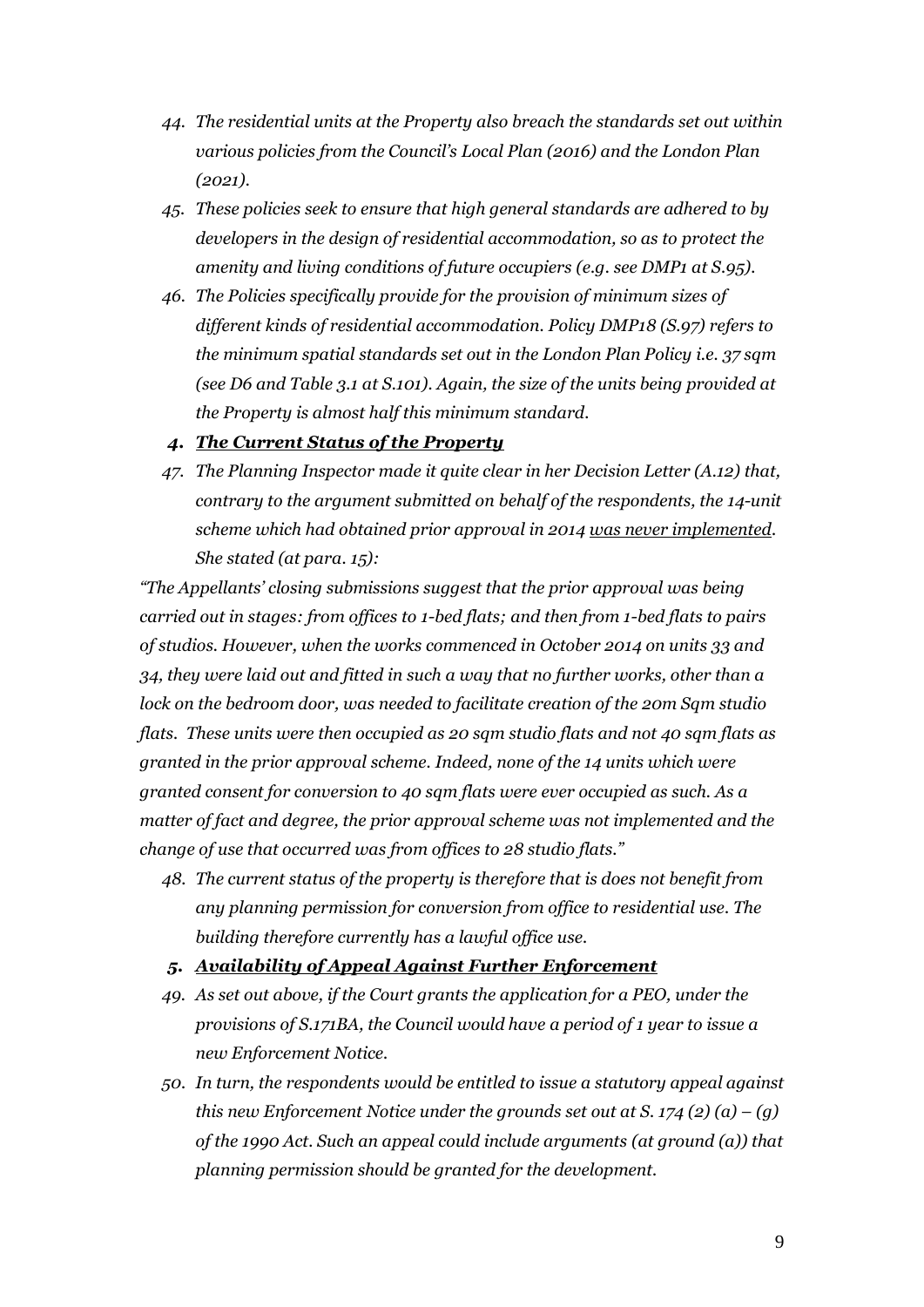44. *The residential units at the Property also breach the standards set out within various policies from the Council's Local Plan (2016) and the London Plan (2021).*
45. *These policies seek to ensure that high general standards are adhered to by developers in the design of residential accommodation, so as to protect the amenity and living conditions of future occupiers (e.g. see DMP1 at S.95).*
46. *The Policies specifically provide for the provision of minimum sizes of different kinds of residential accommodation. Policy DMP18 (S.97) refers to the minimum spatial standards set out in the London Plan Policy i.e. 37 sqm (see D6 and Table 3.1 at S.101). Again, the size of the units being provided at the Property is almost half this minimum standard.*

### 4. ***The Current Status of the Property***

47. *The Planning Inspector made it quite clear in her Decision Letter (A.12) that, contrary to the argument submitted on behalf of the respondents, the 14-unit scheme which had obtained prior approval in 2014 was never implemented. She stated (at para. 15):*

*"The Appellants' closing submissions suggest that the prior approval was being carried out in stages: from offices to 1-bed flats; and then from 1-bed flats to pairs of studios. However, when the works commenced in October 2014 on units 33 and 34, they were laid out and fitted in such a way that no further works, other than a lock on the bedroom door, was needed to facilitate creation of the 20m Sqm studio flats. These units were then occupied as 20 sqm studio flats and not 40 sqm flats as granted in the prior approval scheme. Indeed, none of the 14 units which were granted consent for conversion to 40 sqm flats were ever occupied as such. As a matter of fact and degree, the prior approval scheme was not implemented and the change of use that occurred was from offices to 28 studio flats."*

48. *The current status of the property is therefore that is does not benefit from any planning permission for conversion from office to residential use. The building therefore currently has a lawful office use.*

### 5. ***Availability of Appeal Against Further Enforcement***

49. *As set out above, if the Court grants the application for a PEO, under the provisions of S.171BA, the Council would have a period of 1 year to issue a new Enforcement Notice.*
50. *In turn, the respondents would be entitled to issue a statutory appeal against this new Enforcement Notice under the grounds set out at S. 174 (2) (a) – (g) of the 1990 Act. Such an appeal could include arguments (at ground (a)) that planning permission should be granted for the development.*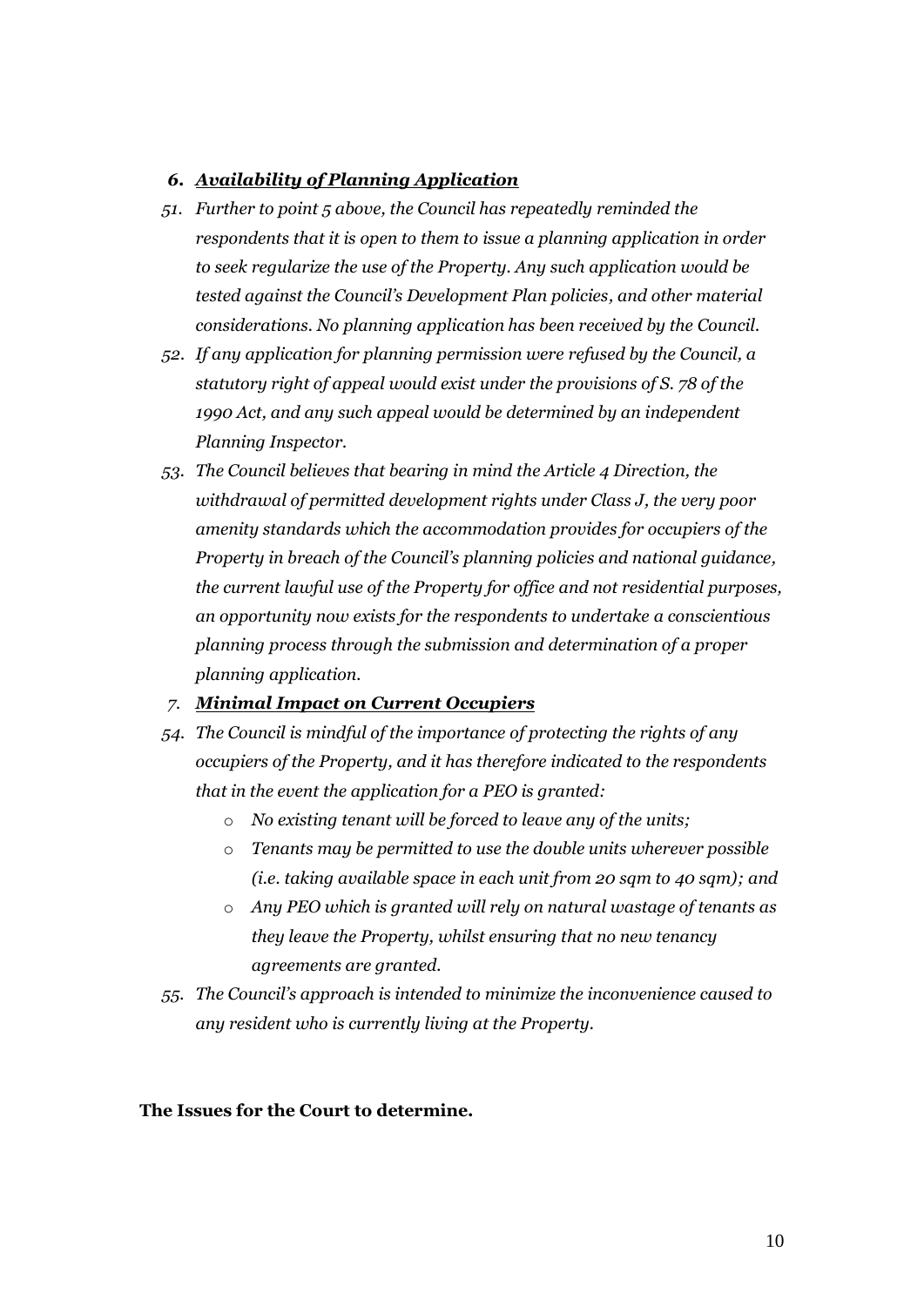*6. **Availability of Planning Application***

51. *Further to point 5 above, the Council has repeatedly reminded the respondents that it is open to them to issue a planning application in order to seek regularize the use of the Property. Any such application would be tested against the Council's Development Plan policies, and other material considerations. No planning application has been received by the Council.*

52. *If any application for planning permission were refused by the Council, a statutory right of appeal would exist under the provisions of S. 78 of the 1990 Act, and any such appeal would be determined by an independent Planning Inspector.*

53. *The Council believes that bearing in mind the Article 4 Direction, the withdrawal of permitted development rights under Class J, the very poor amenity standards which the accommodation provides for occupiers of the Property in breach of the Council's planning policies and national guidance, the current lawful use of the Property for office and not residential purposes, an opportunity now exists for the respondents to undertake a conscientious planning process through the submission and determination of a proper planning application.*

*7. **Minimal Impact on Current Occupiers***

54. *The Council is mindful of the importance of protecting the rights of any occupiers of the Property, and it has therefore indicated to the respondents that in the event the application for a PEO is granted:*
    - *No existing tenant will be forced to leave any of the units;*
    - *Tenants may be permitted to use the double units wherever possible (i.e. taking available space in each unit from 20 sqm to 40 sqm); and*
    - *Any PEO which is granted will rely on natural wastage of tenants as they leave the Property, whilst ensuring that no new tenancy agreements are granted.*

55. *The Council's approach is intended to minimize the inconvenience caused to any resident who is currently living at the Property.*

**The Issues for the Court to determine.**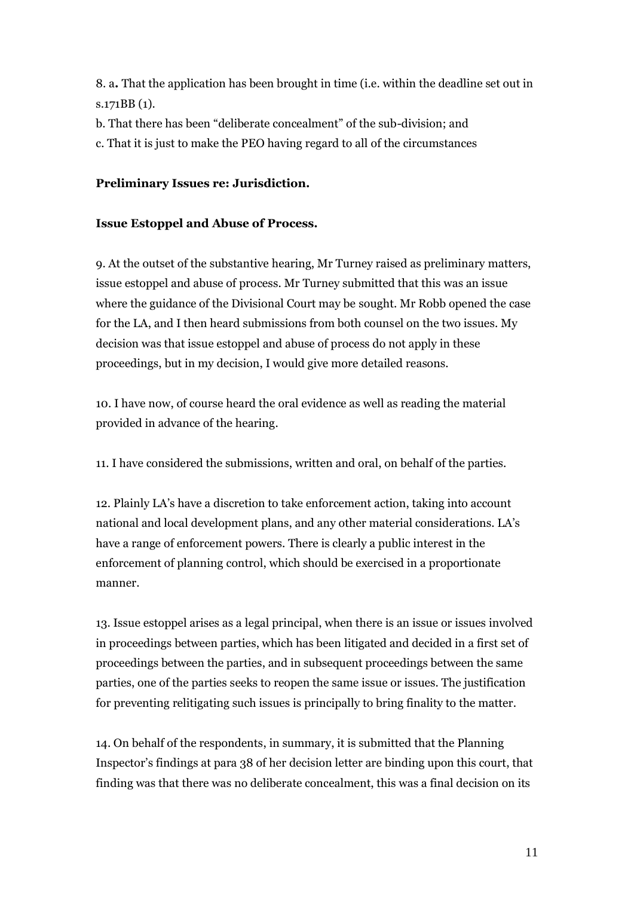8. a**.** That the application has been brought in time (i.e. within the deadline set out in s.171BB (1).

b. That there has been "deliberate concealment" of the sub-division; and

c. That it is just to make the PEO having regard to all of the circumstances

**Preliminary Issues re: Jurisdiction.**

**Issue Estoppel and Abuse of Process.**

9. At the outset of the substantive hearing, Mr Turney raised as preliminary matters, issue estoppel and abuse of process. Mr Turney submitted that this was an issue where the guidance of the Divisional Court may be sought. Mr Robb opened the case for the LA, and I then heard submissions from both counsel on the two issues. My decision was that issue estoppel and abuse of process do not apply in these proceedings, but in my decision, I would give more detailed reasons.

10. I have now, of course heard the oral evidence as well as reading the material provided in advance of the hearing.

11. I have considered the submissions, written and oral, on behalf of the parties.

12. Plainly LA's have a discretion to take enforcement action, taking into account national and local development plans, and any other material considerations. LA's have a range of enforcement powers. There is clearly a public interest in the enforcement of planning control, which should be exercised in a proportionate manner.

13. Issue estoppel arises as a legal principal, when there is an issue or issues involved in proceedings between parties, which has been litigated and decided in a first set of proceedings between the parties, and in subsequent proceedings between the same parties, one of the parties seeks to reopen the same issue or issues. The justification for preventing relitigating such issues is principally to bring finality to the matter.

14. On behalf of the respondents, in summary, it is submitted that the Planning Inspector's findings at para 38 of her decision letter are binding upon this court, that finding was that there was no deliberate concealment, this was a final decision on its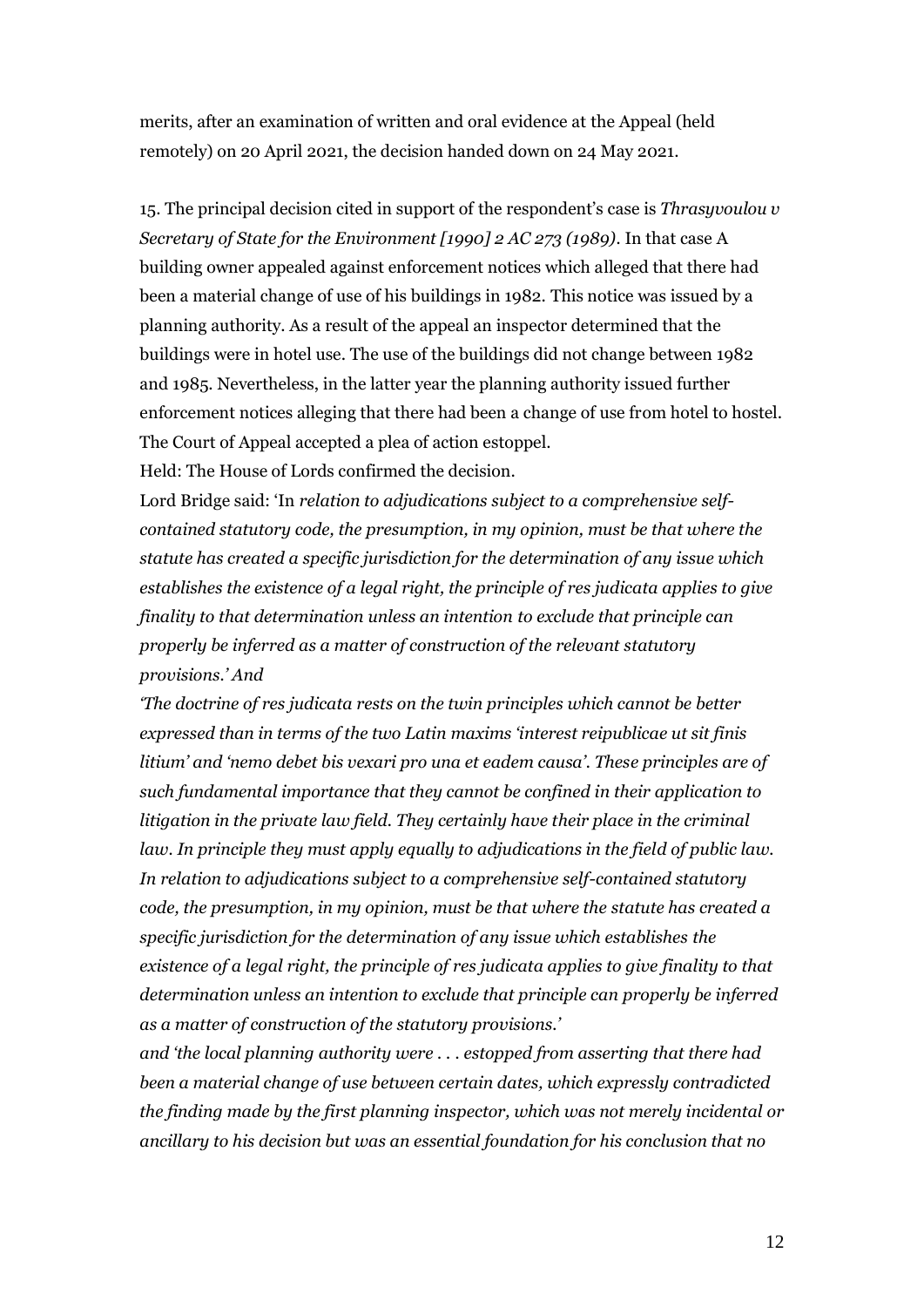merits, after an examination of written and oral evidence at the Appeal (held remotely) on 20 April 2021, the decision handed down on 24 May 2021.

15. The principal decision cited in support of the respondent's case is *Thrasyvoulou v Secretary of State for the Environment [1990] 2 AC 273 (1989)*. In that case A building owner appealed against enforcement notices which alleged that there had been a material change of use of his buildings in 1982. This notice was issued by a planning authority. As a result of the appeal an inspector determined that the buildings were in hotel use. The use of the buildings did not change between 1982 and 1985. Nevertheless, in the latter year the planning authority issued further enforcement notices alleging that there had been a change of use from hotel to hostel. The Court of Appeal accepted a plea of action estoppel.

Held: The House of Lords confirmed the decision.

Lord Bridge said: 'In *relation to adjudications subject to a comprehensive self-contained statutory code, the presumption, in my opinion, must be that where the statute has created a specific jurisdiction for the determination of any issue which establishes the existence of a legal right, the principle of res judicata applies to give finality to that determination unless an intention to exclude that principle can properly be inferred as a matter of construction of the relevant statutory provisions.' And*

*'The doctrine of res judicata rests on the twin principles which cannot be better expressed than in terms of the two Latin maxims 'interest reipublicae ut sit finis litium' and 'nemo debet bis vexari pro una et eadem causa'. These principles are of such fundamental importance that they cannot be confined in their application to litigation in the private law field. They certainly have their place in the criminal law. In principle they must apply equally to adjudications in the field of public law. In relation to adjudications subject to a comprehensive self-contained statutory code, the presumption, in my opinion, must be that where the statute has created a specific jurisdiction for the determination of any issue which establishes the existence of a legal right, the principle of res judicata applies to give finality to that determination unless an intention to exclude that principle can properly be inferred as a matter of construction of the statutory provisions.'*

*and 'the local planning authority were . . . estopped from asserting that there had been a material change of use between certain dates, which expressly contradicted the finding made by the first planning inspector, which was not merely incidental or ancillary to his decision but was an essential foundation for his conclusion that no*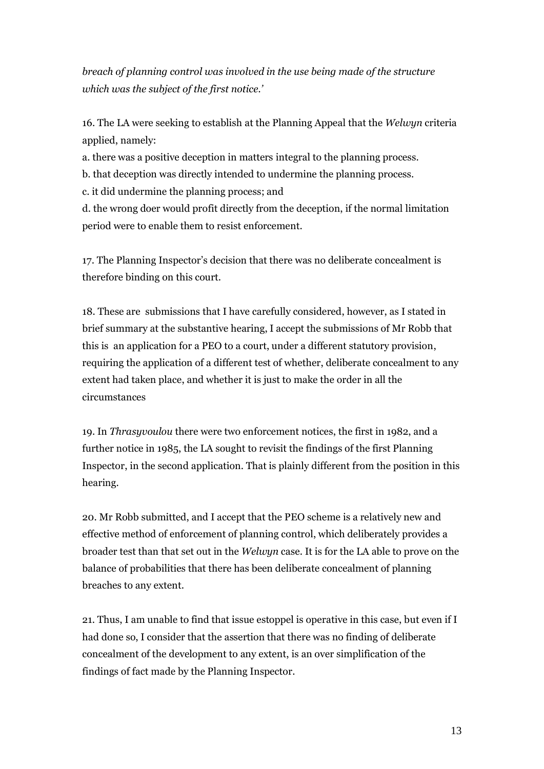*breach of planning control was involved in the use being made of the structure which was the subject of the first notice.'*

16. The LA were seeking to establish at the Planning Appeal that the *Welwyn* criteria applied, namely:

a. there was a positive deception in matters integral to the planning process.

b. that deception was directly intended to undermine the planning process.

c. it did undermine the planning process; and

d. the wrong doer would profit directly from the deception, if the normal limitation period were to enable them to resist enforcement.

17. The Planning Inspector's decision that there was no deliberate concealment is therefore binding on this court.

18. These are submissions that I have carefully considered, however, as I stated in brief summary at the substantive hearing, I accept the submissions of Mr Robb that this is an application for a PEO to a court, under a different statutory provision, requiring the application of a different test of whether, deliberate concealment to any extent had taken place, and whether it is just to make the order in all the circumstances

19. In *Thrasyvoulou* there were two enforcement notices, the first in 1982, and a further notice in 1985, the LA sought to revisit the findings of the first Planning Inspector, in the second application. That is plainly different from the position in this hearing.

20. Mr Robb submitted, and I accept that the PEO scheme is a relatively new and effective method of enforcement of planning control, which deliberately provides a broader test than that set out in the *Welwyn* case. It is for the LA able to prove on the balance of probabilities that there has been deliberate concealment of planning breaches to any extent.

21. Thus, I am unable to find that issue estoppel is operative in this case, but even if I had done so, I consider that the assertion that there was no finding of deliberate concealment of the development to any extent, is an over simplification of the findings of fact made by the Planning Inspector.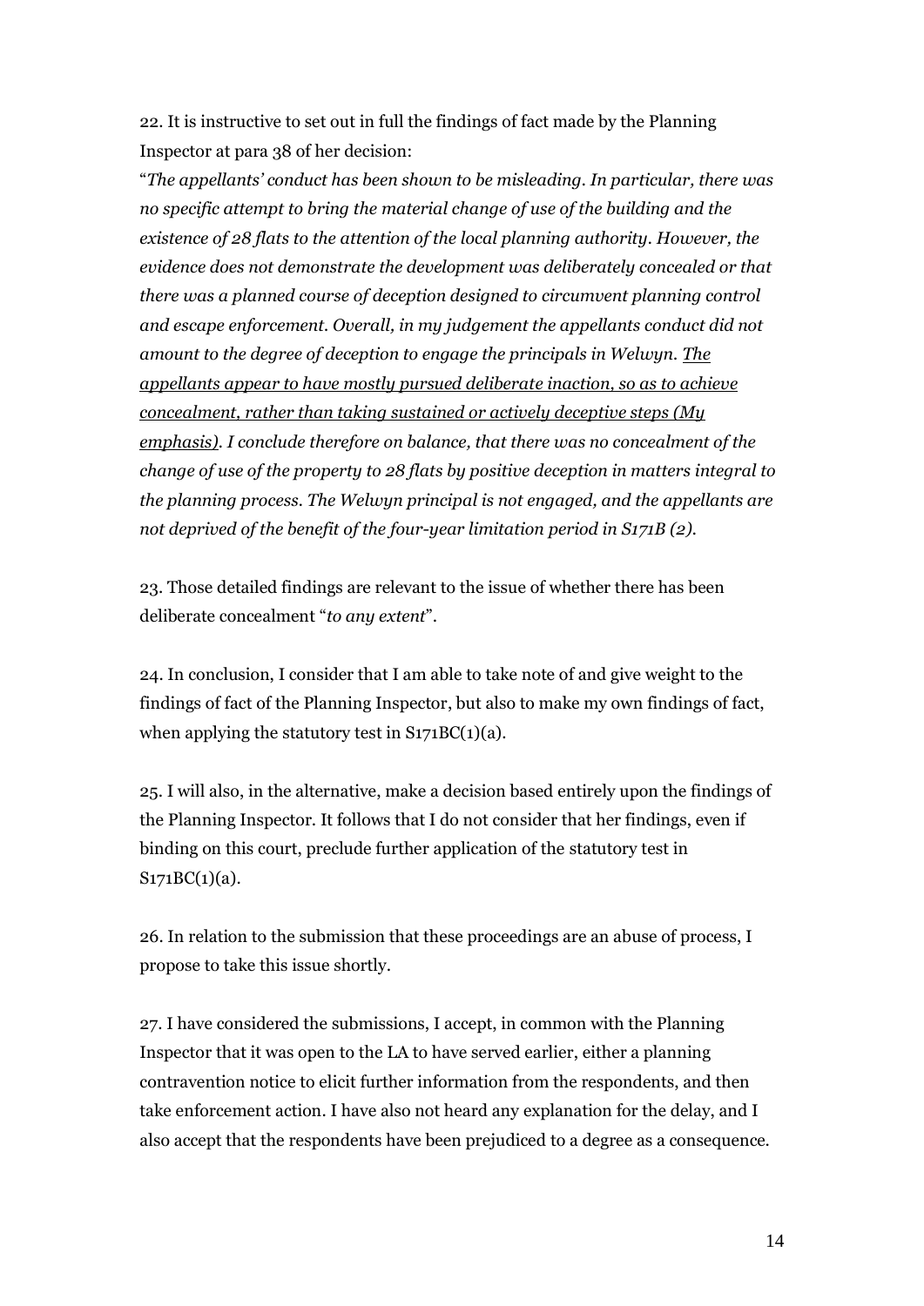22. It is instructive to set out in full the findings of fact made by the Planning Inspector at para 38 of her decision:

"*The appellants' conduct has been shown to be misleading. In particular, there was no specific attempt to bring the material change of use of the building and the existence of 28 flats to the attention of the local planning authority. However, the evidence does not demonstrate the development was deliberately concealed or that there was a planned course of deception designed to circumvent planning control and escape enforcement. Overall, in my judgement the appellants conduct did not amount to the degree of deception to engage the principals in Welwyn. <u>The appellants appear to have mostly pursued deliberate inaction, so as to achieve concealment, rather than taking sustained or actively deceptive steps (My emphasis)</u>. I conclude therefore on balance, that there was no concealment of the change of use of the property to 28 flats by positive deception in matters integral to the planning process. The Welwyn principal is not engaged, and the appellants are not deprived of the benefit of the four-year limitation period in S171B (2).*

23. Those detailed findings are relevant to the issue of whether there has been deliberate concealment "*to any extent*".

24. In conclusion, I consider that I am able to take note of and give weight to the findings of fact of the Planning Inspector, but also to make my own findings of fact, when applying the statutory test in S171BC(1)(a).

25. I will also, in the alternative, make a decision based entirely upon the findings of the Planning Inspector. It follows that I do not consider that her findings, even if binding on this court, preclude further application of the statutory test in S171BC(1)(a).

26. In relation to the submission that these proceedings are an abuse of process, I propose to take this issue shortly.

27. I have considered the submissions, I accept, in common with the Planning Inspector that it was open to the LA to have served earlier, either a planning contravention notice to elicit further information from the respondents, and then take enforcement action. I have also not heard any explanation for the delay, and I also accept that the respondents have been prejudiced to a degree as a consequence.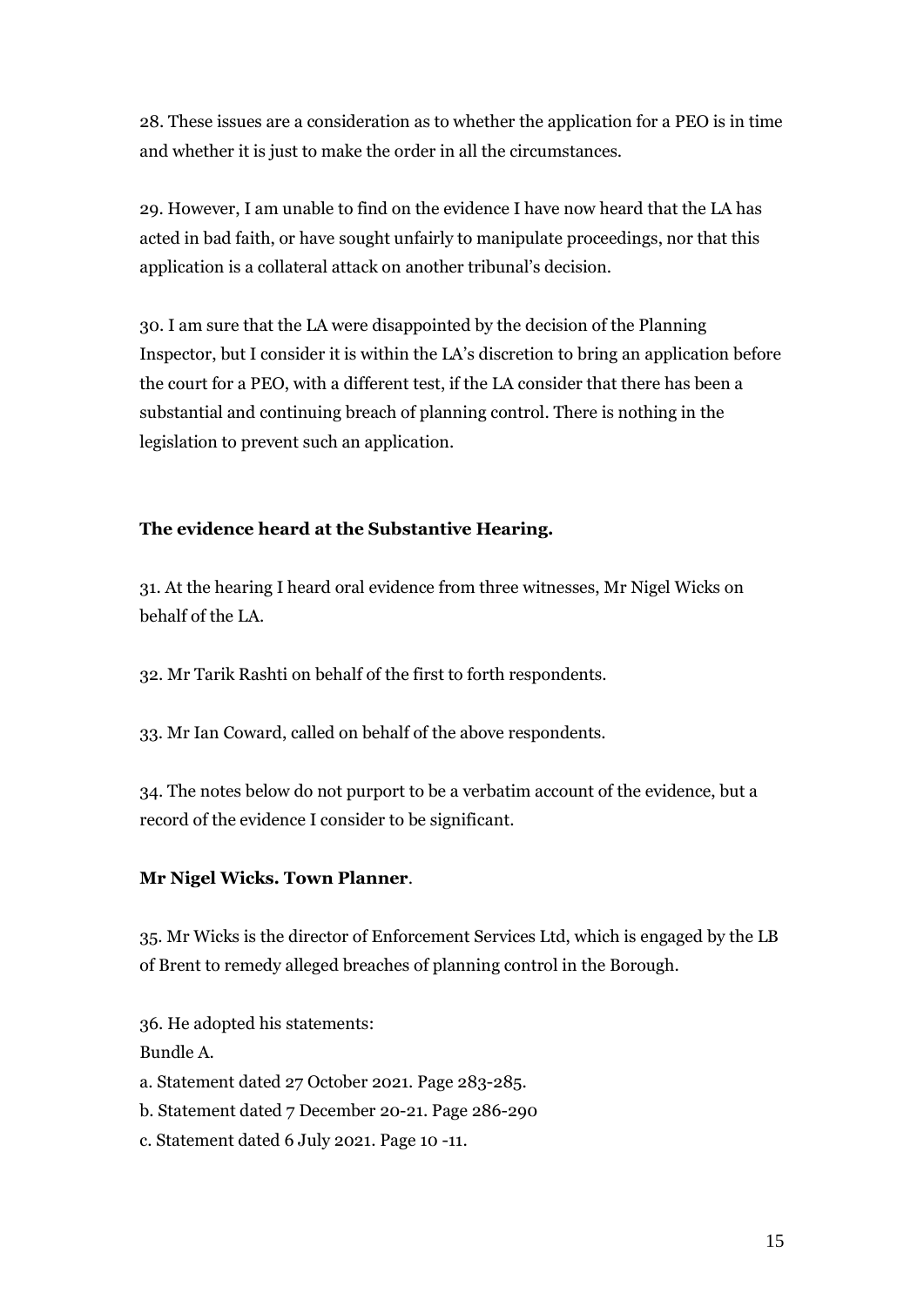28. These issues are a consideration as to whether the application for a PEO is in time and whether it is just to make the order in all the circumstances.

29. However, I am unable to find on the evidence I have now heard that the LA has acted in bad faith, or have sought unfairly to manipulate proceedings, nor that this application is a collateral attack on another tribunal's decision.

30. I am sure that the LA were disappointed by the decision of the Planning Inspector, but I consider it is within the LA's discretion to bring an application before the court for a PEO, with a different test, if the LA consider that there has been a substantial and continuing breach of planning control. There is nothing in the legislation to prevent such an application.

**The evidence heard at the Substantive Hearing.**

31. At the hearing I heard oral evidence from three witnesses, Mr Nigel Wicks on behalf of the LA.

32. Mr Tarik Rashti on behalf of the first to forth respondents.

33. Mr Ian Coward, called on behalf of the above respondents.

34. The notes below do not purport to be a verbatim account of the evidence, but a record of the evidence I consider to be significant.

**Mr Nigel Wicks. Town Planner**.

35. Mr Wicks is the director of Enforcement Services Ltd, which is engaged by the LB of Brent to remedy alleged breaches of planning control in the Borough.

36. He adopted his statements:

Bundle A.

a. Statement dated 27 October 2021. Page 283-285.

b. Statement dated 7 December 20-21. Page 286-290

c. Statement dated 6 July 2021. Page 10 -11.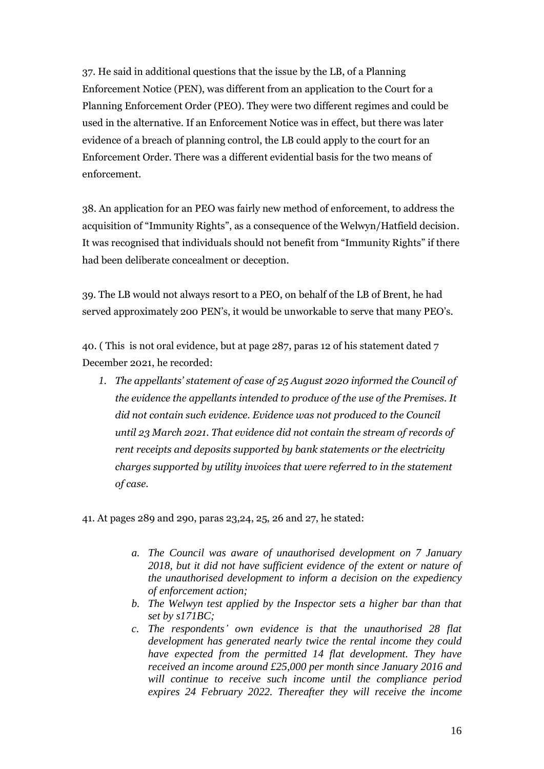37. He said in additional questions that the issue by the LB, of a Planning Enforcement Notice (PEN), was different from an application to the Court for a Planning Enforcement Order (PEO). They were two different regimes and could be used in the alternative. If an Enforcement Notice was in effect, but there was later evidence of a breach of planning control, the LB could apply to the court for an Enforcement Order. There was a different evidential basis for the two means of enforcement.

38. An application for an PEO was fairly new method of enforcement, to address the acquisition of "Immunity Rights", as a consequence of the Welwyn/Hatfield decision. It was recognised that individuals should not benefit from "Immunity Rights" if there had been deliberate concealment or deception.

39. The LB would not always resort to a PEO, on behalf of the LB of Brent, he had served approximately 200 PEN's, it would be unworkable to serve that many PEO's.

40. ( This is not oral evidence, but at page 287, paras 12 of his statement dated 7 December 2021, he recorded:

1. *The appellants' statement of case of 25 August 2020 informed the Council of the evidence the appellants intended to produce of the use of the Premises. It did not contain such evidence. Evidence was not produced to the Council until 23 March 2021. That evidence did not contain the stream of records of rent receipts and deposits supported by bank statements or the electricity charges supported by utility invoices that were referred to in the statement of case.*

41. At pages 289 and 290, paras 23,24, 25, 26 and 27, he stated:

a. *The Council was aware of unauthorised development on 7 January 2018, but it did not have sufficient evidence of the extent or nature of the unauthorised development to inform a decision on the expediency of enforcement action;*
b. *The Welwyn test applied by the Inspector sets a higher bar than that set by s171BC;*
c. *The respondents' own evidence is that the unauthorised 28 flat development has generated nearly twice the rental income they could have expected from the permitted 14 flat development. They have received an income around £25,000 per month since January 2016 and will continue to receive such income until the compliance period expires 24 February 2022. Thereafter they will receive the income*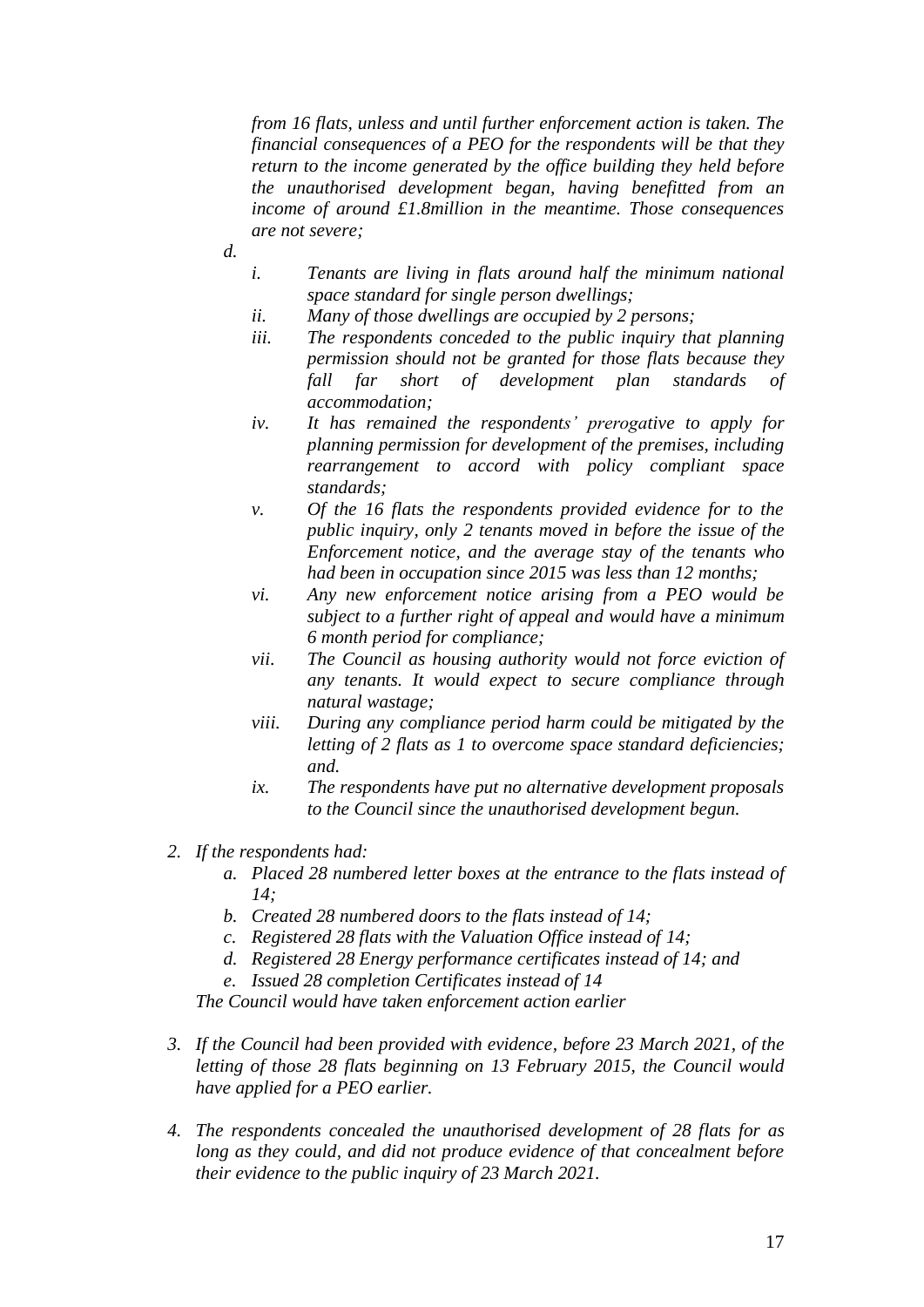*from 16 flats, unless and until further enforcement action is taken. The financial consequences of a PEO for the respondents will be that they return to the income generated by the office building they held before the unauthorised development began, having benefitted from an income of around £1.8million in the meantime. Those consequences are not severe;*

*d.*

- *i. Tenants are living in flats around half the minimum national space standard for single person dwellings;*
- *ii. Many of those dwellings are occupied by 2 persons;*
- *iii. The respondents conceded to the public inquiry that planning permission should not be granted for those flats because they fall far short of development plan standards of accommodation;*
- *iv. It has remained the respondents' prerogative to apply for planning permission for development of the premises, including rearrangement to accord with policy compliant space standards;*
- *v. Of the 16 flats the respondents provided evidence for to the public inquiry, only 2 tenants moved in before the issue of the Enforcement notice, and the average stay of the tenants who had been in occupation since 2015 was less than 12 months;*
- *vi. Any new enforcement notice arising from a PEO would be subject to a further right of appeal and would have a minimum 6 month period for compliance;*
- *vii. The Council as housing authority would not force eviction of any tenants. It would expect to secure compliance through natural wastage;*
- *viii. During any compliance period harm could be mitigated by the letting of 2 flats as 1 to overcome space standard deficiencies; and.*
- *ix. The respondents have put no alternative development proposals to the Council since the unauthorised development begun.*

2. *If the respondents had:*
   - *a. Placed 28 numbered letter boxes at the entrance to the flats instead of 14;*
   - *b. Created 28 numbered doors to the flats instead of 14;*
   - *c. Registered 28 flats with the Valuation Office instead of 14;*
   - *d. Registered 28 Energy performance certificates instead of 14; and*
   - *e. Issued 28 completion Certificates instead of 14*

   *The Council would have taken enforcement action earlier*

3. *If the Council had been provided with evidence, before 23 March 2021, of the letting of those 28 flats beginning on 13 February 2015, the Council would have applied for a PEO earlier.*

4. *The respondents concealed the unauthorised development of 28 flats for as long as they could, and did not produce evidence of that concealment before their evidence to the public inquiry of 23 March 2021.*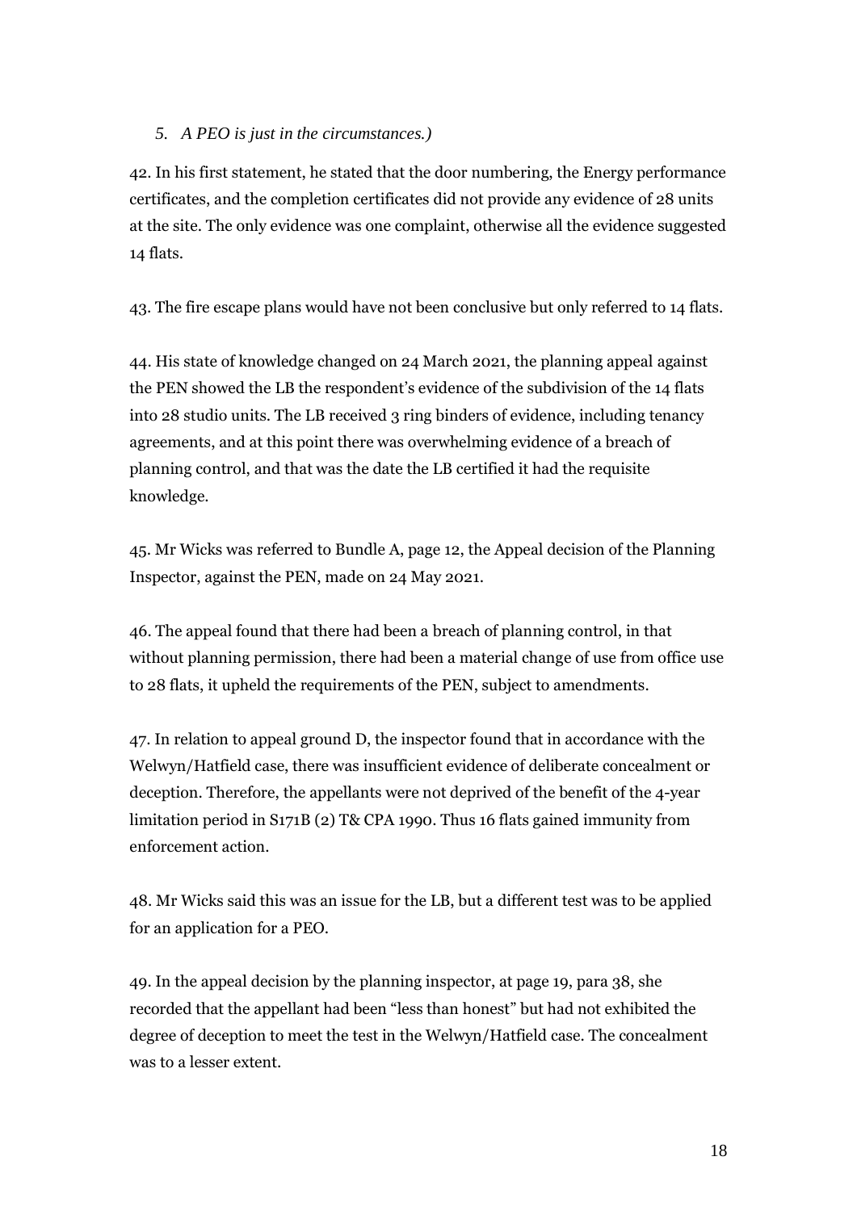*5. A PEO is just in the circumstances.)*

42. In his first statement, he stated that the door numbering, the Energy performance certificates, and the completion certificates did not provide any evidence of 28 units at the site. The only evidence was one complaint, otherwise all the evidence suggested 14 flats.

43. The fire escape plans would have not been conclusive but only referred to 14 flats.

44. His state of knowledge changed on 24 March 2021, the planning appeal against the PEN showed the LB the respondent's evidence of the subdivision of the 14 flats into 28 studio units. The LB received 3 ring binders of evidence, including tenancy agreements, and at this point there was overwhelming evidence of a breach of planning control, and that was the date the LB certified it had the requisite knowledge.

45. Mr Wicks was referred to Bundle A, page 12, the Appeal decision of the Planning Inspector, against the PEN, made on 24 May 2021.

46. The appeal found that there had been a breach of planning control, in that without planning permission, there had been a material change of use from office use to 28 flats, it upheld the requirements of the PEN, subject to amendments.

47. In relation to appeal ground D, the inspector found that in accordance with the Welwyn/Hatfield case, there was insufficient evidence of deliberate concealment or deception. Therefore, the appellants were not deprived of the benefit of the 4-year limitation period in S171B (2) T& CPA 1990. Thus 16 flats gained immunity from enforcement action.

48. Mr Wicks said this was an issue for the LB, but a different test was to be applied for an application for a PEO.

49. In the appeal decision by the planning inspector, at page 19, para 38, she recorded that the appellant had been "less than honest" but had not exhibited the degree of deception to meet the test in the Welwyn/Hatfield case. The concealment was to a lesser extent.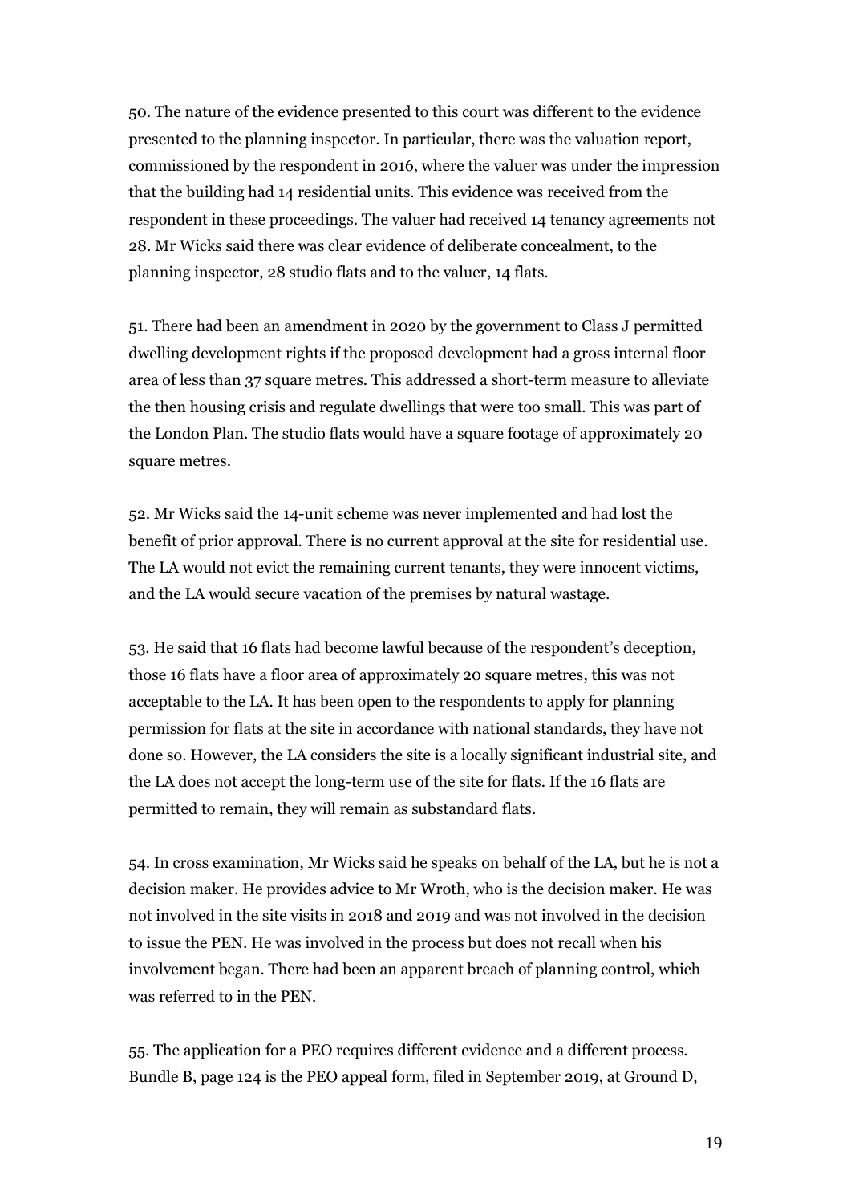50. The nature of the evidence presented to this court was different to the evidence presented to the planning inspector. In particular, there was the valuation report, commissioned by the respondent in 2016, where the valuer was under the impression that the building had 14 residential units. This evidence was received from the respondent in these proceedings. The valuer had received 14 tenancy agreements not 28. Mr Wicks said there was clear evidence of deliberate concealment, to the planning inspector, 28 studio flats and to the valuer, 14 flats.

51. There had been an amendment in 2020 by the government to Class J permitted dwelling development rights if the proposed development had a gross internal floor area of less than 37 square metres. This addressed a short-term measure to alleviate the then housing crisis and regulate dwellings that were too small. This was part of the London Plan. The studio flats would have a square footage of approximately 20 square metres.

52. Mr Wicks said the 14-unit scheme was never implemented and had lost the benefit of prior approval. There is no current approval at the site for residential use. The LA would not evict the remaining current tenants, they were innocent victims, and the LA would secure vacation of the premises by natural wastage.

53. He said that 16 flats had become lawful because of the respondent's deception, those 16 flats have a floor area of approximately 20 square metres, this was not acceptable to the LA. It has been open to the respondents to apply for planning permission for flats at the site in accordance with national standards, they have not done so. However, the LA considers the site is a locally significant industrial site, and the LA does not accept the long-term use of the site for flats. If the 16 flats are permitted to remain, they will remain as substandard flats.

54. In cross examination, Mr Wicks said he speaks on behalf of the LA, but he is not a decision maker. He provides advice to Mr Wroth, who is the decision maker. He was not involved in the site visits in 2018 and 2019 and was not involved in the decision to issue the PEN. He was involved in the process but does not recall when his involvement began. There had been an apparent breach of planning control, which was referred to in the PEN.

55. The application for a PEO requires different evidence and a different process. Bundle B, page 124 is the PEO appeal form, filed in September 2019, at Ground D,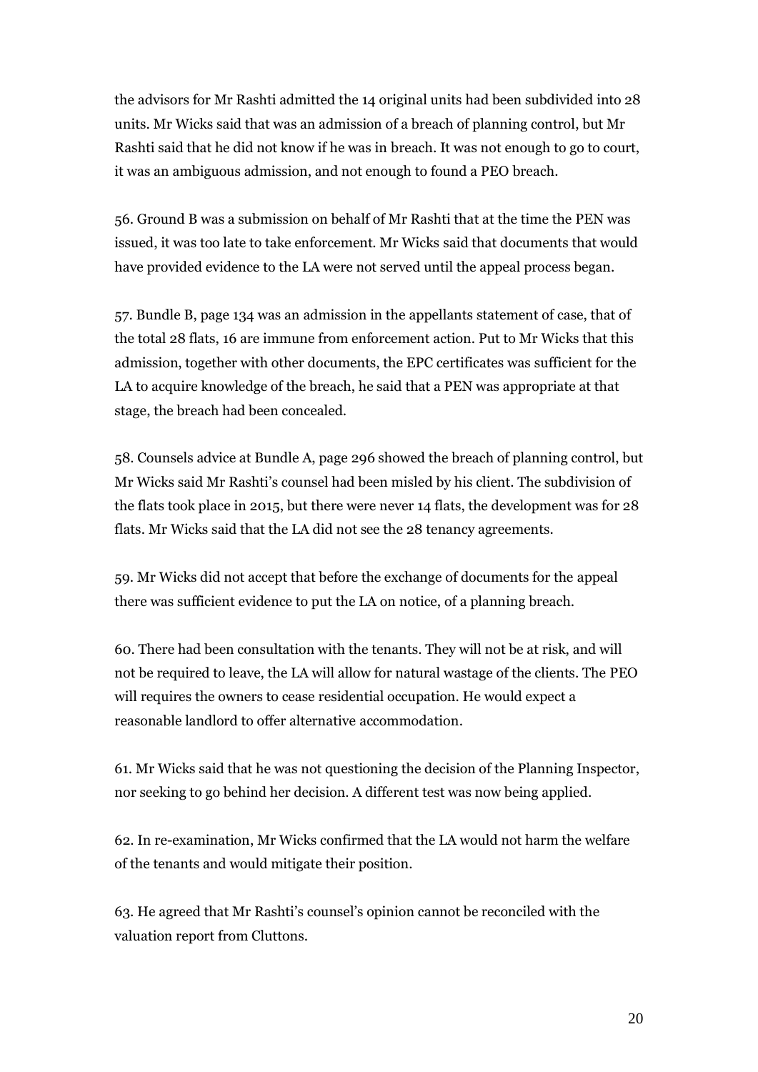the advisors for Mr Rashti admitted the 14 original units had been subdivided into 28 units. Mr Wicks said that was an admission of a breach of planning control, but Mr Rashti said that he did not know if he was in breach. It was not enough to go to court, it was an ambiguous admission, and not enough to found a PEO breach.

56. Ground B was a submission on behalf of Mr Rashti that at the time the PEN was issued, it was too late to take enforcement. Mr Wicks said that documents that would have provided evidence to the LA were not served until the appeal process began.

57. Bundle B, page 134 was an admission in the appellants statement of case, that of the total 28 flats, 16 are immune from enforcement action. Put to Mr Wicks that this admission, together with other documents, the EPC certificates was sufficient for the LA to acquire knowledge of the breach, he said that a PEN was appropriate at that stage, the breach had been concealed.

58. Counsels advice at Bundle A, page 296 showed the breach of planning control, but Mr Wicks said Mr Rashti's counsel had been misled by his client. The subdivision of the flats took place in 2015, but there were never 14 flats, the development was for 28 flats. Mr Wicks said that the LA did not see the 28 tenancy agreements.

59. Mr Wicks did not accept that before the exchange of documents for the appeal there was sufficient evidence to put the LA on notice, of a planning breach.

60. There had been consultation with the tenants. They will not be at risk, and will not be required to leave, the LA will allow for natural wastage of the clients. The PEO will requires the owners to cease residential occupation. He would expect a reasonable landlord to offer alternative accommodation.

61. Mr Wicks said that he was not questioning the decision of the Planning Inspector, nor seeking to go behind her decision. A different test was now being applied.

62. In re-examination, Mr Wicks confirmed that the LA would not harm the welfare of the tenants and would mitigate their position.

63. He agreed that Mr Rashti's counsel's opinion cannot be reconciled with the valuation report from Cluttons.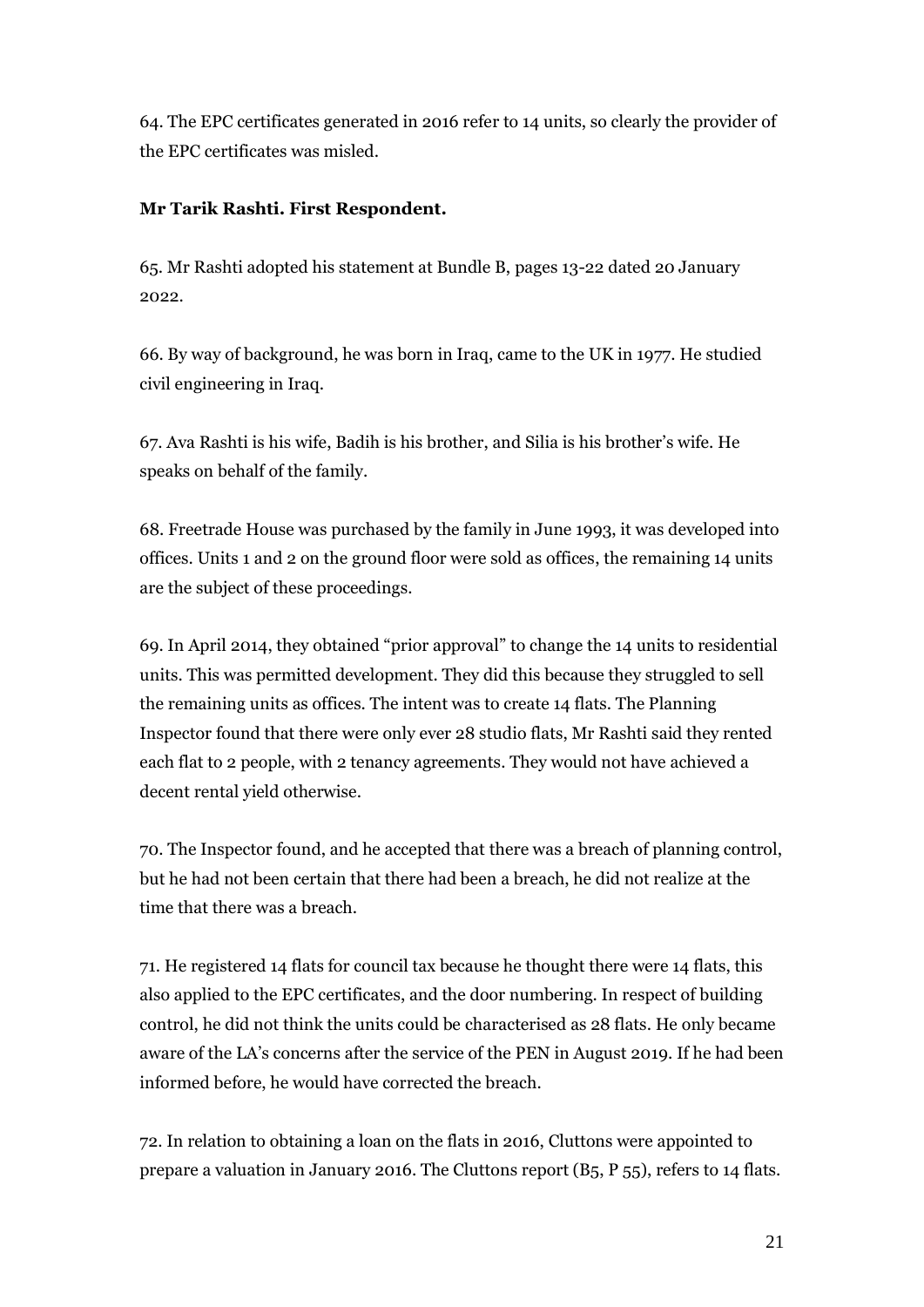64. The EPC certificates generated in 2016 refer to 14 units, so clearly the provider of the EPC certificates was misled.

**Mr Tarik Rashti. First Respondent.**

65. Mr Rashti adopted his statement at Bundle B, pages 13-22 dated 20 January 2022.

66. By way of background, he was born in Iraq, came to the UK in 1977. He studied civil engineering in Iraq.

67. Ava Rashti is his wife, Badih is his brother, and Silia is his brother's wife. He speaks on behalf of the family.

68. Freetrade House was purchased by the family in June 1993, it was developed into offices. Units 1 and 2 on the ground floor were sold as offices, the remaining 14 units are the subject of these proceedings.

69. In April 2014, they obtained "prior approval" to change the 14 units to residential units. This was permitted development. They did this because they struggled to sell the remaining units as offices. The intent was to create 14 flats. The Planning Inspector found that there were only ever 28 studio flats, Mr Rashti said they rented each flat to 2 people, with 2 tenancy agreements. They would not have achieved a decent rental yield otherwise.

70. The Inspector found, and he accepted that there was a breach of planning control, but he had not been certain that there had been a breach, he did not realize at the time that there was a breach.

71. He registered 14 flats for council tax because he thought there were 14 flats, this also applied to the EPC certificates, and the door numbering. In respect of building control, he did not think the units could be characterised as 28 flats. He only became aware of the LA's concerns after the service of the PEN in August 2019. If he had been informed before, he would have corrected the breach.

72. In relation to obtaining a loan on the flats in 2016, Cluttons were appointed to prepare a valuation in January 2016. The Cluttons report (B5, P 55), refers to 14 flats.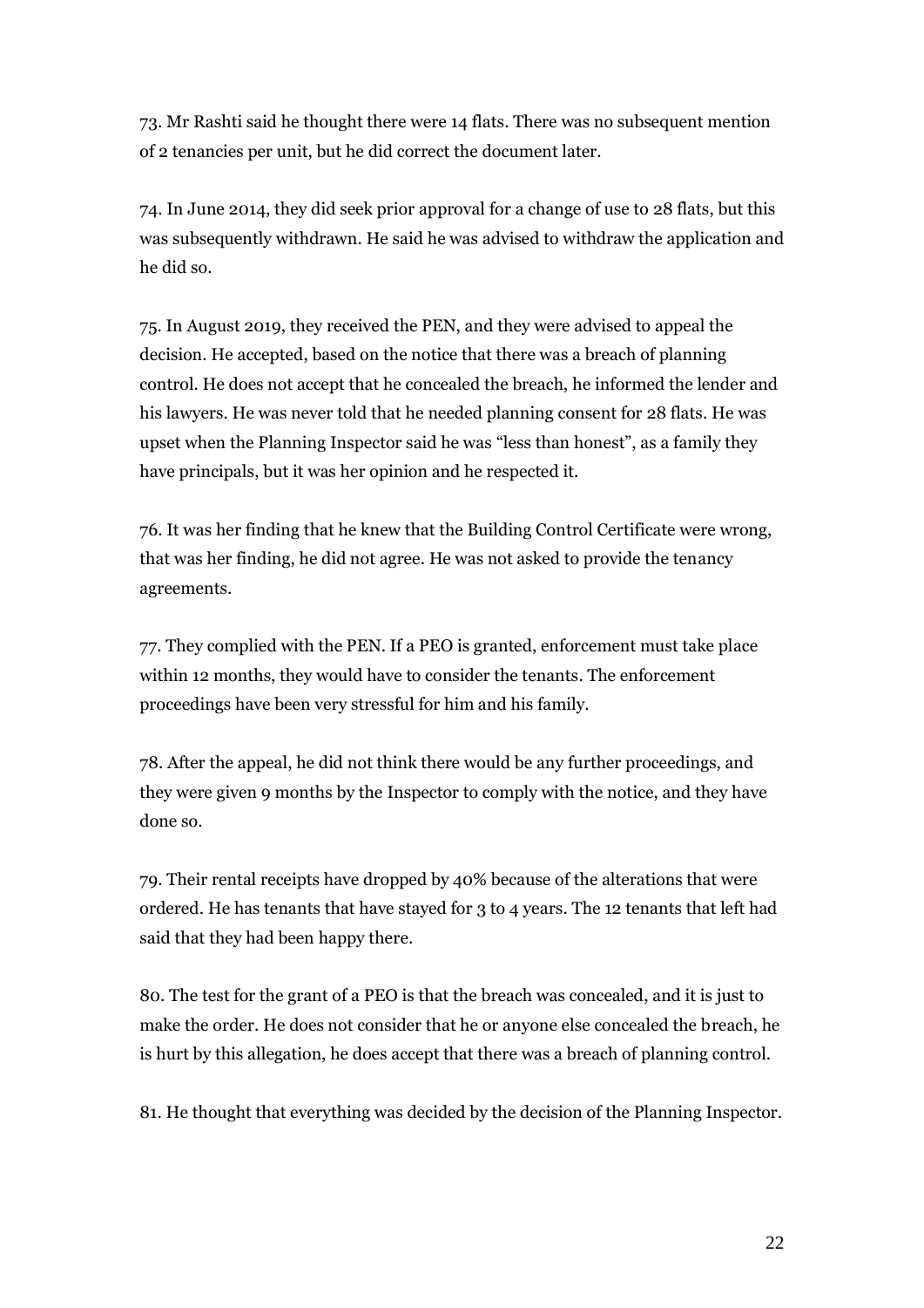73. Mr Rashti said he thought there were 14 flats. There was no subsequent mention of 2 tenancies per unit, but he did correct the document later.

74. In June 2014, they did seek prior approval for a change of use to 28 flats, but this was subsequently withdrawn. He said he was advised to withdraw the application and he did so.

75. In August 2019, they received the PEN, and they were advised to appeal the decision. He accepted, based on the notice that there was a breach of planning control. He does not accept that he concealed the breach, he informed the lender and his lawyers. He was never told that he needed planning consent for 28 flats. He was upset when the Planning Inspector said he was "less than honest", as a family they have principals, but it was her opinion and he respected it.

76. It was her finding that he knew that the Building Control Certificate were wrong, that was her finding, he did not agree. He was not asked to provide the tenancy agreements.

77. They complied with the PEN. If a PEO is granted, enforcement must take place within 12 months, they would have to consider the tenants. The enforcement proceedings have been very stressful for him and his family.

78. After the appeal, he did not think there would be any further proceedings, and they were given 9 months by the Inspector to comply with the notice, and they have done so.

79. Their rental receipts have dropped by 40% because of the alterations that were ordered. He has tenants that have stayed for 3 to 4 years. The 12 tenants that left had said that they had been happy there.

80. The test for the grant of a PEO is that the breach was concealed, and it is just to make the order. He does not consider that he or anyone else concealed the breach, he is hurt by this allegation, he does accept that there was a breach of planning control.

81. He thought that everything was decided by the decision of the Planning Inspector.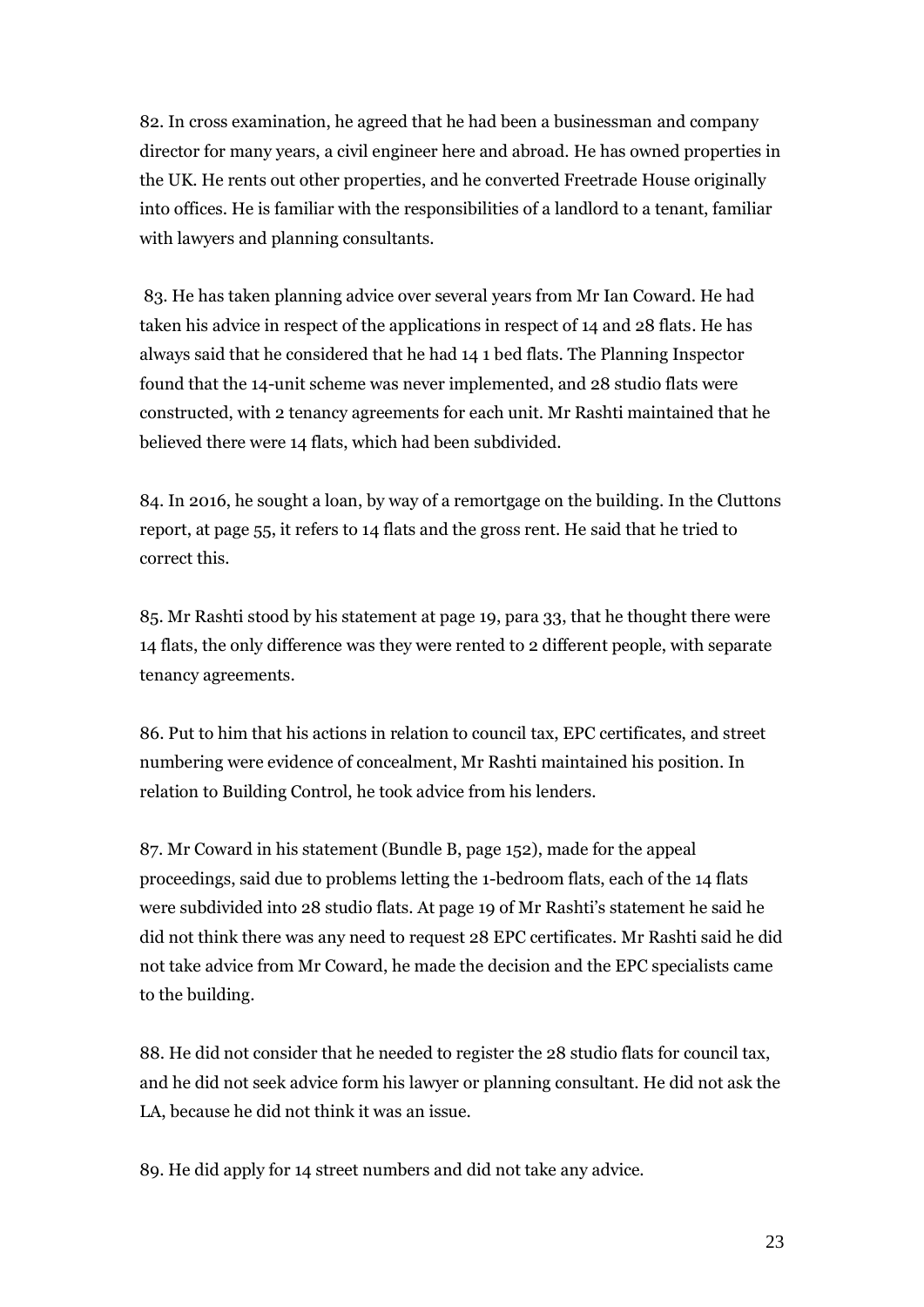82. In cross examination, he agreed that he had been a businessman and company director for many years, a civil engineer here and abroad. He has owned properties in the UK. He rents out other properties, and he converted Freetrade House originally into offices. He is familiar with the responsibilities of a landlord to a tenant, familiar with lawyers and planning consultants.

83. He has taken planning advice over several years from Mr Ian Coward. He had taken his advice in respect of the applications in respect of 14 and 28 flats. He has always said that he considered that he had 14 1 bed flats. The Planning Inspector found that the 14-unit scheme was never implemented, and 28 studio flats were constructed, with 2 tenancy agreements for each unit. Mr Rashti maintained that he believed there were 14 flats, which had been subdivided.

84. In 2016, he sought a loan, by way of a remortgage on the building. In the Cluttons report, at page 55, it refers to 14 flats and the gross rent. He said that he tried to correct this.

85. Mr Rashti stood by his statement at page 19, para 33, that he thought there were 14 flats, the only difference was they were rented to 2 different people, with separate tenancy agreements.

86. Put to him that his actions in relation to council tax, EPC certificates, and street numbering were evidence of concealment, Mr Rashti maintained his position. In relation to Building Control, he took advice from his lenders.

87. Mr Coward in his statement (Bundle B, page 152), made for the appeal proceedings, said due to problems letting the 1-bedroom flats, each of the 14 flats were subdivided into 28 studio flats. At page 19 of Mr Rashti's statement he said he did not think there was any need to request 28 EPC certificates. Mr Rashti said he did not take advice from Mr Coward, he made the decision and the EPC specialists came to the building.

88. He did not consider that he needed to register the 28 studio flats for council tax, and he did not seek advice form his lawyer or planning consultant. He did not ask the LA, because he did not think it was an issue.

89. He did apply for 14 street numbers and did not take any advice.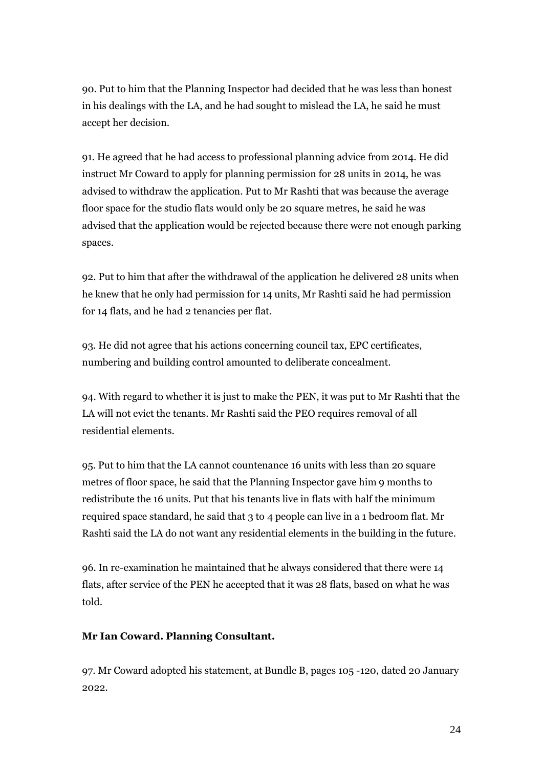90. Put to him that the Planning Inspector had decided that he was less than honest in his dealings with the LA, and he had sought to mislead the LA, he said he must accept her decision.

91. He agreed that he had access to professional planning advice from 2014. He did instruct Mr Coward to apply for planning permission for 28 units in 2014, he was advised to withdraw the application. Put to Mr Rashti that was because the average floor space for the studio flats would only be 20 square metres, he said he was advised that the application would be rejected because there were not enough parking spaces.

92. Put to him that after the withdrawal of the application he delivered 28 units when he knew that he only had permission for 14 units, Mr Rashti said he had permission for 14 flats, and he had 2 tenancies per flat.

93. He did not agree that his actions concerning council tax, EPC certificates, numbering and building control amounted to deliberate concealment.

94. With regard to whether it is just to make the PEN, it was put to Mr Rashti that the LA will not evict the tenants. Mr Rashti said the PEO requires removal of all residential elements.

95. Put to him that the LA cannot countenance 16 units with less than 20 square metres of floor space, he said that the Planning Inspector gave him 9 months to redistribute the 16 units. Put that his tenants live in flats with half the minimum required space standard, he said that 3 to 4 people can live in a 1 bedroom flat. Mr Rashti said the LA do not want any residential elements in the building in the future.

96. In re-examination he maintained that he always considered that there were 14 flats, after service of the PEN he accepted that it was 28 flats, based on what he was told.

**Mr Ian Coward. Planning Consultant.**

97. Mr Coward adopted his statement, at Bundle B, pages 105 -120, dated 20 January 2022.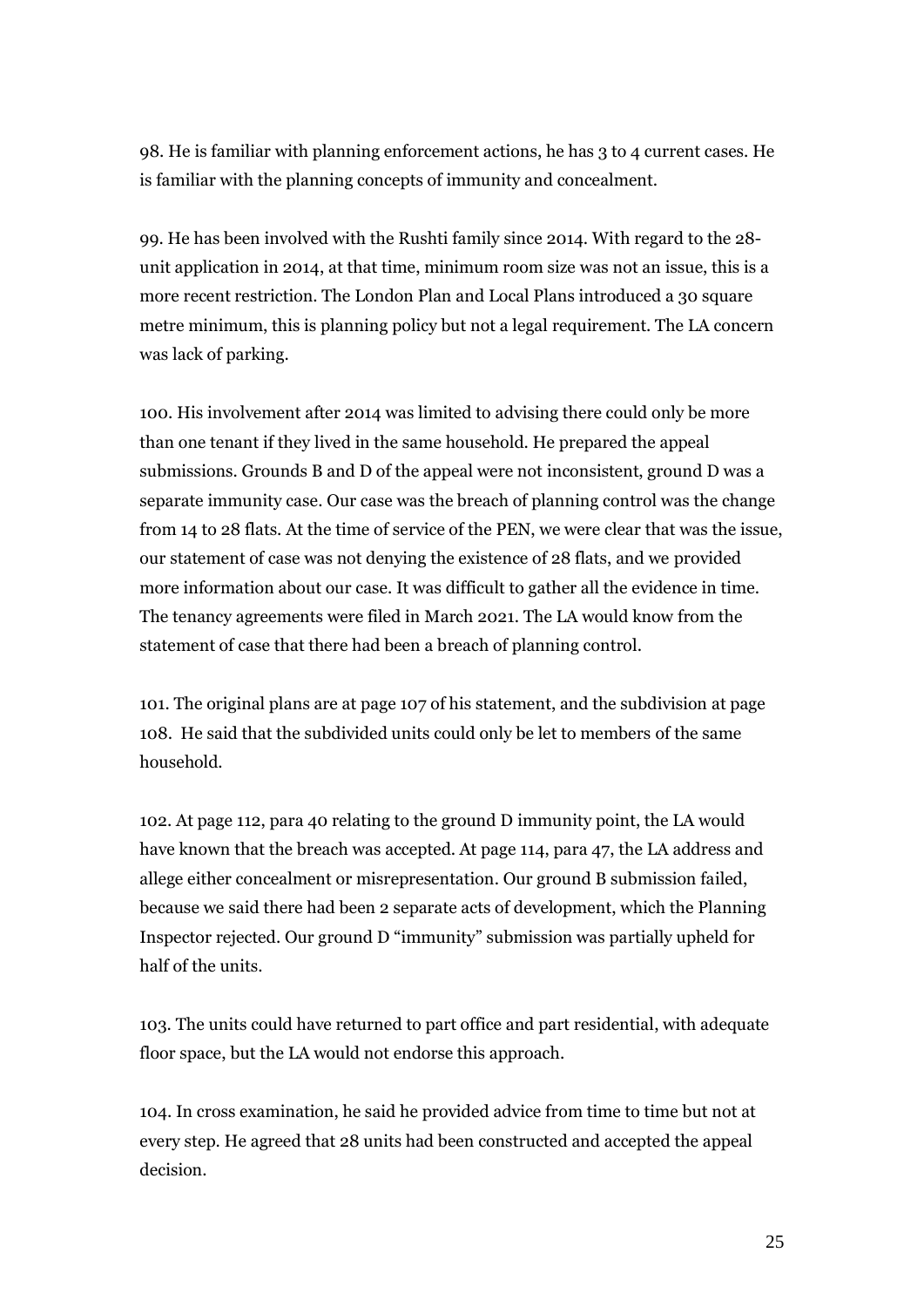98. He is familiar with planning enforcement actions, he has 3 to 4 current cases. He is familiar with the planning concepts of immunity and concealment.

99. He has been involved with the Rushti family since 2014. With regard to the 28-unit application in 2014, at that time, minimum room size was not an issue, this is a more recent restriction. The London Plan and Local Plans introduced a 30 square metre minimum, this is planning policy but not a legal requirement. The LA concern was lack of parking.

100. His involvement after 2014 was limited to advising there could only be more than one tenant if they lived in the same household. He prepared the appeal submissions. Grounds B and D of the appeal were not inconsistent, ground D was a separate immunity case. Our case was the breach of planning control was the change from 14 to 28 flats. At the time of service of the PEN, we were clear that was the issue, our statement of case was not denying the existence of 28 flats, and we provided more information about our case. It was difficult to gather all the evidence in time. The tenancy agreements were filed in March 2021. The LA would know from the statement of case that there had been a breach of planning control.

101. The original plans are at page 107 of his statement, and the subdivision at page 108. He said that the subdivided units could only be let to members of the same household.

102. At page 112, para 40 relating to the ground D immunity point, the LA would have known that the breach was accepted. At page 114, para 47, the LA address and allege either concealment or misrepresentation. Our ground B submission failed, because we said there had been 2 separate acts of development, which the Planning Inspector rejected. Our ground D "immunity" submission was partially upheld for half of the units.

103. The units could have returned to part office and part residential, with adequate floor space, but the LA would not endorse this approach.

104. In cross examination, he said he provided advice from time to time but not at every step. He agreed that 28 units had been constructed and accepted the appeal decision.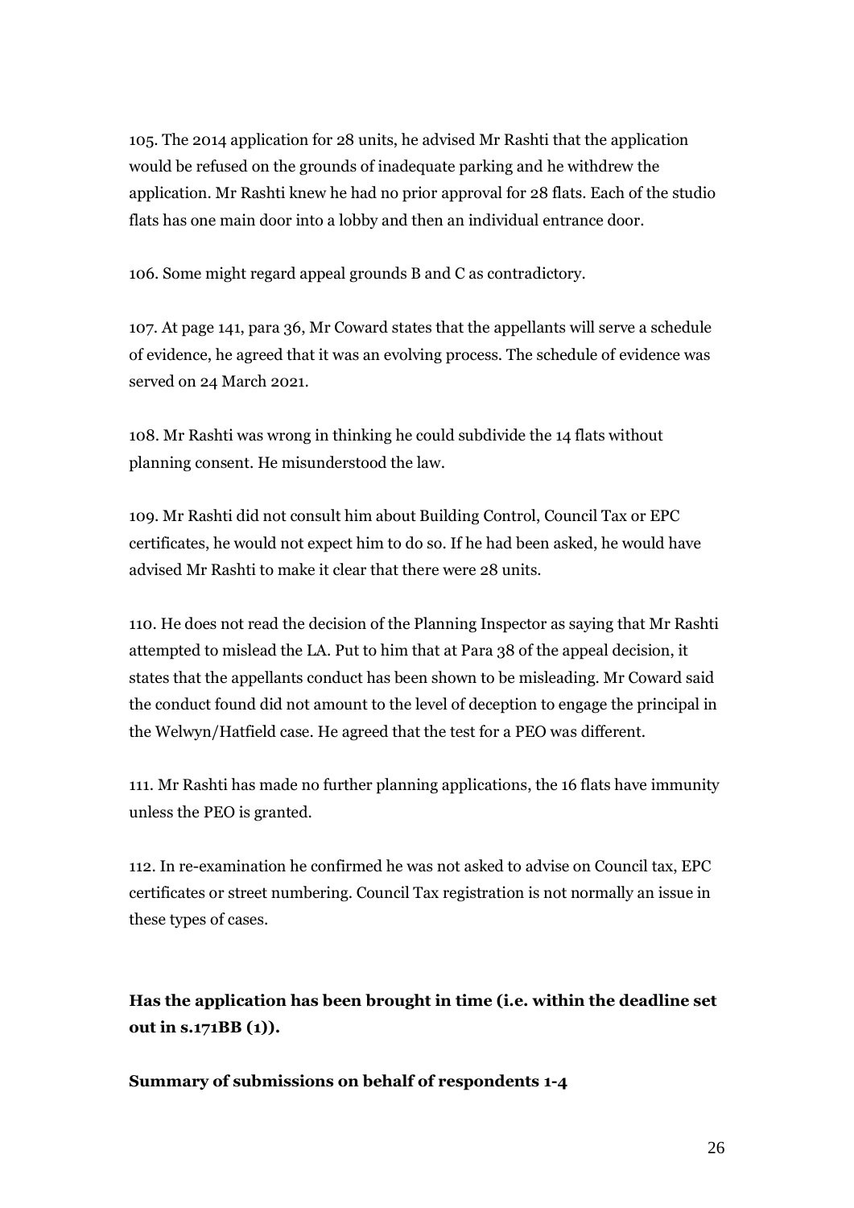105. The 2014 application for 28 units, he advised Mr Rashti that the application would be refused on the grounds of inadequate parking and he withdrew the application. Mr Rashti knew he had no prior approval for 28 flats. Each of the studio flats has one main door into a lobby and then an individual entrance door.

106. Some might regard appeal grounds B and C as contradictory.

107. At page 141, para 36, Mr Coward states that the appellants will serve a schedule of evidence, he agreed that it was an evolving process. The schedule of evidence was served on 24 March 2021.

108. Mr Rashti was wrong in thinking he could subdivide the 14 flats without planning consent. He misunderstood the law.

109. Mr Rashti did not consult him about Building Control, Council Tax or EPC certificates, he would not expect him to do so. If he had been asked, he would have advised Mr Rashti to make it clear that there were 28 units.

110. He does not read the decision of the Planning Inspector as saying that Mr Rashti attempted to mislead the LA. Put to him that at Para 38 of the appeal decision, it states that the appellants conduct has been shown to be misleading. Mr Coward said the conduct found did not amount to the level of deception to engage the principal in the Welwyn/Hatfield case. He agreed that the test for a PEO was different.

111. Mr Rashti has made no further planning applications, the 16 flats have immunity unless the PEO is granted.

112. In re-examination he confirmed he was not asked to advise on Council tax, EPC certificates or street numbering. Council Tax registration is not normally an issue in these types of cases.

**Has the application has been brought in time (i.e. within the deadline set out in s.171BB (1)).**

**Summary of submissions on behalf of respondents 1-4**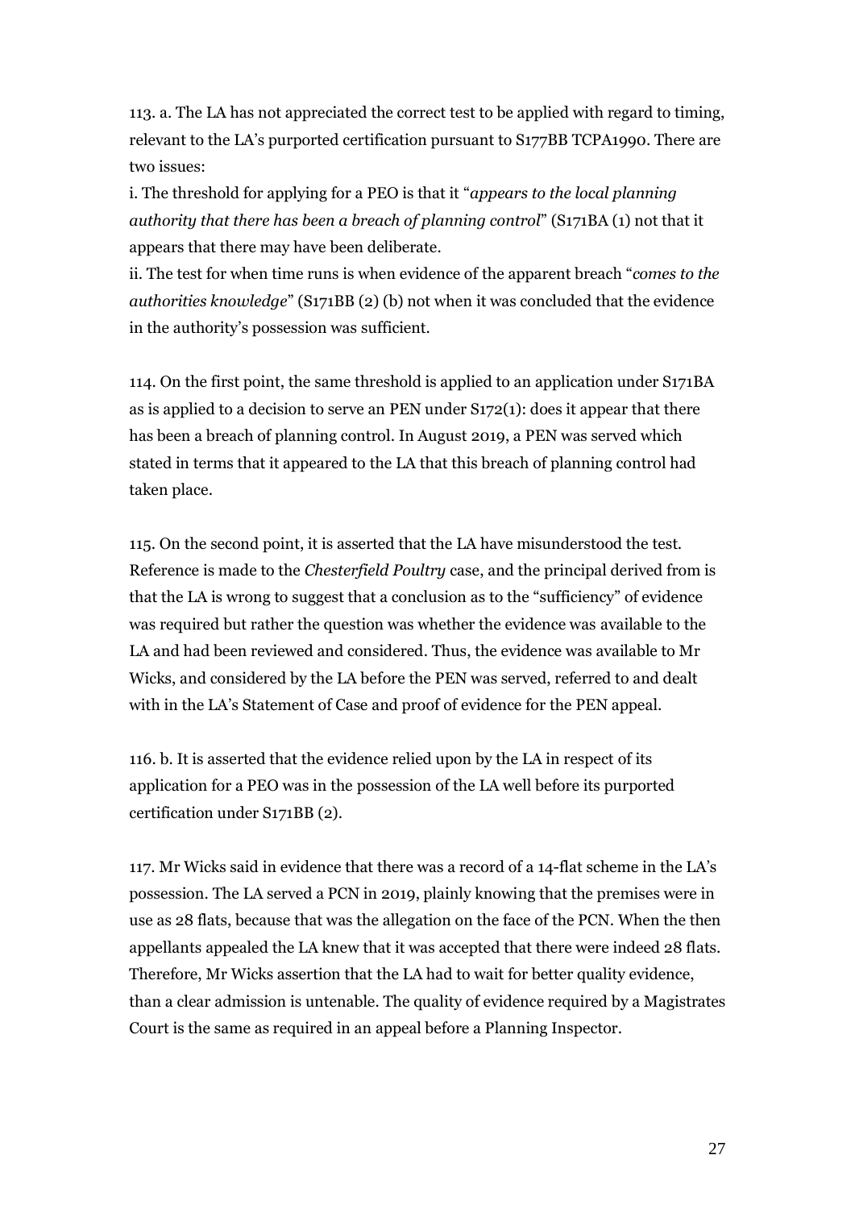113. a. The LA has not appreciated the correct test to be applied with regard to timing, relevant to the LA's purported certification pursuant to S177BB TCPA1990. There are two issues:

i. The threshold for applying for a PEO is that it "*appears to the local planning authority that there has been a breach of planning control*" (S171BA (1) not that it appears that there may have been deliberate.

ii. The test for when time runs is when evidence of the apparent breach "*comes to the authorities knowledge*" (S171BB (2) (b) not when it was concluded that the evidence in the authority's possession was sufficient.

114. On the first point, the same threshold is applied to an application under S171BA as is applied to a decision to serve an PEN under S172(1): does it appear that there has been a breach of planning control. In August 2019, a PEN was served which stated in terms that it appeared to the LA that this breach of planning control had taken place.

115. On the second point, it is asserted that the LA have misunderstood the test. Reference is made to the *Chesterfield Poultry* case, and the principal derived from is that the LA is wrong to suggest that a conclusion as to the "sufficiency" of evidence was required but rather the question was whether the evidence was available to the LA and had been reviewed and considered. Thus, the evidence was available to Mr Wicks, and considered by the LA before the PEN was served, referred to and dealt with in the LA's Statement of Case and proof of evidence for the PEN appeal.

116. b. It is asserted that the evidence relied upon by the LA in respect of its application for a PEO was in the possession of the LA well before its purported certification under S171BB (2).

117. Mr Wicks said in evidence that there was a record of a 14-flat scheme in the LA's possession. The LA served a PCN in 2019, plainly knowing that the premises were in use as 28 flats, because that was the allegation on the face of the PCN. When the then appellants appealed the LA knew that it was accepted that there were indeed 28 flats. Therefore, Mr Wicks assertion that the LA had to wait for better quality evidence, than a clear admission is untenable. The quality of evidence required by a Magistrates Court is the same as required in an appeal before a Planning Inspector.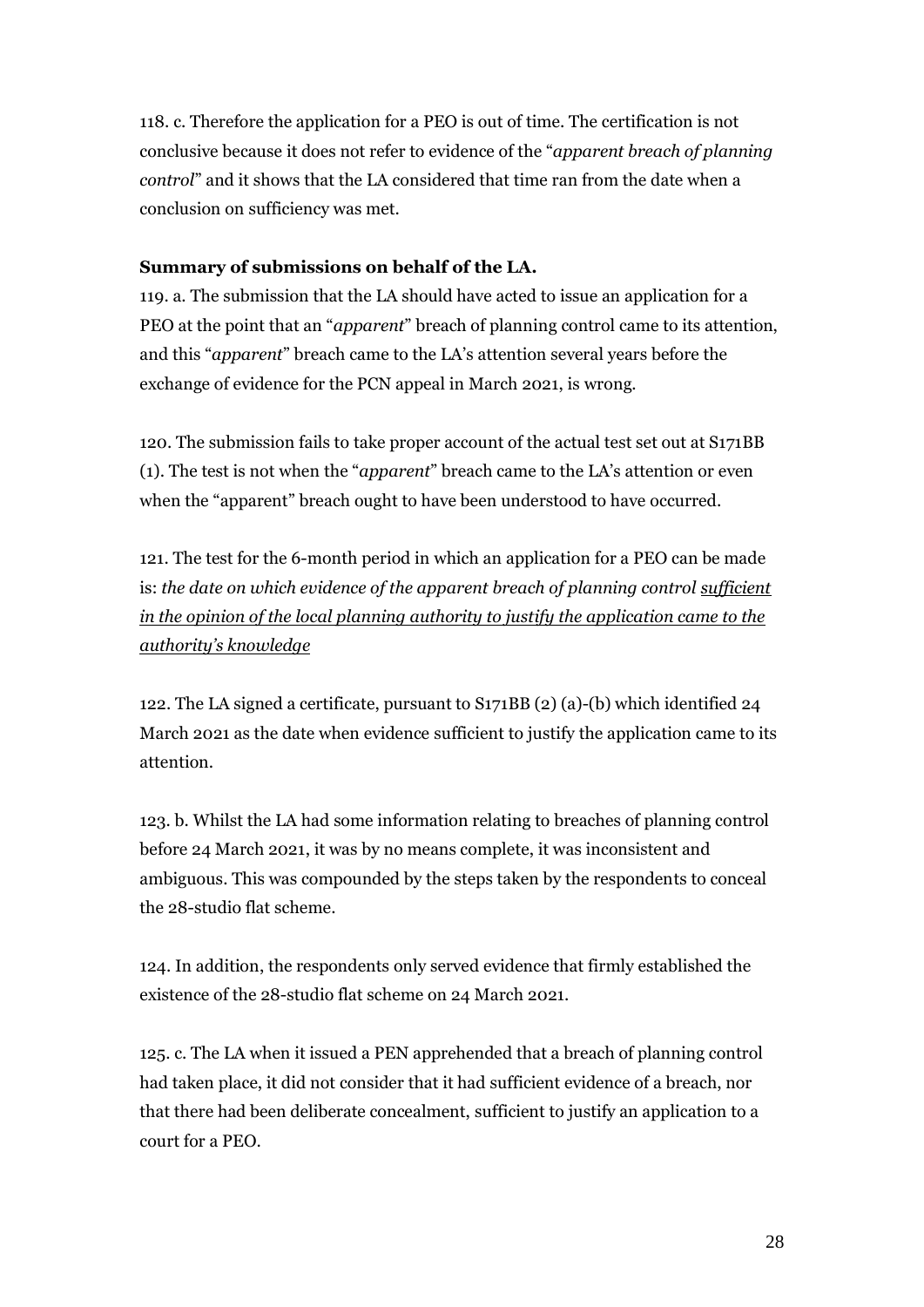118. c. Therefore the application for a PEO is out of time. The certification is not conclusive because it does not refer to evidence of the "*apparent breach of planning control*" and it shows that the LA considered that time ran from the date when a conclusion on sufficiency was met.

**Summary of submissions on behalf of the LA.**

119. a. The submission that the LA should have acted to issue an application for a PEO at the point that an "*apparent*" breach of planning control came to its attention, and this "*apparent*" breach came to the LA's attention several years before the exchange of evidence for the PCN appeal in March 2021, is wrong.

120. The submission fails to take proper account of the actual test set out at S171BB (1). The test is not when the "*apparent*" breach came to the LA's attention or even when the "apparent" breach ought to have been understood to have occurred.

121. The test for the 6-month period in which an application for a PEO can be made is: *the date on which evidence of the apparent breach of planning control <u>sufficient in the opinion of the local planning authority to justify the application came to the authority's knowledge</u>*

122. The LA signed a certificate, pursuant to S171BB (2) (a)-(b) which identified 24 March 2021 as the date when evidence sufficient to justify the application came to its attention.

123. b. Whilst the LA had some information relating to breaches of planning control before 24 March 2021, it was by no means complete, it was inconsistent and ambiguous. This was compounded by the steps taken by the respondents to conceal the 28-studio flat scheme.

124. In addition, the respondents only served evidence that firmly established the existence of the 28-studio flat scheme on 24 March 2021.

125. c. The LA when it issued a PEN apprehended that a breach of planning control had taken place, it did not consider that it had sufficient evidence of a breach, nor that there had been deliberate concealment, sufficient to justify an application to a court for a PEO.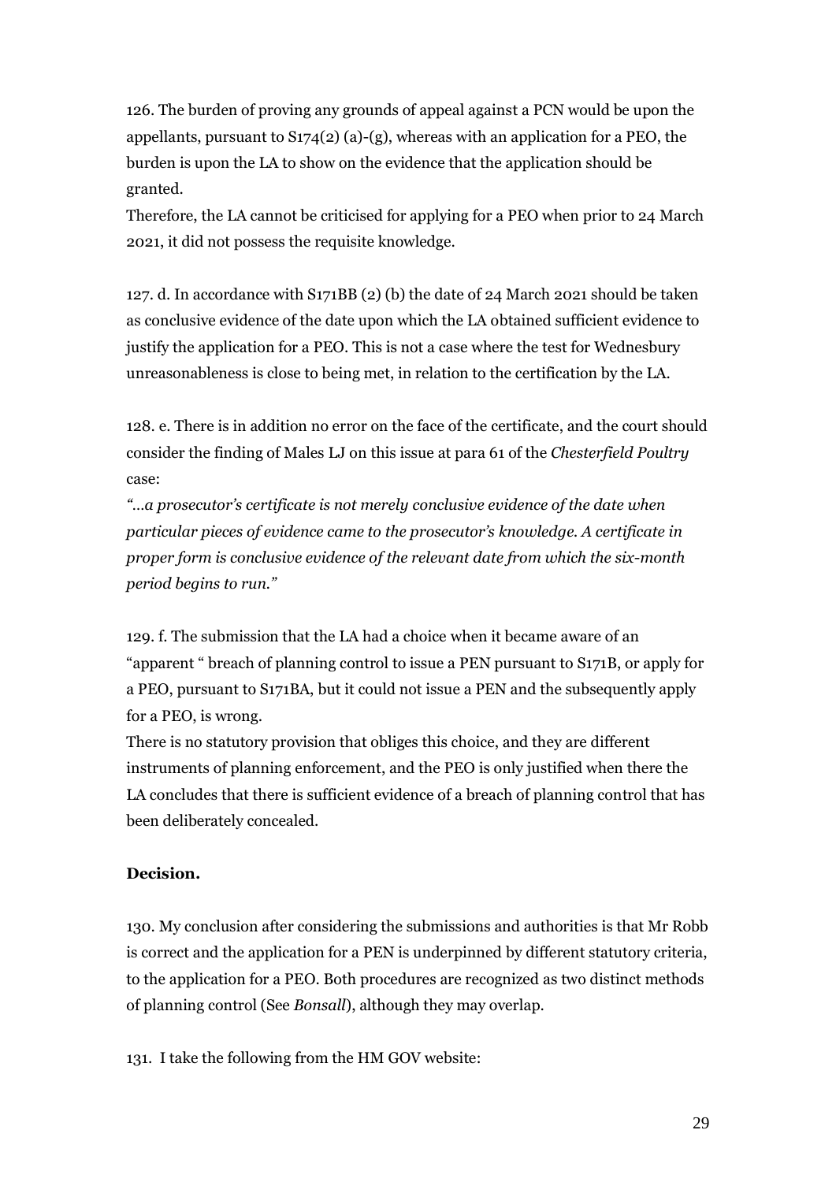126. The burden of proving any grounds of appeal against a PCN would be upon the appellants, pursuant to S174(2) (a)-(g), whereas with an application for a PEO, the burden is upon the LA to show on the evidence that the application should be granted.

Therefore, the LA cannot be criticised for applying for a PEO when prior to 24 March 2021, it did not possess the requisite knowledge.

127. d. In accordance with S171BB (2) (b) the date of 24 March 2021 should be taken as conclusive evidence of the date upon which the LA obtained sufficient evidence to justify the application for a PEO. This is not a case where the test for Wednesbury unreasonableness is close to being met, in relation to the certification by the LA.

128. e. There is in addition no error on the face of the certificate, and the court should consider the finding of Males LJ on this issue at para 61 of the *Chesterfield Poultry* case:

*"…a prosecutor's certificate is not merely conclusive evidence of the date when particular pieces of evidence came to the prosecutor's knowledge. A certificate in proper form is conclusive evidence of the relevant date from which the six-month period begins to run."*

129. f. The submission that the LA had a choice when it became aware of an "apparent " breach of planning control to issue a PEN pursuant to S171B, or apply for a PEO, pursuant to S171BA, but it could not issue a PEN and the subsequently apply for a PEO, is wrong.

There is no statutory provision that obliges this choice, and they are different instruments of planning enforcement, and the PEO is only justified when there the LA concludes that there is sufficient evidence of a breach of planning control that has been deliberately concealed.

**Decision.**

130. My conclusion after considering the submissions and authorities is that Mr Robb is correct and the application for a PEN is underpinned by different statutory criteria, to the application for a PEO. Both procedures are recognized as two distinct methods of planning control (See *Bonsall*), although they may overlap.

131. I take the following from the HM GOV website: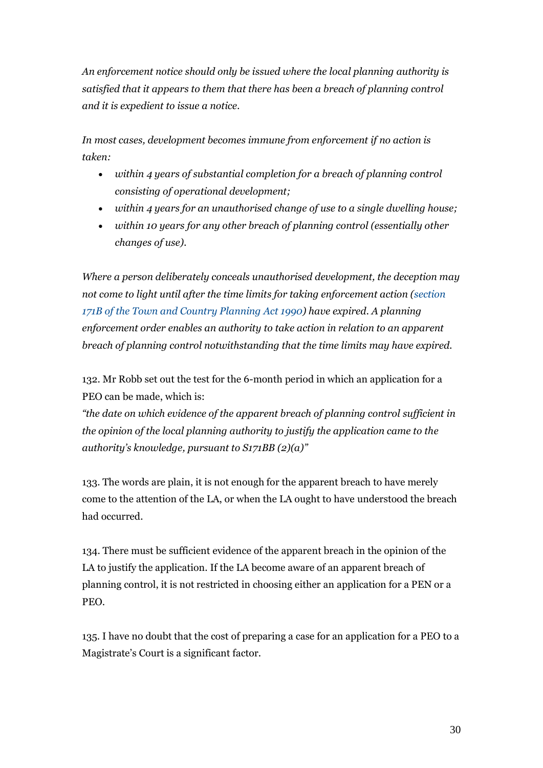*An enforcement notice should only be issued where the local planning authority is satisfied that it appears to them that there has been a breach of planning control and it is expedient to issue a notice.*

*In most cases, development becomes immune from enforcement if no action is taken:*

- *within 4 years of substantial completion for a breach of planning control consisting of operational development;*
- *within 4 years for an unauthorised change of use to a single dwelling house;*
- *within 10 years for any other breach of planning control (essentially other changes of use).*

*Where a person deliberately conceals unauthorised development, the deception may not come to light until after the time limits for taking enforcement action (section 171B of the Town and Country Planning Act 1990) have expired. A planning enforcement order enables an authority to take action in relation to an apparent breach of planning control notwithstanding that the time limits may have expired.*

132. Mr Robb set out the test for the 6-month period in which an application for a PEO can be made, which is:
*"the date on which evidence of the apparent breach of planning control sufficient in the opinion of the local planning authority to justify the application came to the authority's knowledge, pursuant to S171BB (2)(a)"*

133. The words are plain, it is not enough for the apparent breach to have merely come to the attention of the LA, or when the LA ought to have understood the breach had occurred.

134. There must be sufficient evidence of the apparent breach in the opinion of the LA to justify the application. If the LA become aware of an apparent breach of planning control, it is not restricted in choosing either an application for a PEN or a PEO.

135. I have no doubt that the cost of preparing a case for an application for a PEO to a Magistrate's Court is a significant factor.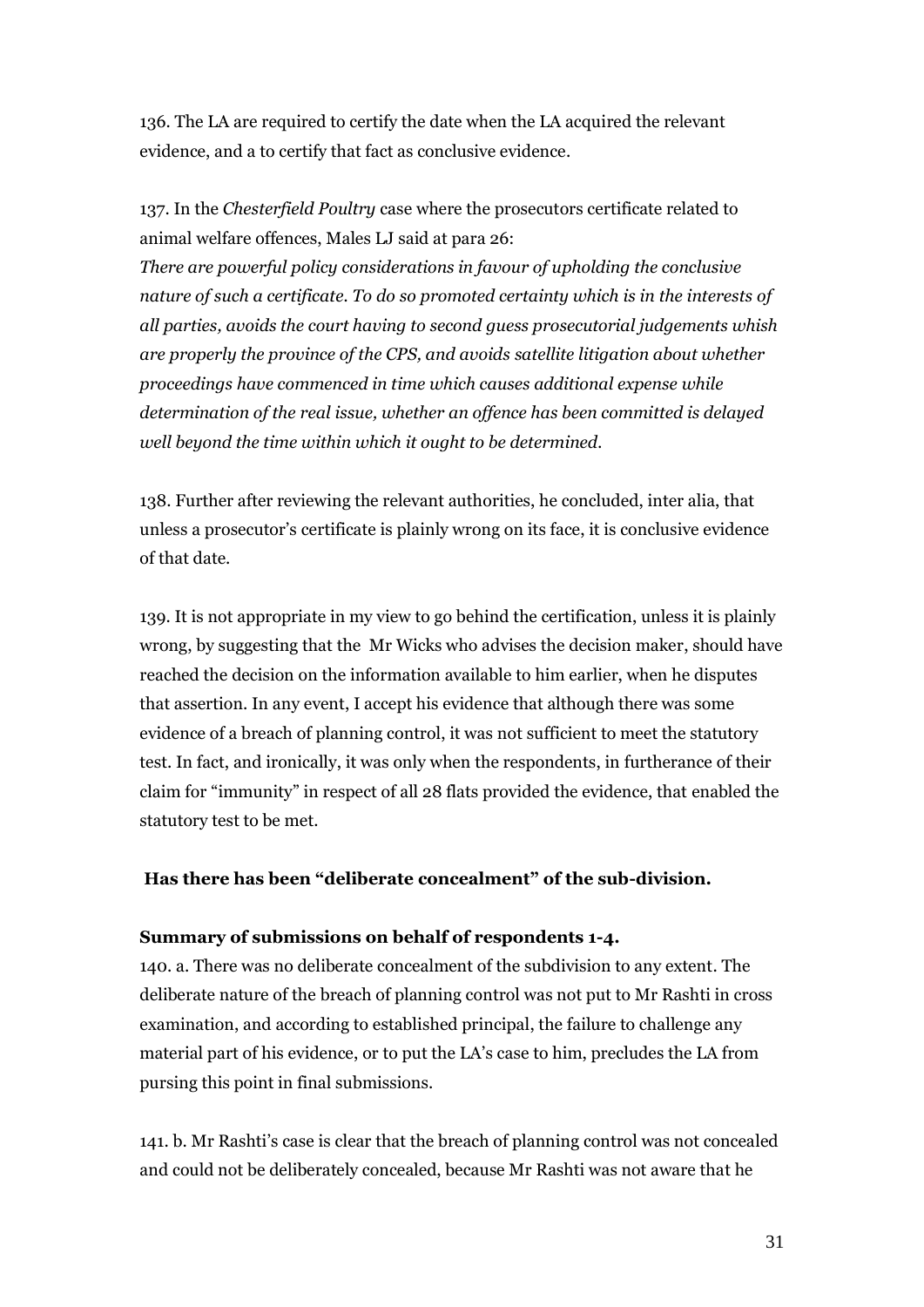136. The LA are required to certify the date when the LA acquired the relevant evidence, and a to certify that fact as conclusive evidence.

137. In the *Chesterfield Poultry* case where the prosecutors certificate related to animal welfare offences, Males LJ said at para 26:
*There are powerful policy considerations in favour of upholding the conclusive nature of such a certificate. To do so promoted certainty which is in the interests of all parties, avoids the court having to second guess prosecutorial judgements whish are properly the province of the CPS, and avoids satellite litigation about whether proceedings have commenced in time which causes additional expense while determination of the real issue, whether an offence has been committed is delayed well beyond the time within which it ought to be determined.*

138. Further after reviewing the relevant authorities, he concluded, inter alia, that unless a prosecutor's certificate is plainly wrong on its face, it is conclusive evidence of that date.

139. It is not appropriate in my view to go behind the certification, unless it is plainly wrong, by suggesting that the Mr Wicks who advises the decision maker, should have reached the decision on the information available to him earlier, when he disputes that assertion. In any event, I accept his evidence that although there was some evidence of a breach of planning control, it was not sufficient to meet the statutory test. In fact, and ironically, it was only when the respondents, in furtherance of their claim for "immunity" in respect of all 28 flats provided the evidence, that enabled the statutory test to be met.

**Has there has been "deliberate concealment" of the sub-division.**

**Summary of submissions on behalf of respondents 1-4.**

140. a. There was no deliberate concealment of the subdivision to any extent. The deliberate nature of the breach of planning control was not put to Mr Rashti in cross examination, and according to established principal, the failure to challenge any material part of his evidence, or to put the LA's case to him, precludes the LA from pursing this point in final submissions.

141. b. Mr Rashti's case is clear that the breach of planning control was not concealed and could not be deliberately concealed, because Mr Rashti was not aware that he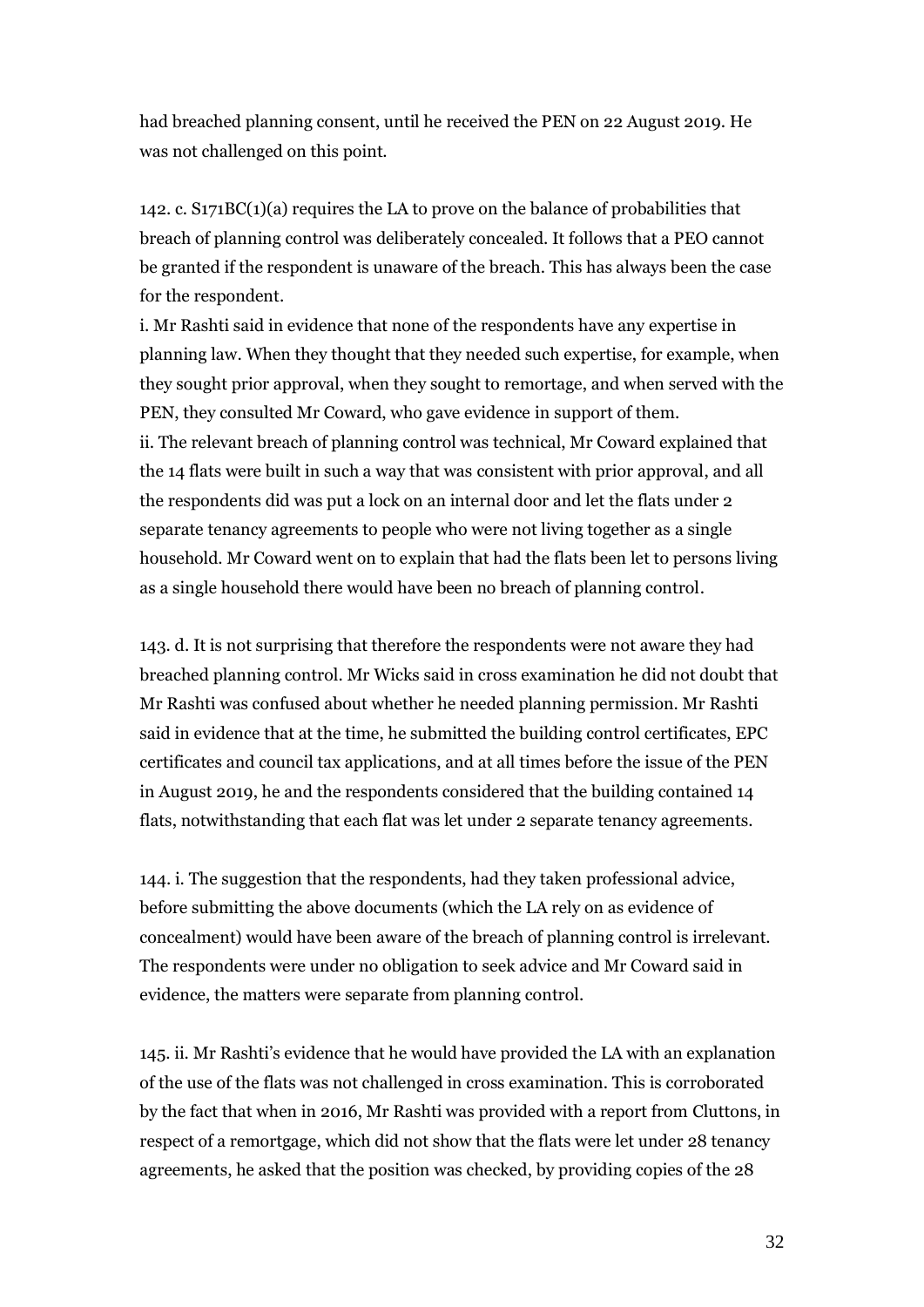had breached planning consent, until he received the PEN on 22 August 2019. He was not challenged on this point.

142. c. S171BC(1)(a) requires the LA to prove on the balance of probabilities that breach of planning control was deliberately concealed. It follows that a PEO cannot be granted if the respondent is unaware of the breach. This has always been the case for the respondent.

i. Mr Rashti said in evidence that none of the respondents have any expertise in planning law. When they thought that they needed such expertise, for example, when they sought prior approval, when they sought to remortage, and when served with the PEN, they consulted Mr Coward, who gave evidence in support of them.

ii. The relevant breach of planning control was technical, Mr Coward explained that the 14 flats were built in such a way that was consistent with prior approval, and all the respondents did was put a lock on an internal door and let the flats under 2 separate tenancy agreements to people who were not living together as a single household. Mr Coward went on to explain that had the flats been let to persons living as a single household there would have been no breach of planning control.

143. d. It is not surprising that therefore the respondents were not aware they had breached planning control. Mr Wicks said in cross examination he did not doubt that Mr Rashti was confused about whether he needed planning permission. Mr Rashti said in evidence that at the time, he submitted the building control certificates, EPC certificates and council tax applications, and at all times before the issue of the PEN in August 2019, he and the respondents considered that the building contained 14 flats, notwithstanding that each flat was let under 2 separate tenancy agreements.

144. i. The suggestion that the respondents, had they taken professional advice, before submitting the above documents (which the LA rely on as evidence of concealment) would have been aware of the breach of planning control is irrelevant. The respondents were under no obligation to seek advice and Mr Coward said in evidence, the matters were separate from planning control.

145. ii. Mr Rashti's evidence that he would have provided the LA with an explanation of the use of the flats was not challenged in cross examination. This is corroborated by the fact that when in 2016, Mr Rashti was provided with a report from Cluttons, in respect of a remortgage, which did not show that the flats were let under 28 tenancy agreements, he asked that the position was checked, by providing copies of the 28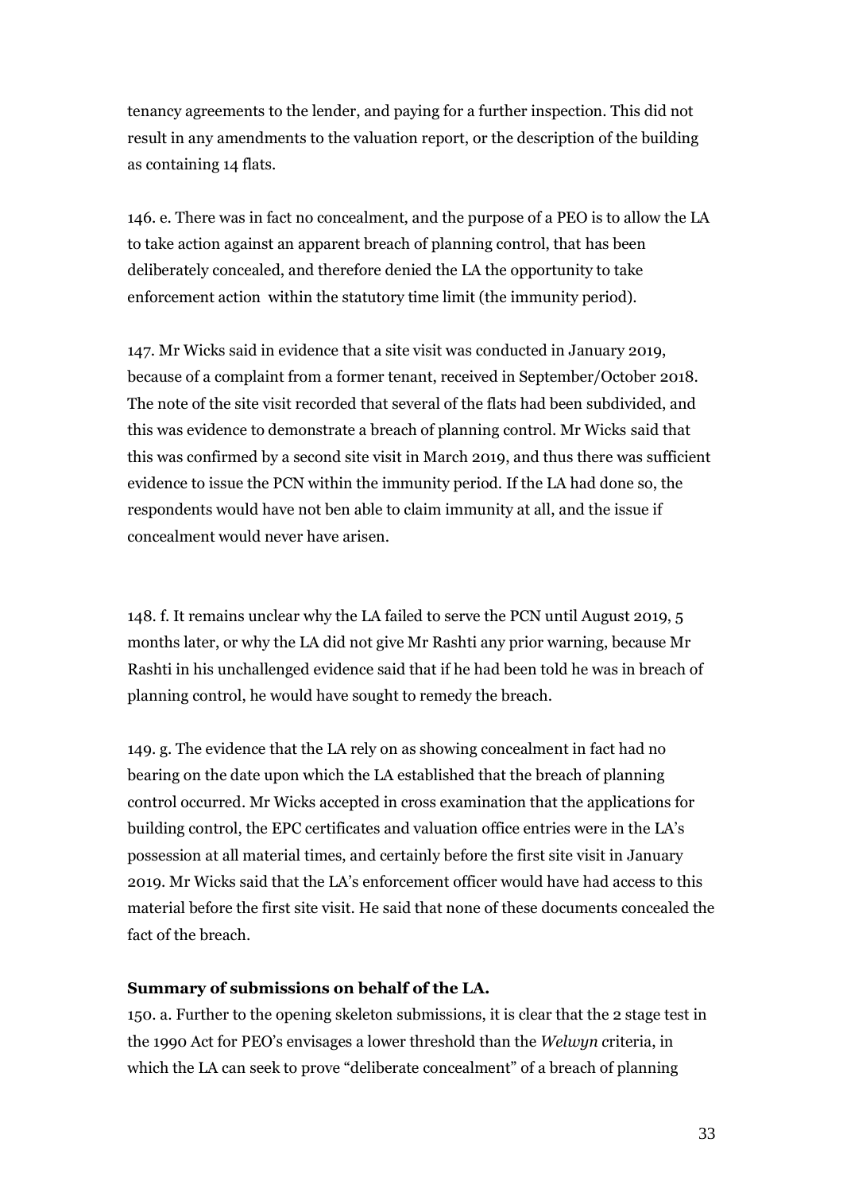tenancy agreements to the lender, and paying for a further inspection. This did not result in any amendments to the valuation report, or the description of the building as containing 14 flats.

146. e. There was in fact no concealment, and the purpose of a PEO is to allow the LA to take action against an apparent breach of planning control, that has been deliberately concealed, and therefore denied the LA the opportunity to take enforcement action within the statutory time limit (the immunity period).

147. Mr Wicks said in evidence that a site visit was conducted in January 2019, because of a complaint from a former tenant, received in September/October 2018. The note of the site visit recorded that several of the flats had been subdivided, and this was evidence to demonstrate a breach of planning control. Mr Wicks said that this was confirmed by a second site visit in March 2019, and thus there was sufficient evidence to issue the PCN within the immunity period. If the LA had done so, the respondents would have not ben able to claim immunity at all, and the issue if concealment would never have arisen.

148. f. It remains unclear why the LA failed to serve the PCN until August 2019, 5 months later, or why the LA did not give Mr Rashti any prior warning, because Mr Rashti in his unchallenged evidence said that if he had been told he was in breach of planning control, he would have sought to remedy the breach.

149. g. The evidence that the LA rely on as showing concealment in fact had no bearing on the date upon which the LA established that the breach of planning control occurred. Mr Wicks accepted in cross examination that the applications for building control, the EPC certificates and valuation office entries were in the LA's possession at all material times, and certainly before the first site visit in January 2019. Mr Wicks said that the LA's enforcement officer would have had access to this material before the first site visit. He said that none of these documents concealed the fact of the breach.

**Summary of submissions on behalf of the LA.**

150. a. Further to the opening skeleton submissions, it is clear that the 2 stage test in the 1990 Act for PEO's envisages a lower threshold than the *Welwyn* criteria, in which the LA can seek to prove "deliberate concealment" of a breach of planning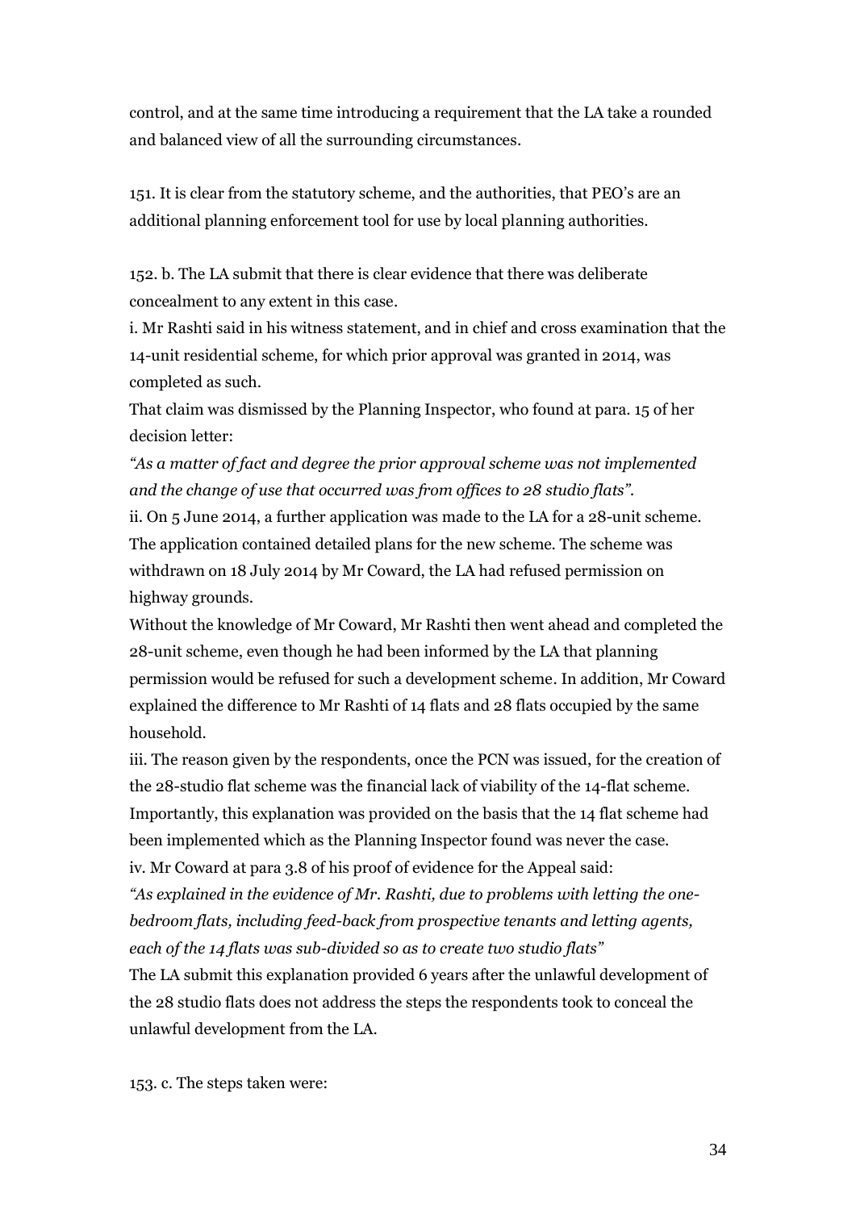control, and at the same time introducing a requirement that the LA take a rounded and balanced view of all the surrounding circumstances.

151. It is clear from the statutory scheme, and the authorities, that PEO's are an additional planning enforcement tool for use by local planning authorities.

152. b. The LA submit that there is clear evidence that there was deliberate concealment to any extent in this case.

i. Mr Rashti said in his witness statement, and in chief and cross examination that the 14-unit residential scheme, for which prior approval was granted in 2014, was completed as such.

That claim was dismissed by the Planning Inspector, who found at para. 15 of her decision letter:

*"As a matter of fact and degree the prior approval scheme was not implemented and the change of use that occurred was from offices to 28 studio flats".*

ii. On 5 June 2014, a further application was made to the LA for a 28-unit scheme. The application contained detailed plans for the new scheme. The scheme was withdrawn on 18 July 2014 by Mr Coward, the LA had refused permission on highway grounds.

Without the knowledge of Mr Coward, Mr Rashti then went ahead and completed the 28-unit scheme, even though he had been informed by the LA that planning permission would be refused for such a development scheme. In addition, Mr Coward explained the difference to Mr Rashti of 14 flats and 28 flats occupied by the same household.

iii. The reason given by the respondents, once the PCN was issued, for the creation of the 28-studio flat scheme was the financial lack of viability of the 14-flat scheme. Importantly, this explanation was provided on the basis that the 14 flat scheme had been implemented which as the Planning Inspector found was never the case.

iv. Mr Coward at para 3.8 of his proof of evidence for the Appeal said:

*"As explained in the evidence of Mr. Rashti, due to problems with letting the one-bedroom flats, including feed-back from prospective tenants and letting agents, each of the 14 flats was sub-divided so as to create two studio flats"*

The LA submit this explanation provided 6 years after the unlawful development of the 28 studio flats does not address the steps the respondents took to conceal the unlawful development from the LA.

153. c. The steps taken were: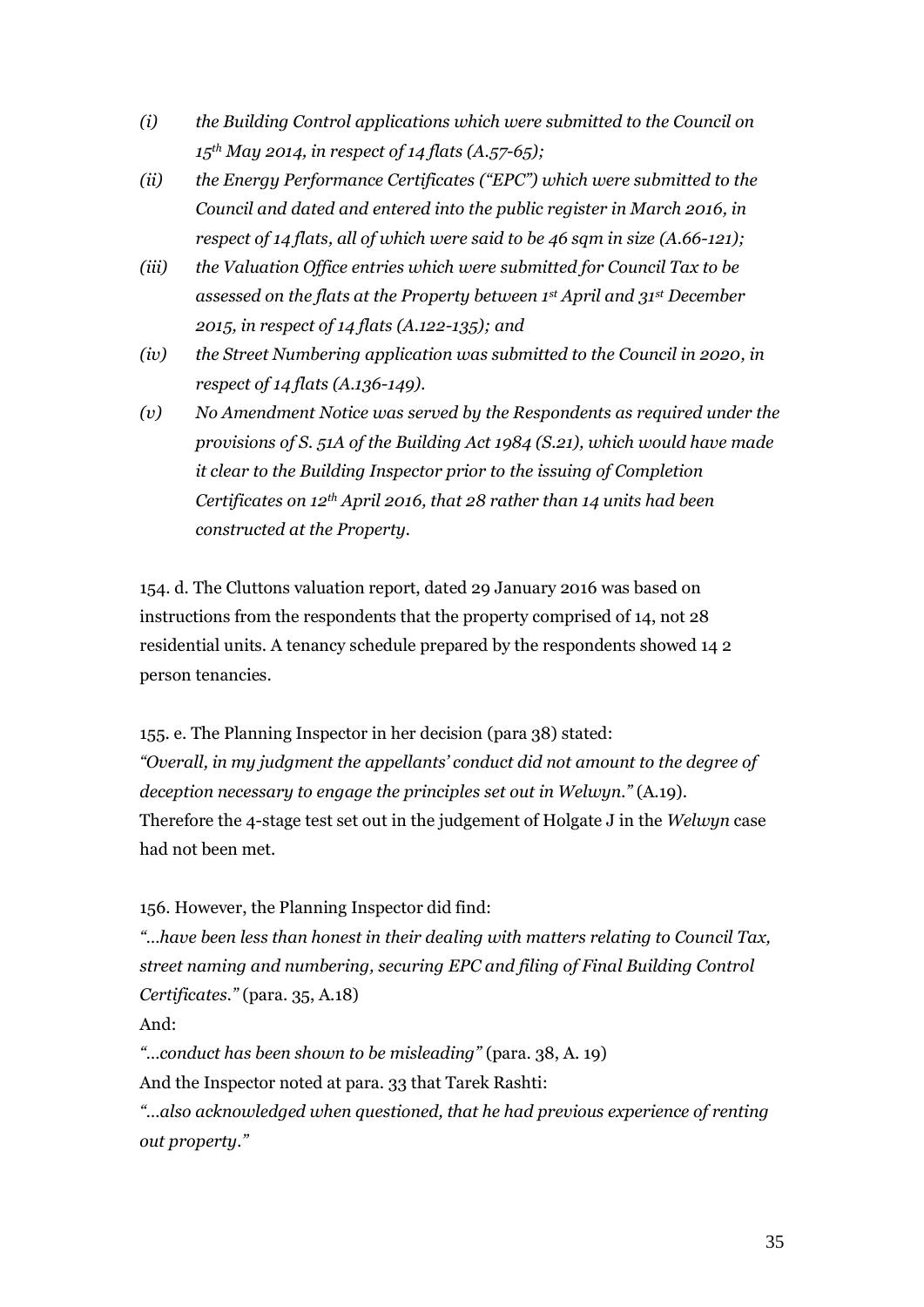*(i) the Building Control applications which were submitted to the Council on 15th May 2014, in respect of 14 flats (A.57-65);*

*(ii) the Energy Performance Certificates ("EPC") which were submitted to the Council and dated and entered into the public register in March 2016, in respect of 14 flats, all of which were said to be 46 sqm in size (A.66-121);*

*(iii) the Valuation Office entries which were submitted for Council Tax to be assessed on the flats at the Property between 1st April and 31st December 2015, in respect of 14 flats (A.122-135); and*

*(iv) the Street Numbering application was submitted to the Council in 2020, in respect of 14 flats (A.136-149).*

*(v) No Amendment Notice was served by the Respondents as required under the provisions of S. 51A of the Building Act 1984 (S.21), which would have made it clear to the Building Inspector prior to the issuing of Completion Certificates on 12th April 2016, that 28 rather than 14 units had been constructed at the Property.*

154. d. The Cluttons valuation report, dated 29 January 2016 was based on instructions from the respondents that the property comprised of 14, not 28 residential units. A tenancy schedule prepared by the respondents showed 14 2 person tenancies.

155. e. The Planning Inspector in her decision (para 38) stated:
*"Overall, in my judgment the appellants' conduct did not amount to the degree of deception necessary to engage the principles set out in Welwyn."* (A.19).
Therefore the 4-stage test set out in the judgement of Holgate J in the *Welwyn* case had not been met.

156. However, the Planning Inspector did find:
*"…have been less than honest in their dealing with matters relating to Council Tax, street naming and numbering, securing EPC and filing of Final Building Control Certificates."* (para. 35, A.18)
And:
*"…conduct has been shown to be misleading"* (para. 38, A. 19)
And the Inspector noted at para. 33 that Tarek Rashti:
*"…also acknowledged when questioned, that he had previous experience of renting out property."*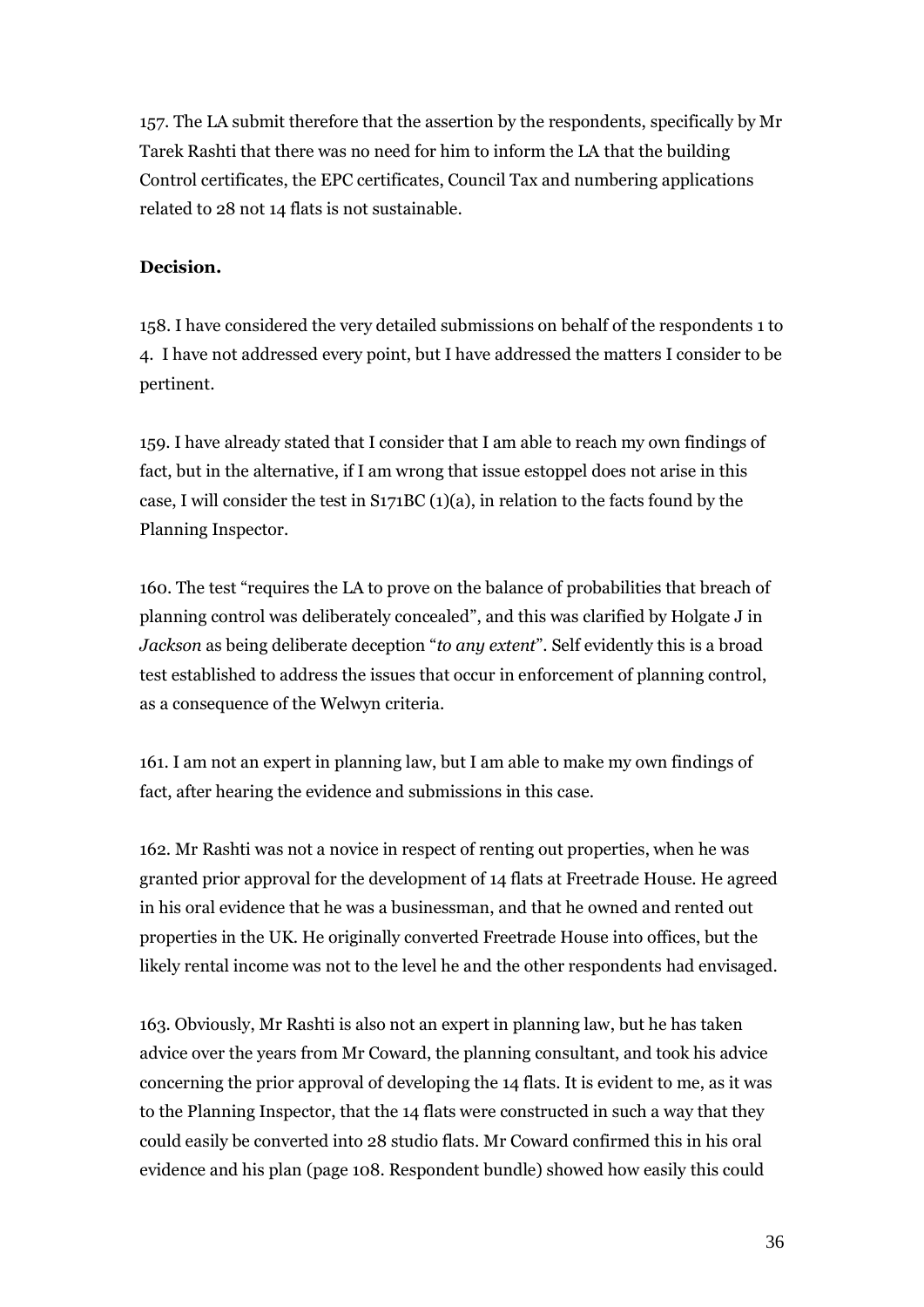157. The LA submit therefore that the assertion by the respondents, specifically by Mr Tarek Rashti that there was no need for him to inform the LA that the building Control certificates, the EPC certificates, Council Tax and numbering applications related to 28 not 14 flats is not sustainable.

**Decision.**

158. I have considered the very detailed submissions on behalf of the respondents 1 to 4. I have not addressed every point, but I have addressed the matters I consider to be pertinent.

159. I have already stated that I consider that I am able to reach my own findings of fact, but in the alternative, if I am wrong that issue estoppel does not arise in this case, I will consider the test in S171BC (1)(a), in relation to the facts found by the Planning Inspector.

160. The test "requires the LA to prove on the balance of probabilities that breach of planning control was deliberately concealed", and this was clarified by Holgate J in *Jackson* as being deliberate deception "*to any extent*". Self evidently this is a broad test established to address the issues that occur in enforcement of planning control, as a consequence of the Welwyn criteria.

161. I am not an expert in planning law, but I am able to make my own findings of fact, after hearing the evidence and submissions in this case.

162. Mr Rashti was not a novice in respect of renting out properties, when he was granted prior approval for the development of 14 flats at Freetrade House. He agreed in his oral evidence that he was a businessman, and that he owned and rented out properties in the UK. He originally converted Freetrade House into offices, but the likely rental income was not to the level he and the other respondents had envisaged.

163. Obviously, Mr Rashti is also not an expert in planning law, but he has taken advice over the years from Mr Coward, the planning consultant, and took his advice concerning the prior approval of developing the 14 flats. It is evident to me, as it was to the Planning Inspector, that the 14 flats were constructed in such a way that they could easily be converted into 28 studio flats. Mr Coward confirmed this in his oral evidence and his plan (page 108. Respondent bundle) showed how easily this could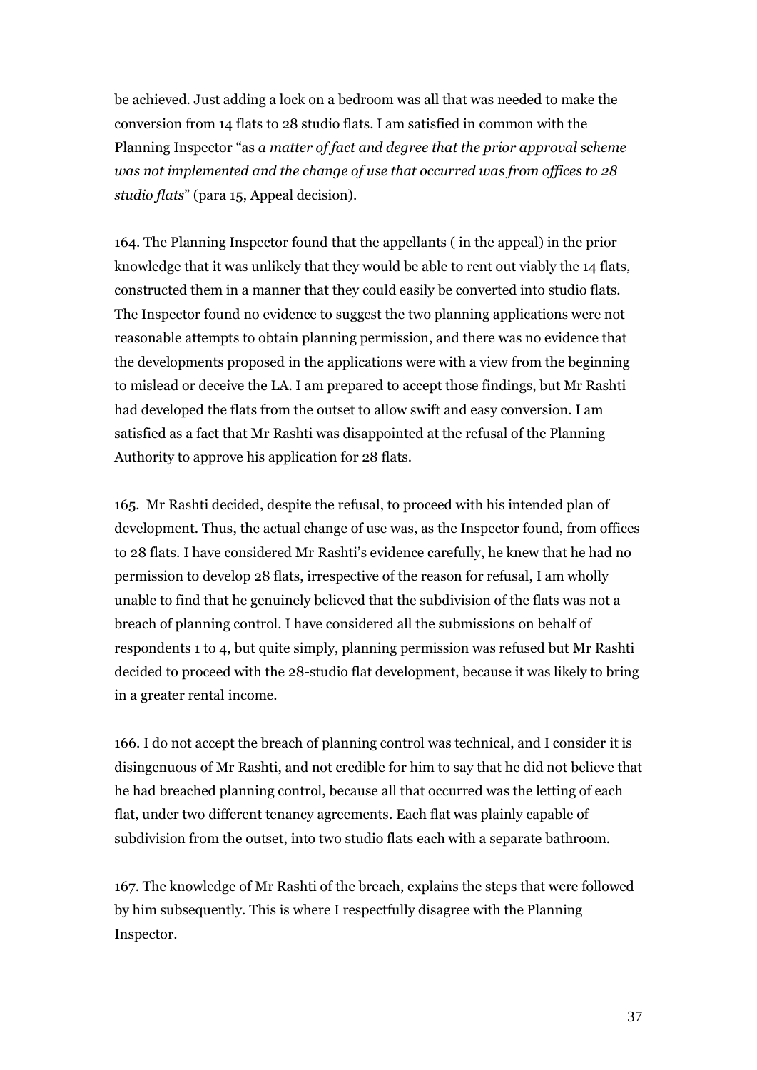be achieved. Just adding a lock on a bedroom was all that was needed to make the conversion from 14 flats to 28 studio flats. I am satisfied in common with the Planning Inspector "as *a matter of fact and degree that the prior approval scheme was not implemented and the change of use that occurred was from offices to 28 studio flats*" (para 15, Appeal decision).

164. The Planning Inspector found that the appellants ( in the appeal) in the prior knowledge that it was unlikely that they would be able to rent out viably the 14 flats, constructed them in a manner that they could easily be converted into studio flats. The Inspector found no evidence to suggest the two planning applications were not reasonable attempts to obtain planning permission, and there was no evidence that the developments proposed in the applications were with a view from the beginning to mislead or deceive the LA. I am prepared to accept those findings, but Mr Rashti had developed the flats from the outset to allow swift and easy conversion. I am satisfied as a fact that Mr Rashti was disappointed at the refusal of the Planning Authority to approve his application for 28 flats.

165. Mr Rashti decided, despite the refusal, to proceed with his intended plan of development. Thus, the actual change of use was, as the Inspector found, from offices to 28 flats. I have considered Mr Rashti's evidence carefully, he knew that he had no permission to develop 28 flats, irrespective of the reason for refusal, I am wholly unable to find that he genuinely believed that the subdivision of the flats was not a breach of planning control. I have considered all the submissions on behalf of respondents 1 to 4, but quite simply, planning permission was refused but Mr Rashti decided to proceed with the 28-studio flat development, because it was likely to bring in a greater rental income.

166. I do not accept the breach of planning control was technical, and I consider it is disingenuous of Mr Rashti, and not credible for him to say that he did not believe that he had breached planning control, because all that occurred was the letting of each flat, under two different tenancy agreements. Each flat was plainly capable of subdivision from the outset, into two studio flats each with a separate bathroom.

167. The knowledge of Mr Rashti of the breach, explains the steps that were followed by him subsequently. This is where I respectfully disagree with the Planning Inspector.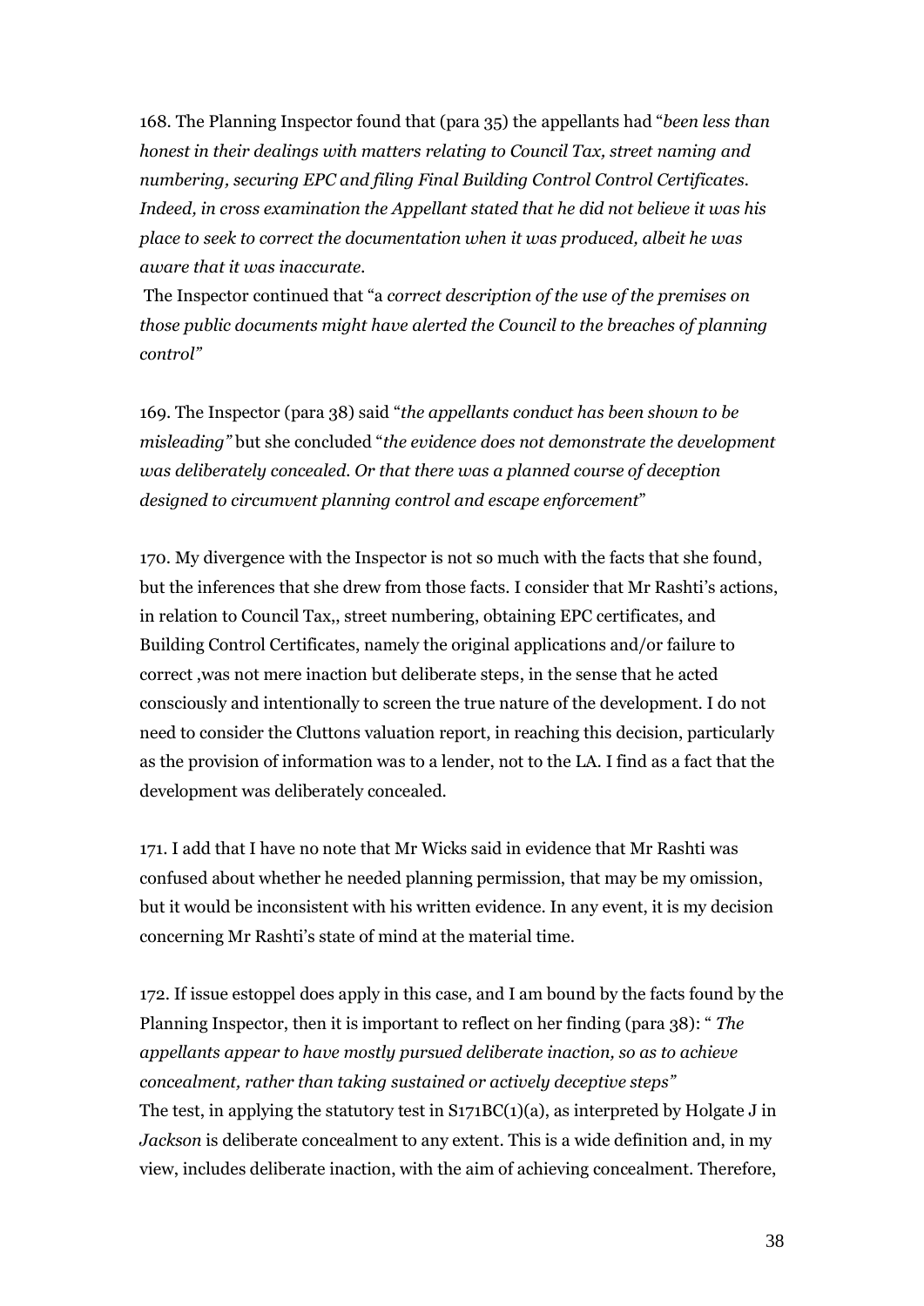168. The Planning Inspector found that (para 35) the appellants had "*been less than honest in their dealings with matters relating to Council Tax, street naming and numbering, securing EPC and filing Final Building Control Control Certificates. Indeed, in cross examination the Appellant stated that he did not believe it was his place to seek to correct the documentation when it was produced, albeit he was aware that it was inaccurate.*

The Inspector continued that "a *correct description of the use of the premises on those public documents might have alerted the Council to the breaches of planning control"*

169. The Inspector (para 38) said "*the appellants conduct has been shown to be misleading"* but she concluded "*the evidence does not demonstrate the development was deliberately concealed. Or that there was a planned course of deception designed to circumvent planning control and escape enforcement*"

170. My divergence with the Inspector is not so much with the facts that she found, but the inferences that she drew from those facts. I consider that Mr Rashti's actions, in relation to Council Tax,, street numbering, obtaining EPC certificates, and Building Control Certificates, namely the original applications and/or failure to correct ,was not mere inaction but deliberate steps, in the sense that he acted consciously and intentionally to screen the true nature of the development. I do not need to consider the Cluttons valuation report, in reaching this decision, particularly as the provision of information was to a lender, not to the LA. I find as a fact that the development was deliberately concealed.

171. I add that I have no note that Mr Wicks said in evidence that Mr Rashti was confused about whether he needed planning permission, that may be my omission, but it would be inconsistent with his written evidence. In any event, it is my decision concerning Mr Rashti's state of mind at the material time.

172. If issue estoppel does apply in this case, and I am bound by the facts found by the Planning Inspector, then it is important to reflect on her finding (para 38): " *The appellants appear to have mostly pursued deliberate inaction, so as to achieve concealment, rather than taking sustained or actively deceptive steps"*
The test, in applying the statutory test in S171BC(1)(a), as interpreted by Holgate J in *Jackson* is deliberate concealment to any extent. This is a wide definition and, in my view, includes deliberate inaction, with the aim of achieving concealment. Therefore,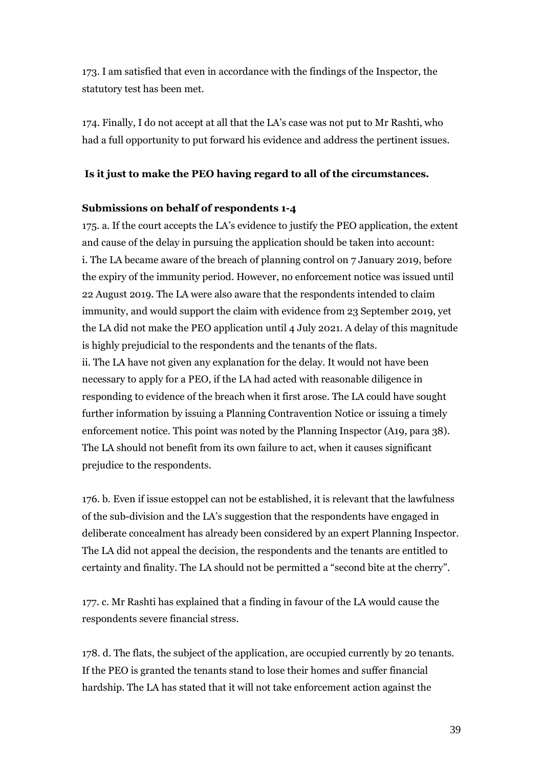173. I am satisfied that even in accordance with the findings of the Inspector, the statutory test has been met.

174. Finally, I do not accept at all that the LA's case was not put to Mr Rashti, who had a full opportunity to put forward his evidence and address the pertinent issues.

**Is it just to make the PEO having regard to all of the circumstances.**

**Submissions on behalf of respondents 1-4**

175. a. If the court accepts the LA's evidence to justify the PEO application, the extent and cause of the delay in pursuing the application should be taken into account:
i. The LA became aware of the breach of planning control on 7 January 2019, before the expiry of the immunity period. However, no enforcement notice was issued until 22 August 2019. The LA were also aware that the respondents intended to claim immunity, and would support the claim with evidence from 23 September 2019, yet the LA did not make the PEO application until 4 July 2021. A delay of this magnitude is highly prejudicial to the respondents and the tenants of the flats.
ii. The LA have not given any explanation for the delay. It would not have been necessary to apply for a PEO, if the LA had acted with reasonable diligence in responding to evidence of the breach when it first arose. The LA could have sought further information by issuing a Planning Contravention Notice or issuing a timely enforcement notice. This point was noted by the Planning Inspector (A19, para 38). The LA should not benefit from its own failure to act, when it causes significant prejudice to the respondents.

176. b. Even if issue estoppel can not be established, it is relevant that the lawfulness of the sub-division and the LA's suggestion that the respondents have engaged in deliberate concealment has already been considered by an expert Planning Inspector. The LA did not appeal the decision, the respondents and the tenants are entitled to certainty and finality. The LA should not be permitted a "second bite at the cherry".

177. c. Mr Rashti has explained that a finding in favour of the LA would cause the respondents severe financial stress.

178. d. The flats, the subject of the application, are occupied currently by 20 tenants. If the PEO is granted the tenants stand to lose their homes and suffer financial hardship. The LA has stated that it will not take enforcement action against the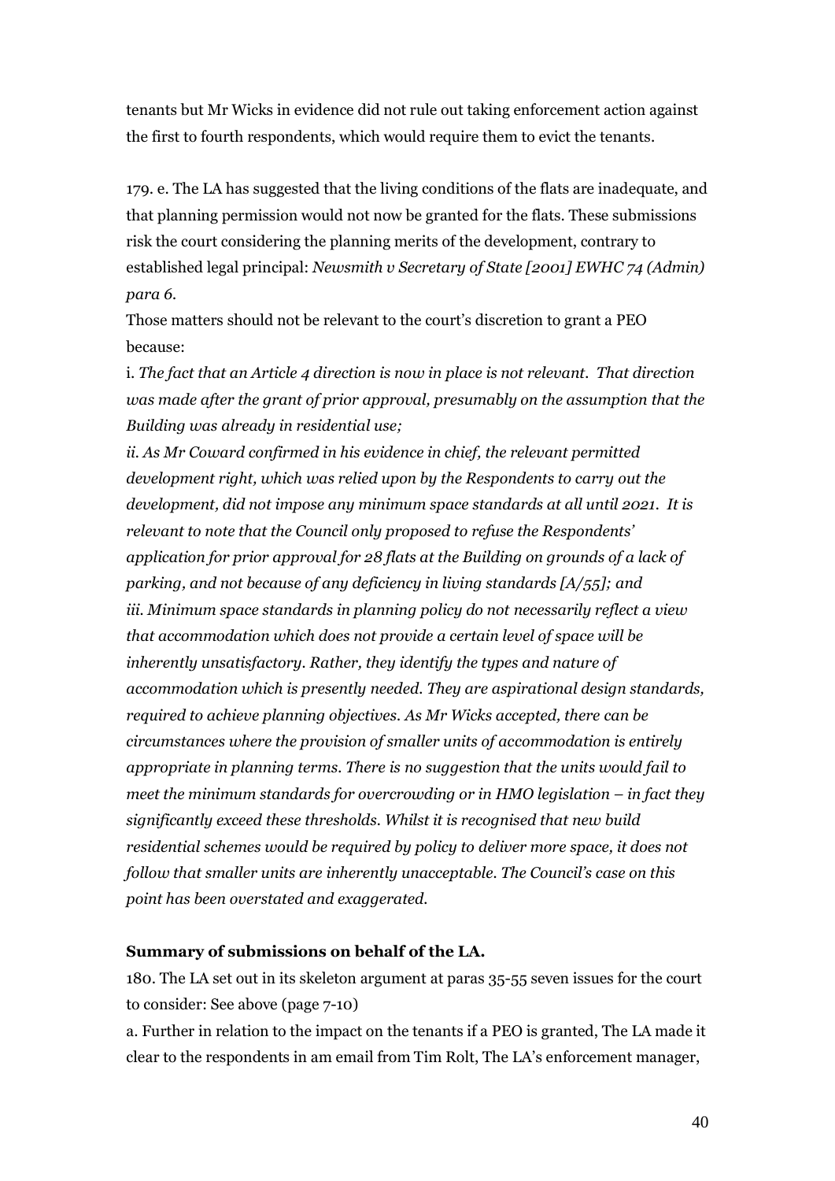tenants but Mr Wicks in evidence did not rule out taking enforcement action against the first to fourth respondents, which would require them to evict the tenants.

179. e. The LA has suggested that the living conditions of the flats are inadequate, and that planning permission would not now be granted for the flats. These submissions risk the court considering the planning merits of the development, contrary to established legal principal: *Newsmith v Secretary of State [2001] EWHC 74 (Admin) para 6.*

Those matters should not be relevant to the court's discretion to grant a PEO because:

i. *The fact that an Article 4 direction is now in place is not relevant. That direction was made after the grant of prior approval, presumably on the assumption that the Building was already in residential use;*

*ii. As Mr Coward confirmed in his evidence in chief, the relevant permitted development right, which was relied upon by the Respondents to carry out the development, did not impose any minimum space standards at all until 2021. It is relevant to note that the Council only proposed to refuse the Respondents' application for prior approval for 28 flats at the Building on grounds of a lack of parking, and not because of any deficiency in living standards [A/55]; and*

*iii. Minimum space standards in planning policy do not necessarily reflect a view that accommodation which does not provide a certain level of space will be inherently unsatisfactory. Rather, they identify the types and nature of accommodation which is presently needed. They are aspirational design standards, required to achieve planning objectives. As Mr Wicks accepted, there can be circumstances where the provision of smaller units of accommodation is entirely appropriate in planning terms. There is no suggestion that the units would fail to meet the minimum standards for overcrowding or in HMO legislation – in fact they significantly exceed these thresholds. Whilst it is recognised that new build residential schemes would be required by policy to deliver more space, it does not follow that smaller units are inherently unacceptable. The Council's case on this point has been overstated and exaggerated.*

**Summary of submissions on behalf of the LA.**

180. The LA set out in its skeleton argument at paras 35-55 seven issues for the court to consider: See above (page 7-10)

a. Further in relation to the impact on the tenants if a PEO is granted, The LA made it clear to the respondents in am email from Tim Rolt, The LA's enforcement manager,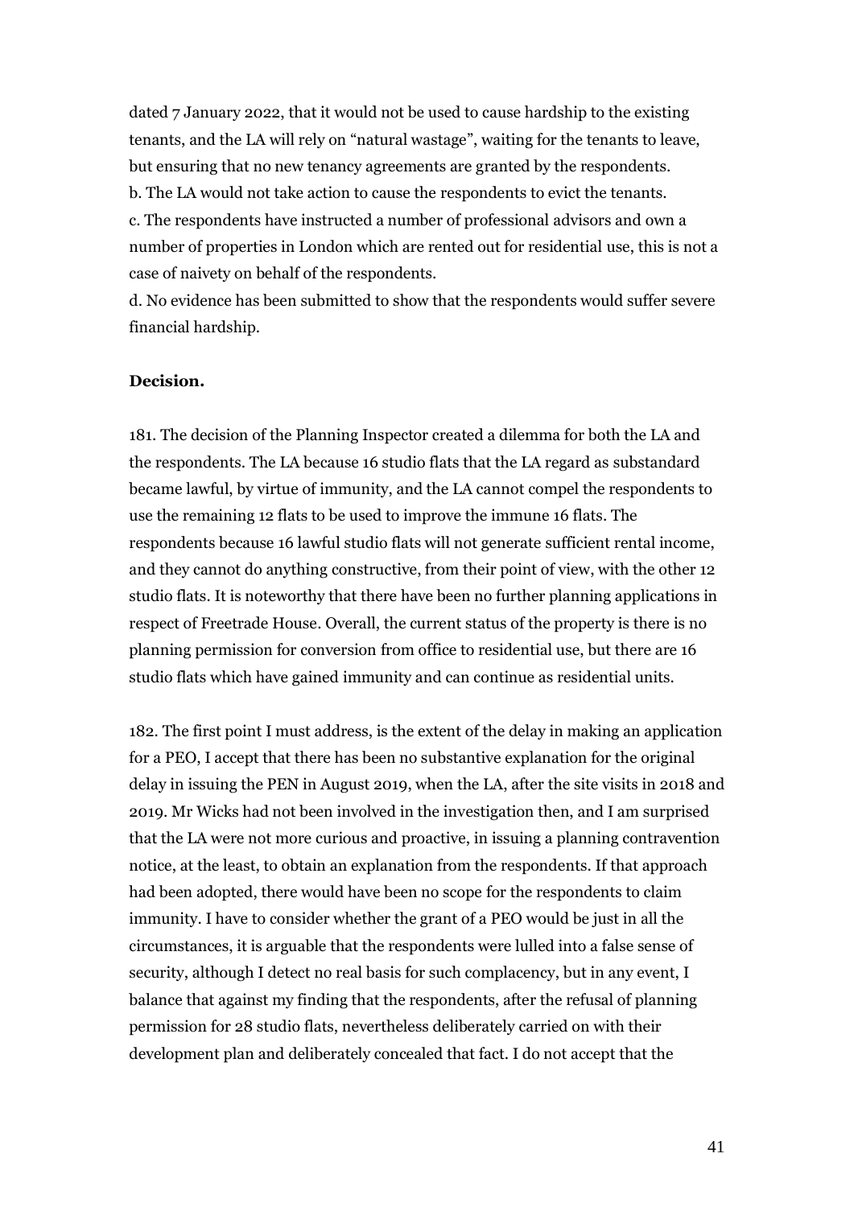dated 7 January 2022, that it would not be used to cause hardship to the existing tenants, and the LA will rely on "natural wastage", waiting for the tenants to leave, but ensuring that no new tenancy agreements are granted by the respondents.
b. The LA would not take action to cause the respondents to evict the tenants.
c. The respondents have instructed a number of professional advisors and own a number of properties in London which are rented out for residential use, this is not a case of naivety on behalf of the respondents.
d. No evidence has been submitted to show that the respondents would suffer severe financial hardship.

**Decision.**

181. The decision of the Planning Inspector created a dilemma for both the LA and the respondents. The LA because 16 studio flats that the LA regard as substandard became lawful, by virtue of immunity, and the LA cannot compel the respondents to use the remaining 12 flats to be used to improve the immune 16 flats. The respondents because 16 lawful studio flats will not generate sufficient rental income, and they cannot do anything constructive, from their point of view, with the other 12 studio flats. It is noteworthy that there have been no further planning applications in respect of Freetrade House. Overall, the current status of the property is there is no planning permission for conversion from office to residential use, but there are 16 studio flats which have gained immunity and can continue as residential units.

182. The first point I must address, is the extent of the delay in making an application for a PEO, I accept that there has been no substantive explanation for the original delay in issuing the PEN in August 2019, when the LA, after the site visits in 2018 and 2019. Mr Wicks had not been involved in the investigation then, and I am surprised that the LA were not more curious and proactive, in issuing a planning contravention notice, at the least, to obtain an explanation from the respondents. If that approach had been adopted, there would have been no scope for the respondents to claim immunity. I have to consider whether the grant of a PEO would be just in all the circumstances, it is arguable that the respondents were lulled into a false sense of security, although I detect no real basis for such complacency, but in any event, I balance that against my finding that the respondents, after the refusal of planning permission for 28 studio flats, nevertheless deliberately carried on with their development plan and deliberately concealed that fact. I do not accept that the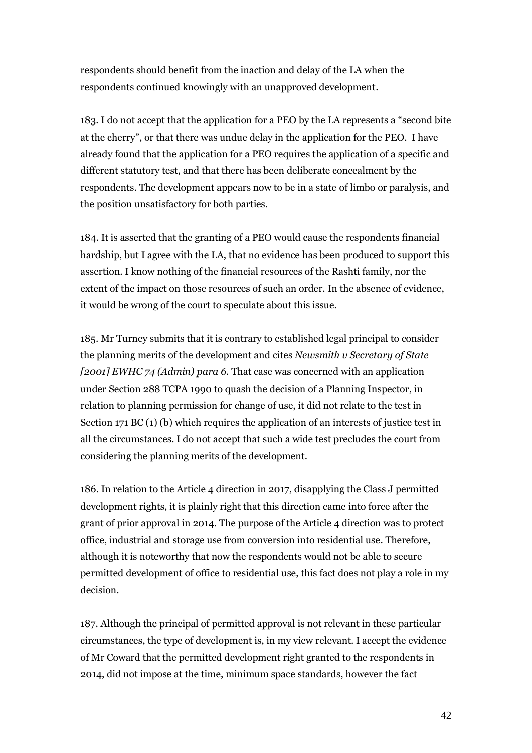respondents should benefit from the inaction and delay of the LA when the respondents continued knowingly with an unapproved development.

183. I do not accept that the application for a PEO by the LA represents a "second bite at the cherry", or that there was undue delay in the application for the PEO. I have already found that the application for a PEO requires the application of a specific and different statutory test, and that there has been deliberate concealment by the respondents. The development appears now to be in a state of limbo or paralysis, and the position unsatisfactory for both parties.

184. It is asserted that the granting of a PEO would cause the respondents financial hardship, but I agree with the LA, that no evidence has been produced to support this assertion. I know nothing of the financial resources of the Rashti family, nor the extent of the impact on those resources of such an order. In the absence of evidence, it would be wrong of the court to speculate about this issue.

185. Mr Turney submits that it is contrary to established legal principal to consider the planning merits of the development and cites *Newsmith v Secretary of State [2001] EWHC 74 (Admin) para 6*. That case was concerned with an application under Section 288 TCPA 1990 to quash the decision of a Planning Inspector, in relation to planning permission for change of use, it did not relate to the test in Section 171 BC (1) (b) which requires the application of an interests of justice test in all the circumstances. I do not accept that such a wide test precludes the court from considering the planning merits of the development.

186. In relation to the Article 4 direction in 2017, disapplying the Class J permitted development rights, it is plainly right that this direction came into force after the grant of prior approval in 2014. The purpose of the Article 4 direction was to protect office, industrial and storage use from conversion into residential use. Therefore, although it is noteworthy that now the respondents would not be able to secure permitted development of office to residential use, this fact does not play a role in my decision.

187. Although the principal of permitted approval is not relevant in these particular circumstances, the type of development is, in my view relevant. I accept the evidence of Mr Coward that the permitted development right granted to the respondents in 2014, did not impose at the time, minimum space standards, however the fact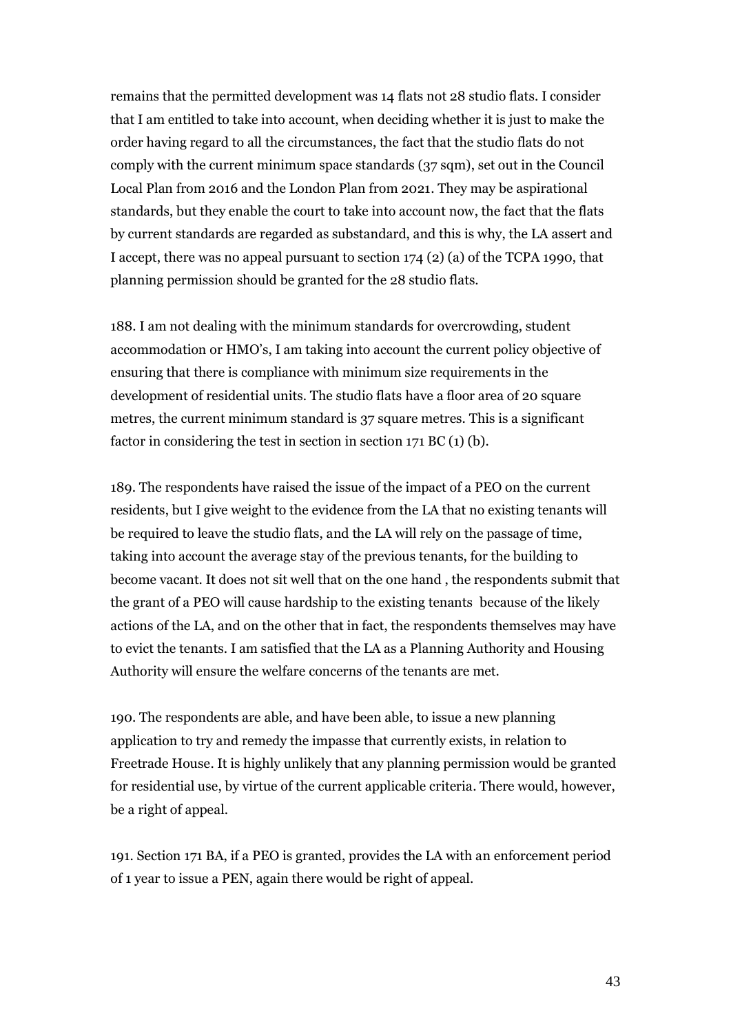remains that the permitted development was 14 flats not 28 studio flats. I consider that I am entitled to take into account, when deciding whether it is just to make the order having regard to all the circumstances, the fact that the studio flats do not comply with the current minimum space standards (37 sqm), set out in the Council Local Plan from 2016 and the London Plan from 2021. They may be aspirational standards, but they enable the court to take into account now, the fact that the flats by current standards are regarded as substandard, and this is why, the LA assert and I accept, there was no appeal pursuant to section 174 (2) (a) of the TCPA 1990, that planning permission should be granted for the 28 studio flats.

188. I am not dealing with the minimum standards for overcrowding, student accommodation or HMO's, I am taking into account the current policy objective of ensuring that there is compliance with minimum size requirements in the development of residential units. The studio flats have a floor area of 20 square metres, the current minimum standard is 37 square metres. This is a significant factor in considering the test in section in section 171 BC (1) (b).

189. The respondents have raised the issue of the impact of a PEO on the current residents, but I give weight to the evidence from the LA that no existing tenants will be required to leave the studio flats, and the LA will rely on the passage of time, taking into account the average stay of the previous tenants, for the building to become vacant. It does not sit well that on the one hand , the respondents submit that the grant of a PEO will cause hardship to the existing tenants because of the likely actions of the LA, and on the other that in fact, the respondents themselves may have to evict the tenants. I am satisfied that the LA as a Planning Authority and Housing Authority will ensure the welfare concerns of the tenants are met.

190. The respondents are able, and have been able, to issue a new planning application to try and remedy the impasse that currently exists, in relation to Freetrade House. It is highly unlikely that any planning permission would be granted for residential use, by virtue of the current applicable criteria. There would, however, be a right of appeal.

191. Section 171 BA, if a PEO is granted, provides the LA with an enforcement period of 1 year to issue a PEN, again there would be right of appeal.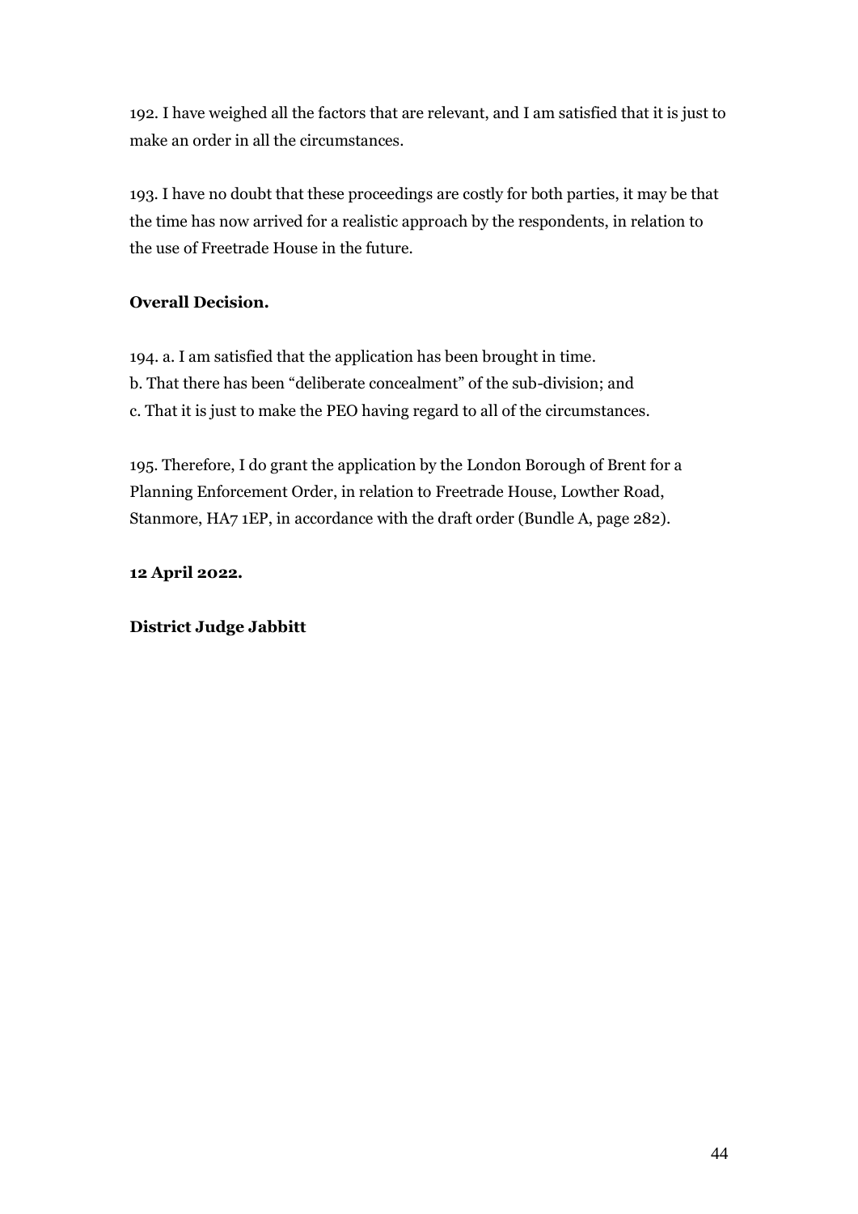192. I have weighed all the factors that are relevant, and I am satisfied that it is just to make an order in all the circumstances.

193. I have no doubt that these proceedings are costly for both parties, it may be that the time has now arrived for a realistic approach by the respondents, in relation to the use of Freetrade House in the future.

**Overall Decision.**

194. a. I am satisfied that the application has been brought in time.
b. That there has been "deliberate concealment" of the sub-division; and
c. That it is just to make the PEO having regard to all of the circumstances.

195. Therefore, I do grant the application by the London Borough of Brent for a Planning Enforcement Order, in relation to Freetrade House, Lowther Road, Stanmore, HA7 1EP, in accordance with the draft order (Bundle A, page 282).

**12 April 2022.**

**District Judge Jabbitt**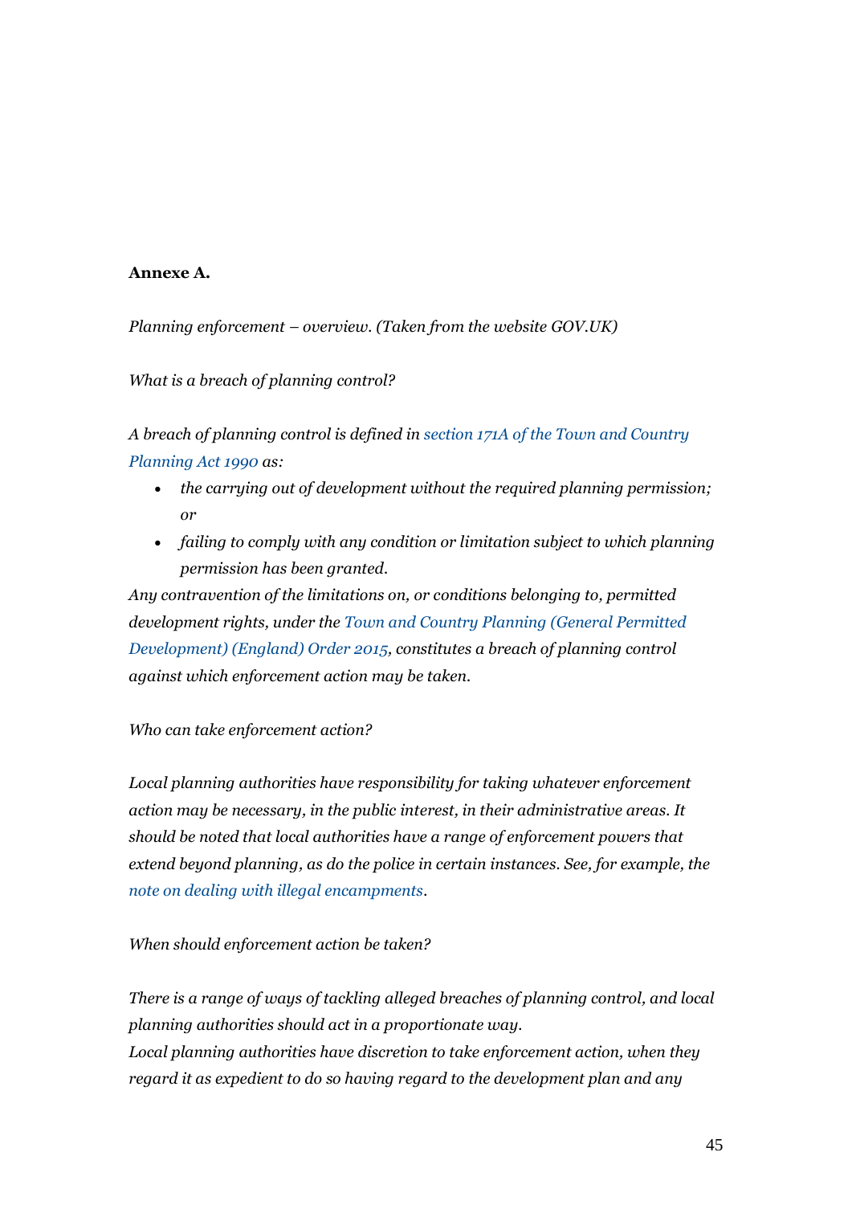**Annexe A.**

*Planning enforcement – overview. (Taken from the website GOV.UK)*

*What is a breach of planning control?*

*A breach of planning control is defined in section 171A of the Town and Country Planning Act 1990 as:*

- *the carrying out of development without the required planning permission; or*
- *failing to comply with any condition or limitation subject to which planning permission has been granted.*

*Any contravention of the limitations on, or conditions belonging to, permitted development rights, under the Town and Country Planning (General Permitted Development) (England) Order 2015, constitutes a breach of planning control against which enforcement action may be taken.*

*Who can take enforcement action?*

*Local planning authorities have responsibility for taking whatever enforcement action may be necessary, in the public interest, in their administrative areas. It should be noted that local authorities have a range of enforcement powers that extend beyond planning, as do the police in certain instances. See, for example, the note on dealing with illegal encampments.*

*When should enforcement action be taken?*

*There is a range of ways of tackling alleged breaches of planning control, and local planning authorities should act in a proportionate way.*
*Local planning authorities have discretion to take enforcement action, when they regard it as expedient to do so having regard to the development plan and any*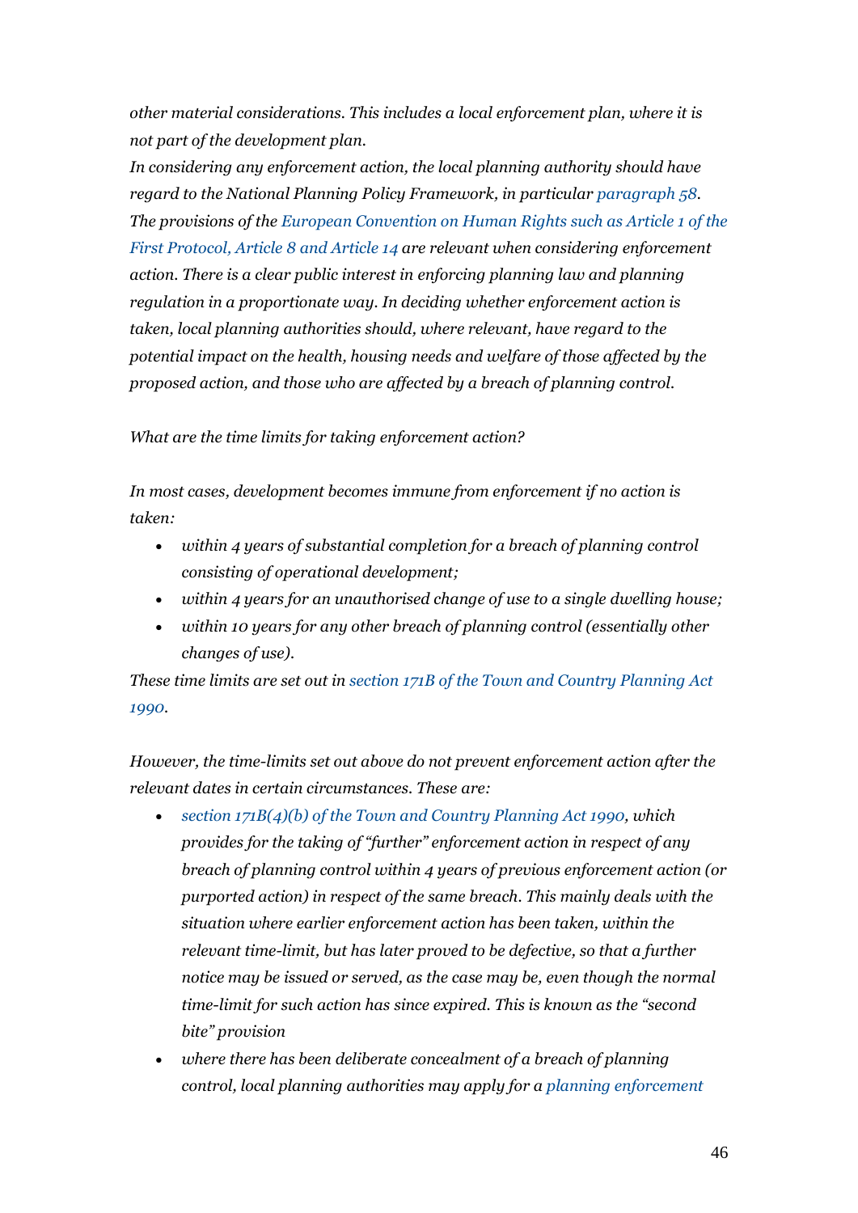*other material considerations. This includes a local enforcement plan, where it is not part of the development plan.*

*In considering any enforcement action, the local planning authority should have regard to the National Planning Policy Framework, in particular paragraph 58.*

*The provisions of the European Convention on Human Rights such as Article 1 of the First Protocol, Article 8 and Article 14 are relevant when considering enforcement action. There is a clear public interest in enforcing planning law and planning regulation in a proportionate way. In deciding whether enforcement action is taken, local planning authorities should, where relevant, have regard to the potential impact on the health, housing needs and welfare of those affected by the proposed action, and those who are affected by a breach of planning control.*

*What are the time limits for taking enforcement action?*

*In most cases, development becomes immune from enforcement if no action is taken:*

- *within 4 years of substantial completion for a breach of planning control consisting of operational development;*
- *within 4 years for an unauthorised change of use to a single dwelling house;*
- *within 10 years for any other breach of planning control (essentially other changes of use).*

*These time limits are set out in section 171B of the Town and Country Planning Act 1990.*

*However, the time-limits set out above do not prevent enforcement action after the relevant dates in certain circumstances. These are:*

- *section 171B(4)(b) of the Town and Country Planning Act 1990, which provides for the taking of "further" enforcement action in respect of any breach of planning control within 4 years of previous enforcement action (or purported action) in respect of the same breach. This mainly deals with the situation where earlier enforcement action has been taken, within the relevant time-limit, but has later proved to be defective, so that a further notice may be issued or served, as the case may be, even though the normal time-limit for such action has since expired. This is known as the "second bite" provision*
- *where there has been deliberate concealment of a breach of planning control, local planning authorities may apply for a planning enforcement*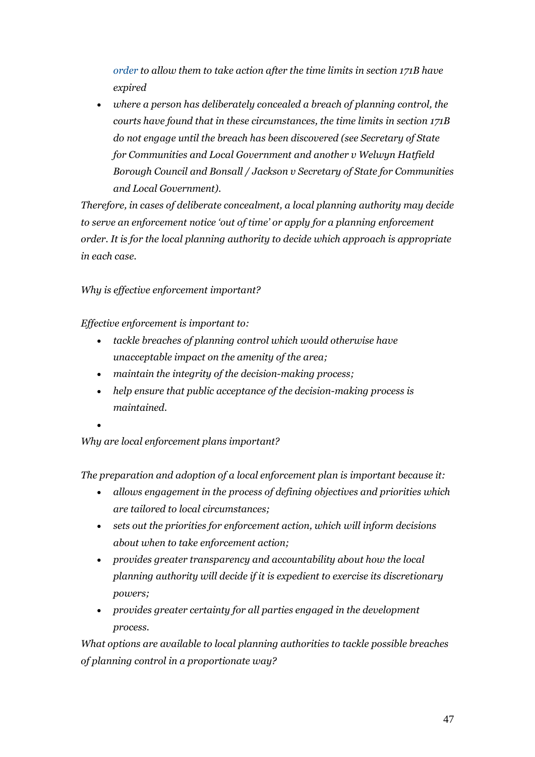*order to allow them to take action after the time limits in section 171B have expired*

- *where a person has deliberately concealed a breach of planning control, the courts have found that in these circumstances, the time limits in section 171B do not engage until the breach has been discovered (see Secretary of State for Communities and Local Government and another v Welwyn Hatfield Borough Council and Bonsall / Jackson v Secretary of State for Communities and Local Government).*

*Therefore, in cases of deliberate concealment, a local planning authority may decide to serve an enforcement notice 'out of time' or apply for a planning enforcement order. It is for the local planning authority to decide which approach is appropriate in each case.*

*Why is effective enforcement important?*

*Effective enforcement is important to:*

- *tackle breaches of planning control which would otherwise have unacceptable impact on the amenity of the area;*
- *maintain the integrity of the decision-making process;*
- *help ensure that public acceptance of the decision-making process is maintained.*

*Why are local enforcement plans important?*

*The preparation and adoption of a local enforcement plan is important because it:*

- *allows engagement in the process of defining objectives and priorities which are tailored to local circumstances;*
- *sets out the priorities for enforcement action, which will inform decisions about when to take enforcement action;*
- *provides greater transparency and accountability about how the local planning authority will decide if it is expedient to exercise its discretionary powers;*
- *provides greater certainty for all parties engaged in the development process.*

*What options are available to local planning authorities to tackle possible breaches of planning control in a proportionate way?*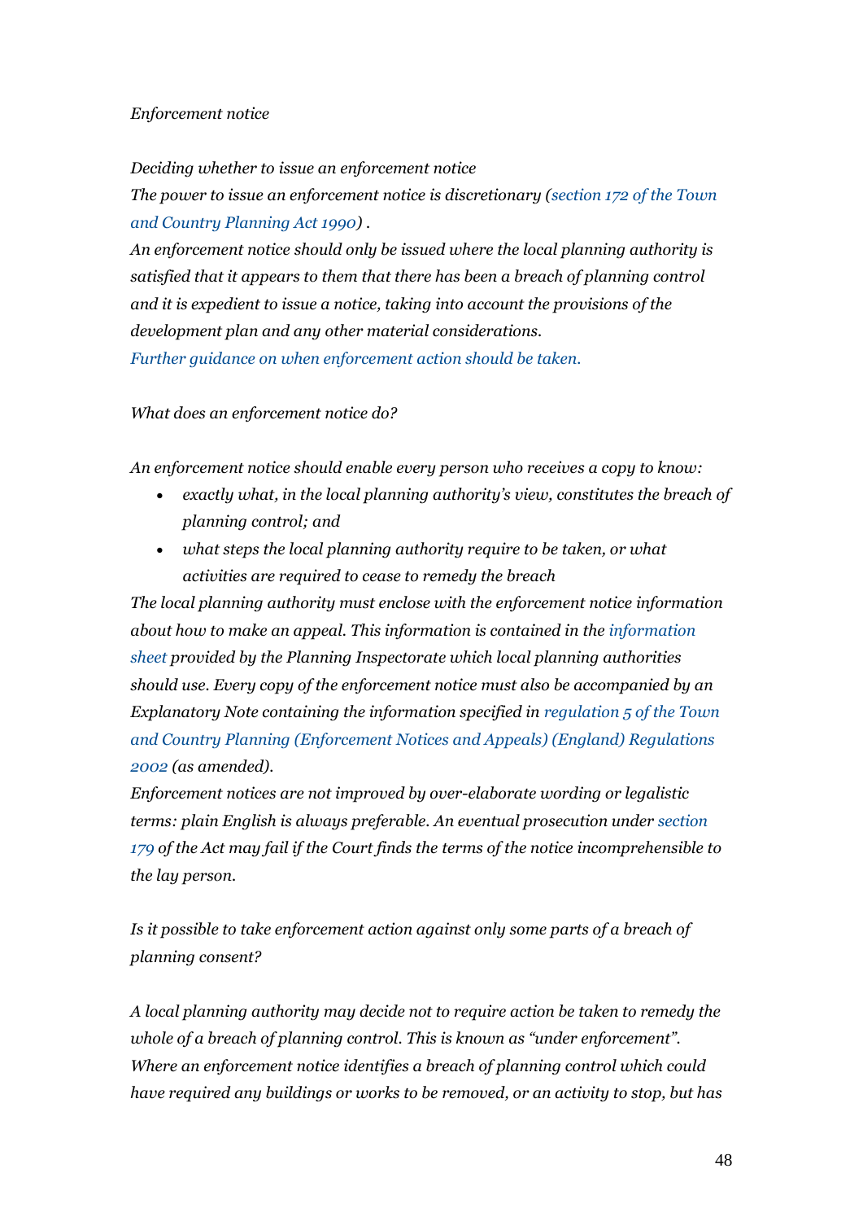*Enforcement notice*

*Deciding whether to issue an enforcement notice*

*The power to issue an enforcement notice is discretionary (section 172 of the Town and Country Planning Act 1990) .*

*An enforcement notice should only be issued where the local planning authority is satisfied that it appears to them that there has been a breach of planning control and it is expedient to issue a notice, taking into account the provisions of the development plan and any other material considerations.*

*Further guidance on when enforcement action should be taken.*

*What does an enforcement notice do?*

*An enforcement notice should enable every person who receives a copy to know:*

- *exactly what, in the local planning authority's view, constitutes the breach of planning control; and*
- *what steps the local planning authority require to be taken, or what activities are required to cease to remedy the breach*

*The local planning authority must enclose with the enforcement notice information about how to make an appeal. This information is contained in the information sheet provided by the Planning Inspectorate which local planning authorities should use. Every copy of the enforcement notice must also be accompanied by an Explanatory Note containing the information specified in regulation 5 of the Town and Country Planning (Enforcement Notices and Appeals) (England) Regulations 2002 (as amended).*

*Enforcement notices are not improved by over-elaborate wording or legalistic terms: plain English is always preferable. An eventual prosecution under section 179 of the Act may fail if the Court finds the terms of the notice incomprehensible to the lay person.*

*Is it possible to take enforcement action against only some parts of a breach of planning consent?*

*A local planning authority may decide not to require action be taken to remedy the whole of a breach of planning control. This is known as "under enforcement". Where an enforcement notice identifies a breach of planning control which could have required any buildings or works to be removed, or an activity to stop, but has*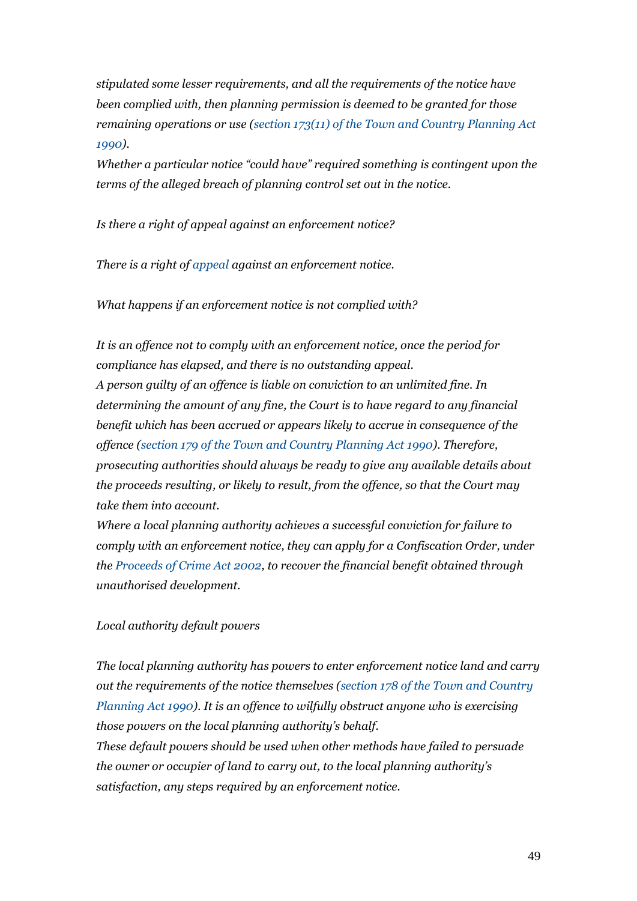*stipulated some lesser requirements, and all the requirements of the notice have been complied with, then planning permission is deemed to be granted for those remaining operations or use (section 173(11) of the Town and Country Planning Act 1990).*

*Whether a particular notice "could have" required something is contingent upon the terms of the alleged breach of planning control set out in the notice.*

*Is there a right of appeal against an enforcement notice?*

*There is a right of appeal against an enforcement notice.*

*What happens if an enforcement notice is not complied with?*

*It is an offence not to comply with an enforcement notice, once the period for compliance has elapsed, and there is no outstanding appeal.*

*A person guilty of an offence is liable on conviction to an unlimited fine. In determining the amount of any fine, the Court is to have regard to any financial benefit which has been accrued or appears likely to accrue in consequence of the offence (section 179 of the Town and Country Planning Act 1990). Therefore, prosecuting authorities should always be ready to give any available details about the proceeds resulting, or likely to result, from the offence, so that the Court may take them into account.*

*Where a local planning authority achieves a successful conviction for failure to comply with an enforcement notice, they can apply for a Confiscation Order, under the Proceeds of Crime Act 2002, to recover the financial benefit obtained through unauthorised development.*

*Local authority default powers*

*The local planning authority has powers to enter enforcement notice land and carry out the requirements of the notice themselves (section 178 of the Town and Country Planning Act 1990). It is an offence to wilfully obstruct anyone who is exercising those powers on the local planning authority's behalf.*

*These default powers should be used when other methods have failed to persuade the owner or occupier of land to carry out, to the local planning authority's satisfaction, any steps required by an enforcement notice.*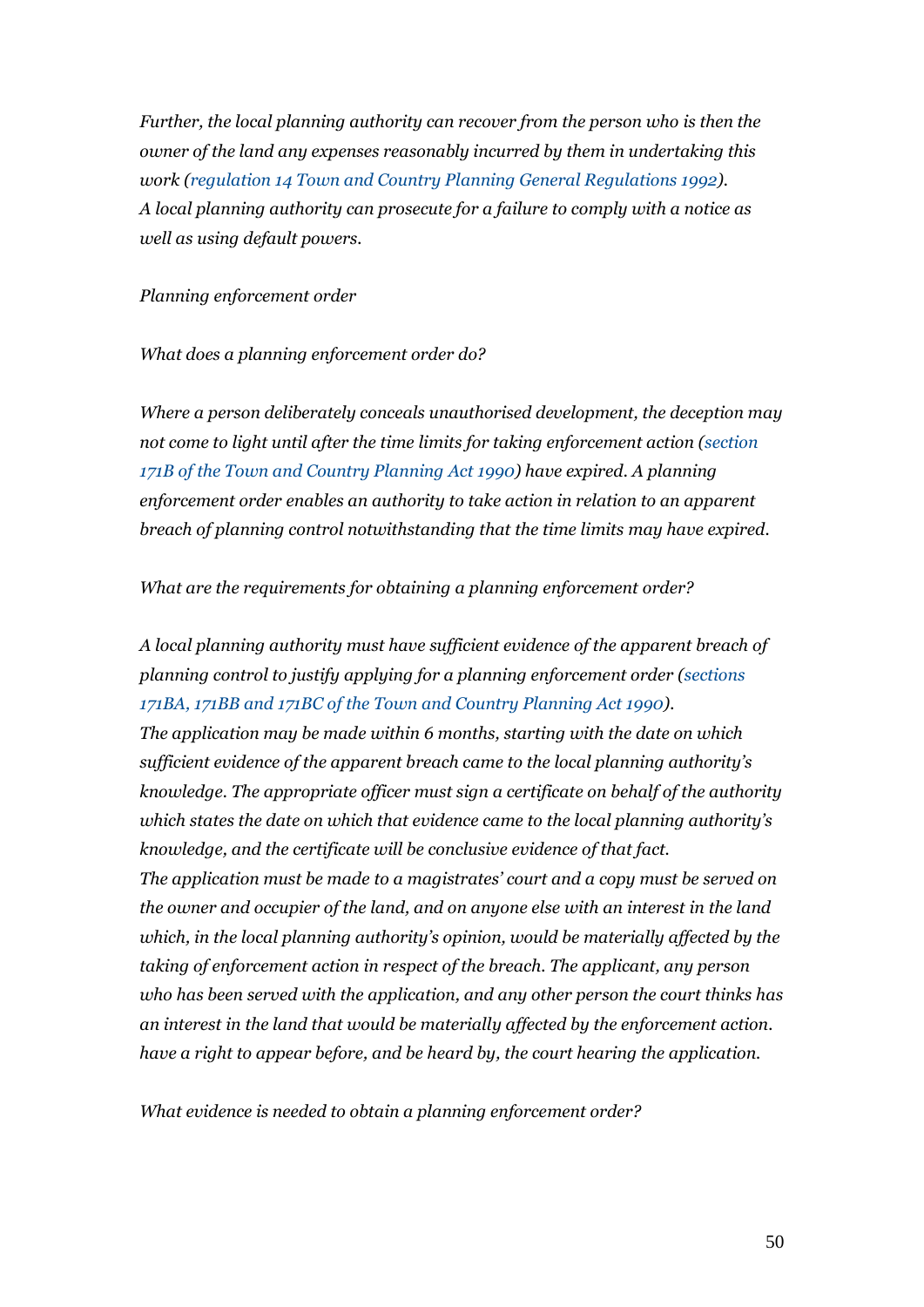*Further, the local planning authority can recover from the person who is then the owner of the land any expenses reasonably incurred by them in undertaking this work (regulation 14 Town and Country Planning General Regulations 1992). A local planning authority can prosecute for a failure to comply with a notice as well as using default powers.*

*Planning enforcement order*

*What does a planning enforcement order do?*

*Where a person deliberately conceals unauthorised development, the deception may not come to light until after the time limits for taking enforcement action (section 171B of the Town and Country Planning Act 1990) have expired. A planning enforcement order enables an authority to take action in relation to an apparent breach of planning control notwithstanding that the time limits may have expired.*

*What are the requirements for obtaining a planning enforcement order?*

*A local planning authority must have sufficient evidence of the apparent breach of planning control to justify applying for a planning enforcement order (sections 171BA, 171BB and 171BC of the Town and Country Planning Act 1990). The application may be made within 6 months, starting with the date on which sufficient evidence of the apparent breach came to the local planning authority's knowledge. The appropriate officer must sign a certificate on behalf of the authority which states the date on which that evidence came to the local planning authority's knowledge, and the certificate will be conclusive evidence of that fact. The application must be made to a magistrates' court and a copy must be served on the owner and occupier of the land, and on anyone else with an interest in the land which, in the local planning authority's opinion, would be materially affected by the taking of enforcement action in respect of the breach. The applicant, any person who has been served with the application, and any other person the court thinks has an interest in the land that would be materially affected by the enforcement action. have a right to appear before, and be heard by, the court hearing the application.*

*What evidence is needed to obtain a planning enforcement order?*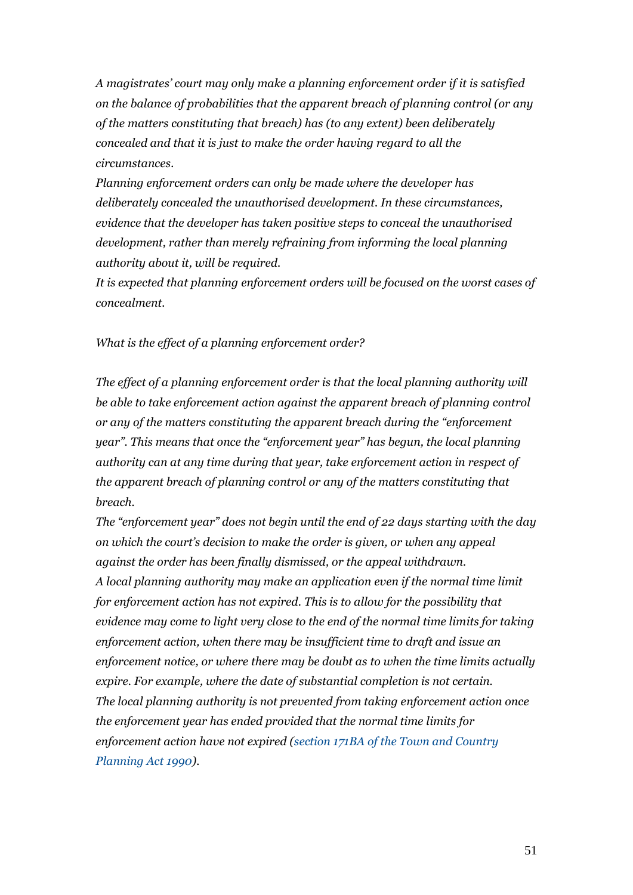*A magistrates' court may only make a planning enforcement order if it is satisfied on the balance of probabilities that the apparent breach of planning control (or any of the matters constituting that breach) has (to any extent) been deliberately concealed and that it is just to make the order having regard to all the circumstances.*

*Planning enforcement orders can only be made where the developer has deliberately concealed the unauthorised development. In these circumstances, evidence that the developer has taken positive steps to conceal the unauthorised development, rather than merely refraining from informing the local planning authority about it, will be required.*

*It is expected that planning enforcement orders will be focused on the worst cases of concealment.*

*What is the effect of a planning enforcement order?*

*The effect of a planning enforcement order is that the local planning authority will be able to take enforcement action against the apparent breach of planning control or any of the matters constituting the apparent breach during the "enforcement year". This means that once the "enforcement year" has begun, the local planning authority can at any time during that year, take enforcement action in respect of the apparent breach of planning control or any of the matters constituting that breach.*

*The "enforcement year" does not begin until the end of 22 days starting with the day on which the court's decision to make the order is given, or when any appeal against the order has been finally dismissed, or the appeal withdrawn.*

*A local planning authority may make an application even if the normal time limit for enforcement action has not expired. This is to allow for the possibility that evidence may come to light very close to the end of the normal time limits for taking enforcement action, when there may be insufficient time to draft and issue an enforcement notice, or where there may be doubt as to when the time limits actually expire. For example, where the date of substantial completion is not certain.*

*The local planning authority is not prevented from taking enforcement action once the enforcement year has ended provided that the normal time limits for enforcement action have not expired (section 171BA of the Town and Country Planning Act 1990).*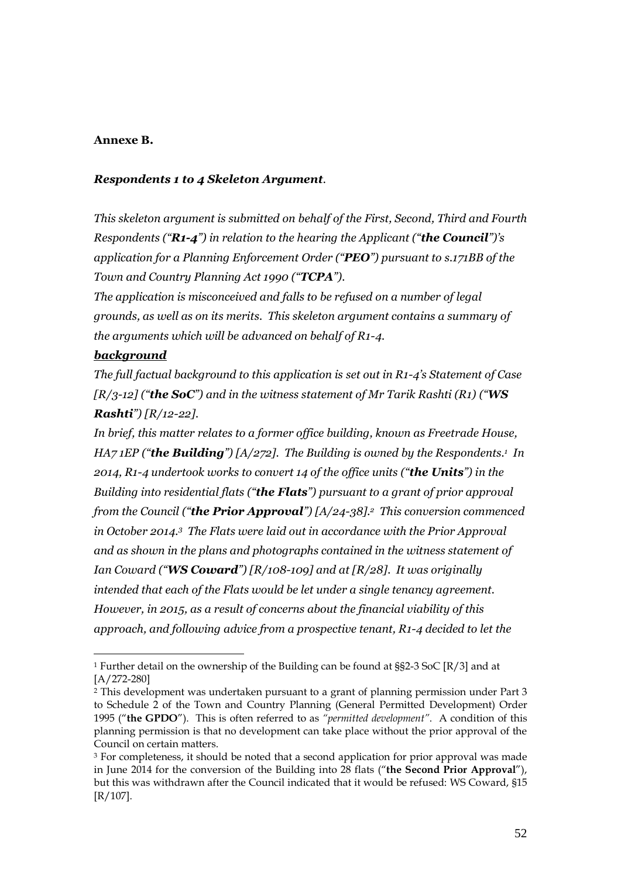**Annexe B.**

***Respondents 1 to 4 Skeleton Argument*.**

*This skeleton argument is submitted on behalf of the First, Second, Third and Fourth Respondents ("**R1-4**") in relation to the hearing the Applicant ("**the Council**")'s application for a Planning Enforcement Order ("**PEO**") pursuant to s.171BB of the Town and Country Planning Act 1990 ("**TCPA**").*

*The application is misconceived and falls to be refused on a number of legal grounds, as well as on its merits. This skeleton argument contains a summary of the arguments which will be advanced on behalf of R1-4.*

***background***

*The full factual background to this application is set out in R1-4's Statement of Case [R/3-12] ("**the SoC**") and in the witness statement of Mr Tarik Rashti (R1) ("**WS Rashti**") [R/12-22].*

*In brief, this matter relates to a former office building, known as Freetrade House, HA7 1EP ("**the Building**") [A/272]. The Building is owned by the Respondents.[1] In 2014, R1-4 undertook works to convert 14 of the office units ("**the Units**") in the Building into residential flats ("**the Flats**") pursuant to a grant of prior approval from the Council ("**the Prior Approval**") [A/24-38].[2] This conversion commenced in October 2014.[3] The Flats were laid out in accordance with the Prior Approval and as shown in the plans and photographs contained in the witness statement of Ian Coward ("**WS Coward**") [R/108-109] and at [R/28]. It was originally intended that each of the Flats would be let under a single tenancy agreement. However, in 2015, as a result of concerns about the financial viability of this approach, and following advice from a prospective tenant, R1-4 decided to let the*

---

[1] Further detail on the ownership of the Building can be found at §§2-3 SoC [R/3] and at [A/272-280]

[2] This development was undertaken pursuant to a grant of planning permission under Part 3 to Schedule 2 of the Town and Country Planning (General Permitted Development) Order 1995 ("**the GPDO**"). This is often referred to as *"permitted development"*. A condition of this planning permission is that no development can take place without the prior approval of the Council on certain matters.

[3] For completeness, it should be noted that a second application for prior approval was made in June 2014 for the conversion of the Building into 28 flats ("**the Second Prior Approval**"), but this was withdrawn after the Council indicated that it would be refused: WS Coward, §15 [R/107].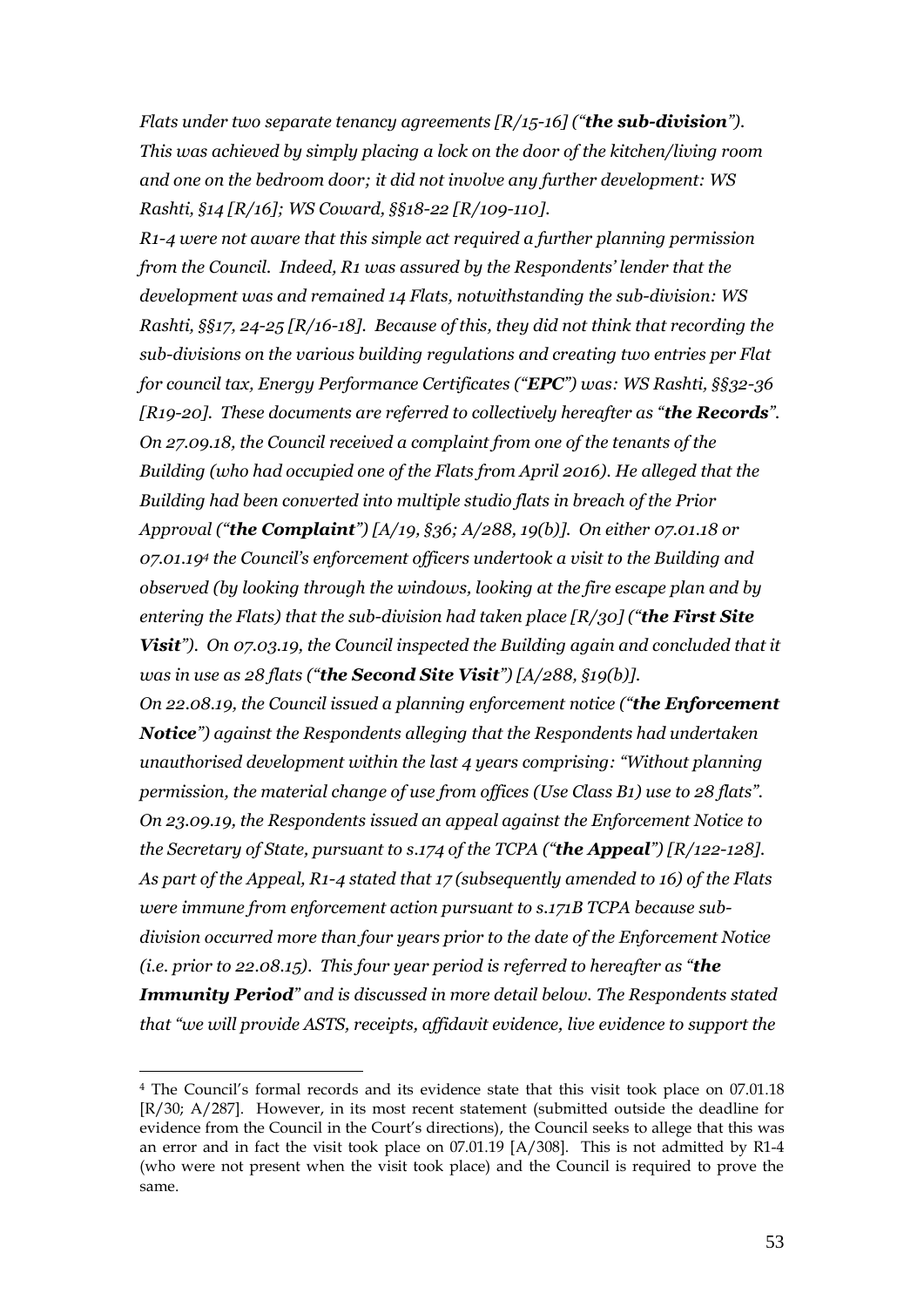*Flats under two separate tenancy agreements [R/15-16] ("**the sub-division**"). This was achieved by simply placing a lock on the door of the kitchen/living room and one on the bedroom door; it did not involve any further development: WS Rashti, §14 [R/16]; WS Coward, §§18-22 [R/109-110].*

*R1-4 were not aware that this simple act required a further planning permission from the Council. Indeed, R1 was assured by the Respondents' lender that the development was and remained 14 Flats, notwithstanding the sub-division: WS Rashti, §§17, 24-25 [R/16-18]. Because of this, they did not think that recording the sub-divisions on the various building regulations and creating two entries per Flat for council tax, Energy Performance Certificates ("**EPC**") was: WS Rashti, §§32-36 [R19-20]. These documents are referred to collectively hereafter as "**the Records**".*

*On 27.09.18, the Council received a complaint from one of the tenants of the Building (who had occupied one of the Flats from April 2016). He alleged that the Building had been converted into multiple studio flats in breach of the Prior Approval ("**the Complaint**") [A/19, §36; A/288, 19(b)]. On either 07.01.18 or 07.01.19[4] the Council's enforcement officers undertook a visit to the Building and observed (by looking through the windows, looking at the fire escape plan and by entering the Flats) that the sub-division had taken place [R/30] ("**the First Site Visit**"). On 07.03.19, the Council inspected the Building again and concluded that it was in use as 28 flats ("**the Second Site Visit**") [A/288, §19(b)].*

*On 22.08.19, the Council issued a planning enforcement notice ("**the Enforcement Notice**") against the Respondents alleging that the Respondents had undertaken unauthorised development within the last 4 years comprising: "Without planning permission, the material change of use from offices (Use Class B1) use to 28 flats".*

*On 23.09.19, the Respondents issued an appeal against the Enforcement Notice to the Secretary of State, pursuant to s.174 of the TCPA ("**the Appeal**") [R/122-128]. As part of the Appeal, R1-4 stated that 17 (subsequently amended to 16) of the Flats were immune from enforcement action pursuant to s.171B TCPA because sub-division occurred more than four years prior to the date of the Enforcement Notice (i.e. prior to 22.08.15). This four year period is referred to hereafter as "**the Immunity Period**" and is discussed in more detail below. The Respondents stated that "we will provide ASTS, receipts, affidavit evidence, live evidence to support the*

---

[4] The Council's formal records and its evidence state that this visit took place on 07.01.18 [R/30; A/287]. However, in its most recent statement (submitted outside the deadline for evidence from the Council in the Court's directions), the Council seeks to allege that this was an error and in fact the visit took place on 07.01.19 [A/308]. This is not admitted by R1-4 (who were not present when the visit took place) and the Council is required to prove the same.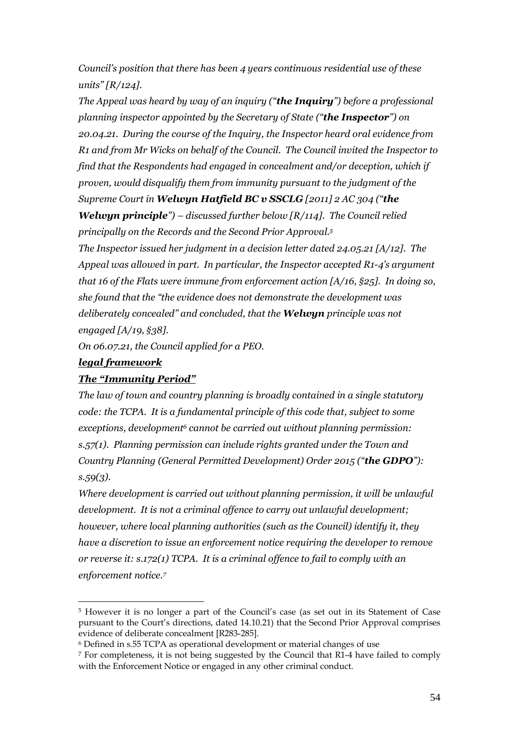*Council's position that there has been 4 years continuous residential use of these units" [R/124].*

*The Appeal was heard by way of an inquiry ("**the Inquiry**") before a professional planning inspector appointed by the Secretary of State ("**the Inspector**") on 20.04.21. During the course of the Inquiry, the Inspector heard oral evidence from R1 and from Mr Wicks on behalf of the Council. The Council invited the Inspector to find that the Respondents had engaged in concealment and/or deception, which if proven, would disqualify them from immunity pursuant to the judgment of the Supreme Court in **Welwyn Hatfield BC v SSCLG [2011] 2 AC 304** ("**the Welwyn principle**") – discussed further below [R/114]. The Council relied principally on the Records and the Second Prior Approval.*[5]

*The Inspector issued her judgment in a decision letter dated 24.05.21 [A/12]. The Appeal was allowed in part. In particular, the Inspector accepted R1-4's argument that 16 of the Flats were immune from enforcement action [A/16, §25]. In doing so, she found that the "the evidence does not demonstrate the development was deliberately concealed" and concluded, that the **Welwyn** principle was not engaged [A/19, §38].*

*On 06.07.21, the Council applied for a PEO.*

***legal framework***

***The "Immunity Period"***

*The law of town and country planning is broadly contained in a single statutory code: the TCPA. It is a fundamental principle of this code that, subject to some exceptions, development*[6] *cannot be carried out without planning permission: s.57(1). Planning permission can include rights granted under the Town and Country Planning (General Permitted Development) Order 2015 ("**the GDPO**"): s.59(3).*

*Where development is carried out without planning permission, it will be unlawful development. It is not a criminal offence to carry out unlawful development; however, where local planning authorities (such as the Council) identify it, they have a discretion to issue an enforcement notice requiring the developer to remove or reverse it: s.172(1) TCPA. It is a criminal offence to fail to comply with an enforcement notice.*[7]

---

[5] However it is no longer a part of the Council's case (as set out in its Statement of Case pursuant to the Court's directions, dated 14.10.21) that the Second Prior Approval comprises evidence of deliberate concealment [R283-285].

[6] Defined in s.55 TCPA as operational development or material changes of use

[7] For completeness, it is not being suggested by the Council that R1-4 have failed to comply with the Enforcement Notice or engaged in any other criminal conduct.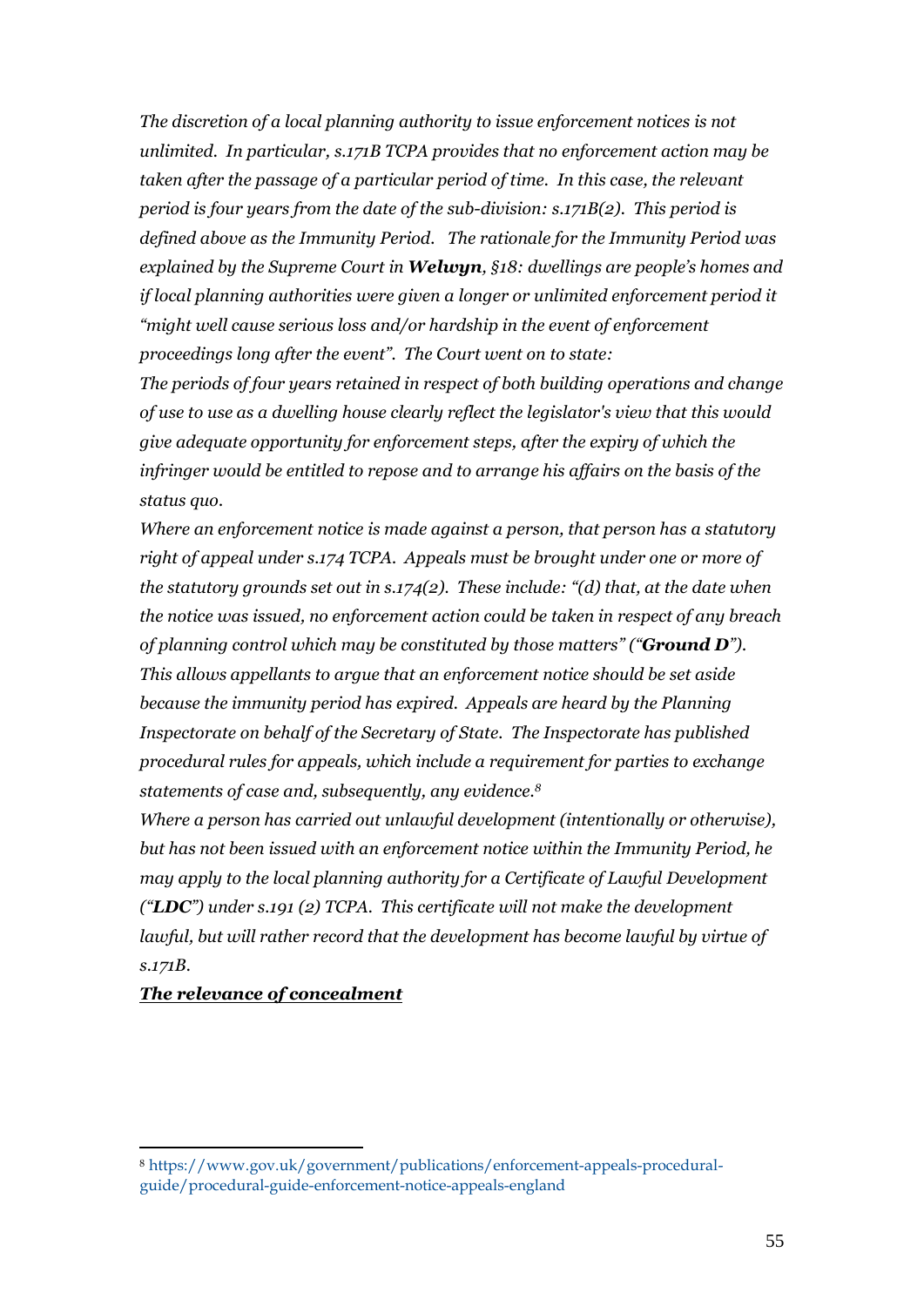*The discretion of a local planning authority to issue enforcement notices is not unlimited. In particular, s.171B TCPA provides that no enforcement action may be taken after the passage of a particular period of time. In this case, the relevant period is four years from the date of the sub-division: s.171B(2). This period is defined above as the Immunity Period. The rationale for the Immunity Period was explained by the Supreme Court in **Welwyn**, §18: dwellings are people's homes and if local planning authorities were given a longer or unlimited enforcement period it "might well cause serious loss and/or hardship in the event of enforcement proceedings long after the event". The Court went on to state:*

*The periods of four years retained in respect of both building operations and change of use to use as a dwelling house clearly reflect the legislator's view that this would give adequate opportunity for enforcement steps, after the expiry of which the infringer would be entitled to repose and to arrange his affairs on the basis of the status quo.*

*Where an enforcement notice is made against a person, that person has a statutory right of appeal under s.174 TCPA. Appeals must be brought under one or more of the statutory grounds set out in s.174(2). These include: "(d) that, at the date when the notice was issued, no enforcement action could be taken in respect of any breach of planning control which may be constituted by those matters" ("**Ground D**"). This allows appellants to argue that an enforcement notice should be set aside because the immunity period has expired. Appeals are heard by the Planning Inspectorate on behalf of the Secretary of State. The Inspectorate has published procedural rules for appeals, which include a requirement for parties to exchange statements of case and, subsequently, any evidence.*[8]

*Where a person has carried out unlawful development (intentionally or otherwise), but has not been issued with an enforcement notice within the Immunity Period, he may apply to the local planning authority for a Certificate of Lawful Development ("**LDC**") under s.191 (2) TCPA. This certificate will not make the development lawful, but will rather record that the development has become lawful by virtue of s.171B.*

***<u>The relevance of concealment</u>***

[8] https://www.gov.uk/government/publications/enforcement-appeals-procedural-guide/procedural-guide-enforcement-notice-appeals-england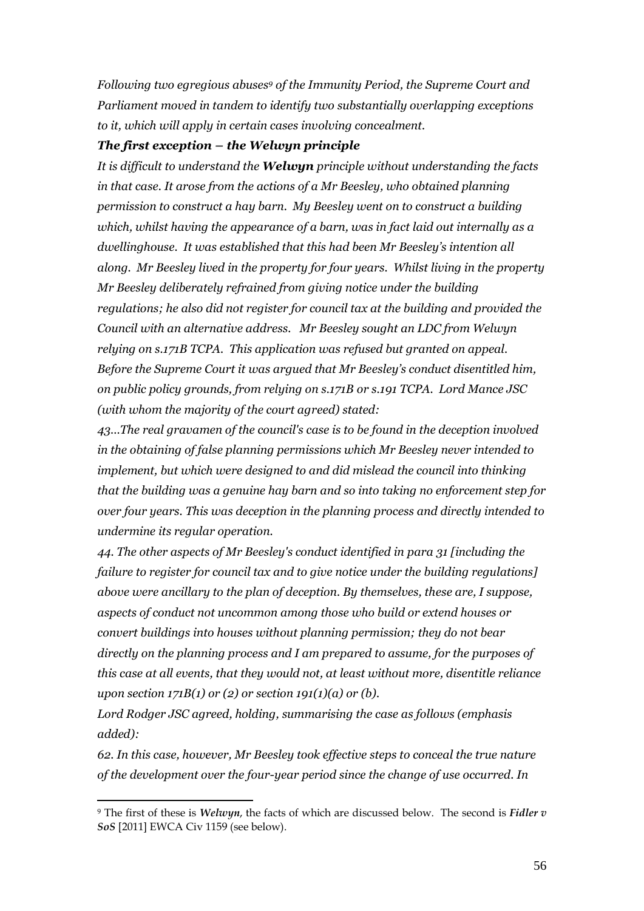*Following two egregious abuses[9] of the Immunity Period, the Supreme Court and Parliament moved in tandem to identify two substantially overlapping exceptions to it, which will apply in certain cases involving concealment.*

***The first exception – the Welwyn principle***

*It is difficult to understand the **Welwyn** principle without understanding the facts in that case. It arose from the actions of a Mr Beesley, who obtained planning permission to construct a hay barn. My Beesley went on to construct a building which, whilst having the appearance of a barn, was in fact laid out internally as a dwellinghouse. It was established that this had been Mr Beesley's intention all along. Mr Beesley lived in the property for four years. Whilst living in the property Mr Beesley deliberately refrained from giving notice under the building regulations; he also did not register for council tax at the building and provided the Council with an alternative address. Mr Beesley sought an LDC from Welwyn relying on s.171B TCPA. This application was refused but granted on appeal. Before the Supreme Court it was argued that Mr Beesley's conduct disentitled him, on public policy grounds, from relying on s.171B or s.191 TCPA. Lord Mance JSC (with whom the majority of the court agreed) stated:*

*43...The real gravamen of the council's case is to be found in the deception involved in the obtaining of false planning permissions which Mr Beesley never intended to implement, but which were designed to and did mislead the council into thinking that the building was a genuine hay barn and so into taking no enforcement step for over four years. This was deception in the planning process and directly intended to undermine its regular operation.*

*44. The other aspects of Mr Beesley's conduct identified in para 31 [including the failure to register for council tax and to give notice under the building regulations] above were ancillary to the plan of deception. By themselves, these are, I suppose, aspects of conduct not uncommon among those who build or extend houses or convert buildings into houses without planning permission; they do not bear directly on the planning process and I am prepared to assume, for the purposes of this case at all events, that they would not, at least without more, disentitle reliance upon section 171B(1) or (2) or section 191(1)(a) or (b).*

*Lord Rodger JSC agreed, holding, summarising the case as follows (emphasis added):*

*62. In this case, however, Mr Beesley took effective steps to conceal the true nature of the development over the four-year period since the change of use occurred. In*

---

[9] The first of these is ***Welwyn***, the facts of which are discussed below. The second is ***Fidler v SoS*** [2011] EWCA Civ 1159 (see below).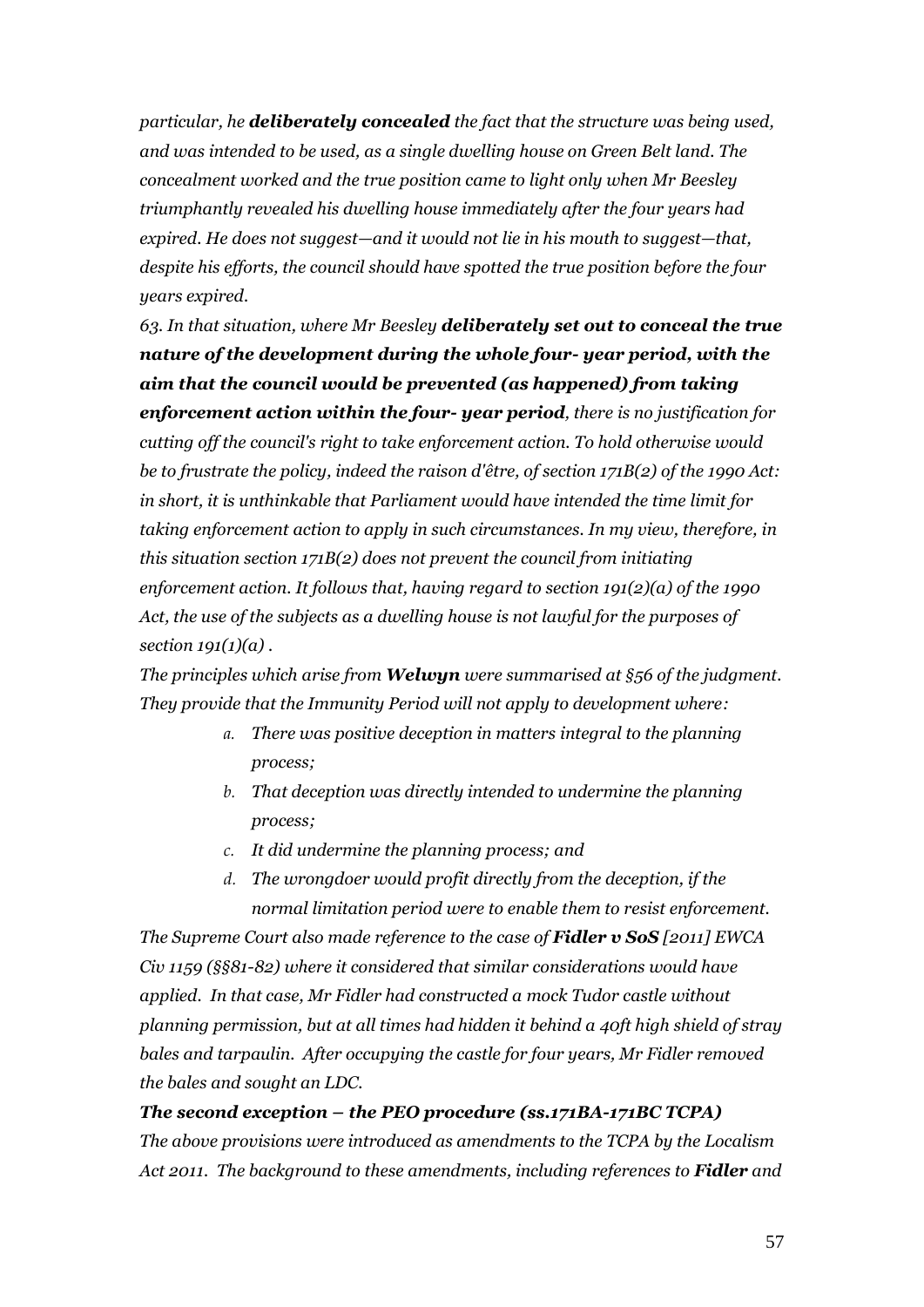*particular, he **deliberately concealed** the fact that the structure was being used, and was intended to be used, as a single dwelling house on Green Belt land. The concealment worked and the true position came to light only when Mr Beesley triumphantly revealed his dwelling house immediately after the four years had expired. He does not suggest—and it would not lie in his mouth to suggest—that, despite his efforts, the council should have spotted the true position before the four years expired.*

*63. In that situation, where Mr Beesley **deliberately set out to conceal the true nature of the development during the whole four- year period, with the aim that the council would be prevented (as happened) from taking enforcement action within the four- year period**, there is no justification for cutting off the council's right to take enforcement action. To hold otherwise would be to frustrate the policy, indeed the raison d'être, of section 171B(2) of the 1990 Act: in short, it is unthinkable that Parliament would have intended the time limit for taking enforcement action to apply in such circumstances. In my view, therefore, in this situation section 171B(2) does not prevent the council from initiating enforcement action. It follows that, having regard to section 191(2)(a) of the 1990 Act, the use of the subjects as a dwelling house is not lawful for the purposes of section 191(1)(a) .*

*The principles which arise from **Welwyn** were summarised at §56 of the judgment. They provide that the Immunity Period will not apply to development where:*

- a. *There was positive deception in matters integral to the planning process;*
- b. *That deception was directly intended to undermine the planning process;*
- c. *It did undermine the planning process; and*
- d. *The wrongdoer would profit directly from the deception, if the normal limitation period were to enable them to resist enforcement.*

*The Supreme Court also made reference to the case of **Fidler v SoS** [2011] EWCA Civ 1159 (§§81-82) where it considered that similar considerations would have applied. In that case, Mr Fidler had constructed a mock Tudor castle without planning permission, but at all times had hidden it behind a 40ft high shield of stray bales and tarpaulin. After occupying the castle for four years, Mr Fidler removed the bales and sought an LDC.*

***The second exception – the PEO procedure (ss.171BA-171BC TCPA)***

*The above provisions were introduced as amendments to the TCPA by the Localism Act 2011. The background to these amendments, including references to **Fidler** and*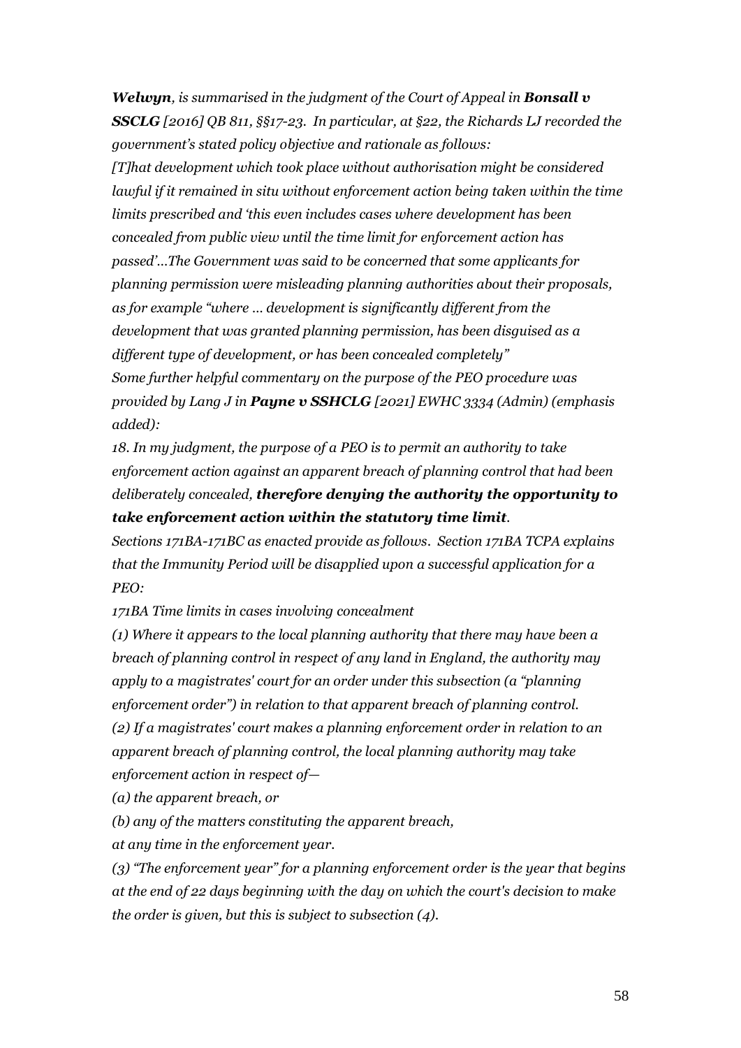***Welwyn**, is summarised in the judgment of the Court of Appeal in **Bonsall v SSCLG** [2016] QB 811, §§17-23. In particular, at §22, the Richards LJ recorded the government's stated policy objective and rationale as follows:*

*[T]hat development which took place without authorisation might be considered lawful if it remained in situ without enforcement action being taken within the time limits prescribed and 'this even includes cases where development has been concealed from public view until the time limit for enforcement action has passed'...The Government was said to be concerned that some applicants for planning permission were misleading planning authorities about their proposals, as for example "where ... development is significantly different from the development that was granted planning permission, has been disguised as a different type of development, or has been concealed completely"*

*Some further helpful commentary on the purpose of the PEO procedure was provided by Lang J in **Payne v SSHCLG** [2021] EWHC 3334 (Admin) (emphasis added):*

*18. In my judgment, the purpose of a PEO is to permit an authority to take enforcement action against an apparent breach of planning control that had been deliberately concealed, **therefore denying the authority the opportunity to take enforcement action within the statutory time limit**.*

*Sections 171BA-171BC as enacted provide as follows. Section 171BA TCPA explains that the Immunity Period will be disapplied upon a successful application for a PEO:*

*171BA Time limits in cases involving concealment*

*(1) Where it appears to the local planning authority that there may have been a breach of planning control in respect of any land in England, the authority may apply to a magistrates' court for an order under this subsection (a "planning enforcement order") in relation to that apparent breach of planning control.*

*(2) If a magistrates' court makes a planning enforcement order in relation to an apparent breach of planning control, the local planning authority may take enforcement action in respect of—*

*(a) the apparent breach, or*

*(b) any of the matters constituting the apparent breach,*

*at any time in the enforcement year.*

*(3) "The enforcement year" for a planning enforcement order is the year that begins at the end of 22 days beginning with the day on which the court's decision to make the order is given, but this is subject to subsection (4).*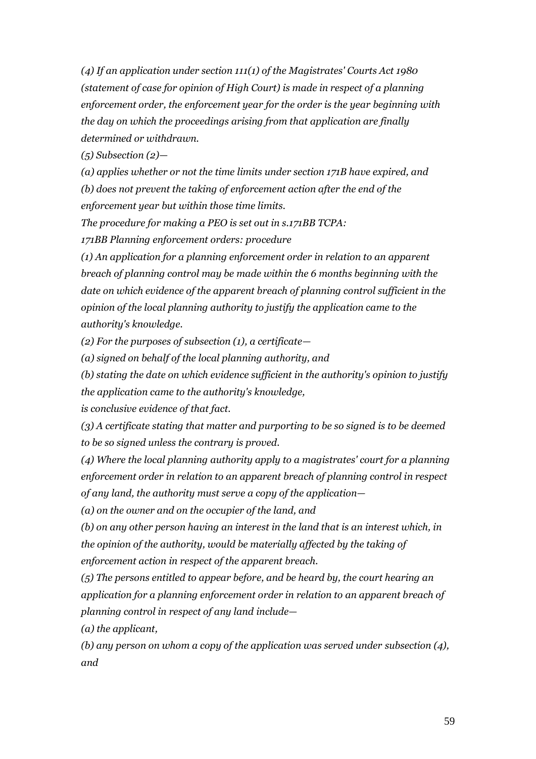*(4) If an application under section 111(1) of the Magistrates' Courts Act 1980 (statement of case for opinion of High Court) is made in respect of a planning enforcement order, the enforcement year for the order is the year beginning with the day on which the proceedings arising from that application are finally determined or withdrawn.*

*(5) Subsection (2)—*

*(a) applies whether or not the time limits under section 171B have expired, and*

*(b) does not prevent the taking of enforcement action after the end of the enforcement year but within those time limits.*

*The procedure for making a PEO is set out in s.171BB TCPA:*

*171BB Planning enforcement orders: procedure*

*(1) An application for a planning enforcement order in relation to an apparent breach of planning control may be made within the 6 months beginning with the date on which evidence of the apparent breach of planning control sufficient in the opinion of the local planning authority to justify the application came to the authority's knowledge.*

*(2) For the purposes of subsection (1), a certificate—*

*(a) signed on behalf of the local planning authority, and*

*(b) stating the date on which evidence sufficient in the authority's opinion to justify the application came to the authority's knowledge,*

*is conclusive evidence of that fact.*

*(3) A certificate stating that matter and purporting to be so signed is to be deemed to be so signed unless the contrary is proved.*

*(4) Where the local planning authority apply to a magistrates' court for a planning enforcement order in relation to an apparent breach of planning control in respect of any land, the authority must serve a copy of the application—*

*(a) on the owner and on the occupier of the land, and*

*(b) on any other person having an interest in the land that is an interest which, in the opinion of the authority, would be materially affected by the taking of enforcement action in respect of the apparent breach.*

*(5) The persons entitled to appear before, and be heard by, the court hearing an application for a planning enforcement order in relation to an apparent breach of planning control in respect of any land include—*

*(a) the applicant,*

*(b) any person on whom a copy of the application was served under subsection (4), and*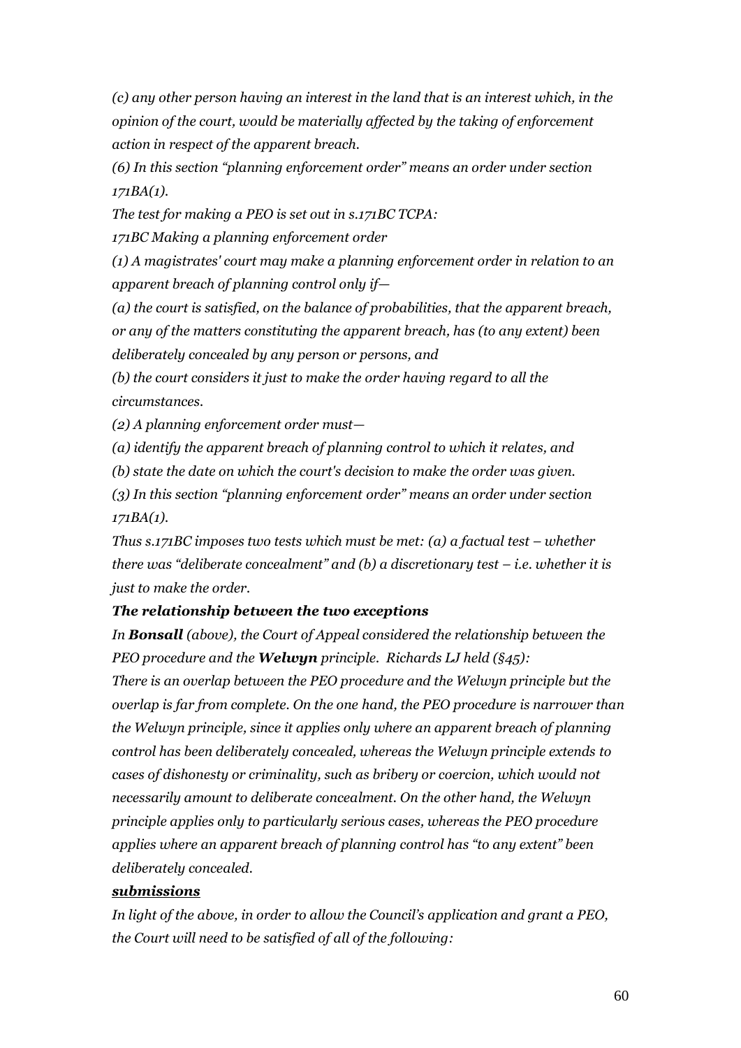*(c) any other person having an interest in the land that is an interest which, in the opinion of the court, would be materially affected by the taking of enforcement action in respect of the apparent breach.*

*(6) In this section "planning enforcement order" means an order under section 171BA(1).*

*The test for making a PEO is set out in s.171BC TCPA:*

*171BC Making a planning enforcement order*

*(1) A magistrates' court may make a planning enforcement order in relation to an apparent breach of planning control only if—*

*(a) the court is satisfied, on the balance of probabilities, that the apparent breach, or any of the matters constituting the apparent breach, has (to any extent) been deliberately concealed by any person or persons, and*

*(b) the court considers it just to make the order having regard to all the circumstances.*

*(2) A planning enforcement order must—*

*(a) identify the apparent breach of planning control to which it relates, and*

*(b) state the date on which the court's decision to make the order was given.*

*(3) In this section "planning enforcement order" means an order under section 171BA(1).*

*Thus s.171BC imposes two tests which must be met: (a) a factual test – whether there was "deliberate concealment" and (b) a discretionary test – i.e. whether it is just to make the order.*

***The relationship between the two exceptions***

*In **Bonsall** (above), the Court of Appeal considered the relationship between the PEO procedure and the **Welwyn** principle. Richards LJ held (§45):*

*There is an overlap between the PEO procedure and the Welwyn principle but the overlap is far from complete. On the one hand, the PEO procedure is narrower than the Welwyn principle, since it applies only where an apparent breach of planning control has been deliberately concealed, whereas the Welwyn principle extends to cases of dishonesty or criminality, such as bribery or coercion, which would not necessarily amount to deliberate concealment. On the other hand, the Welwyn principle applies only to particularly serious cases, whereas the PEO procedure applies where an apparent breach of planning control has "to any extent" been deliberately concealed.*

***submissions***

*In light of the above, in order to allow the Council's application and grant a PEO, the Court will need to be satisfied of all of the following:*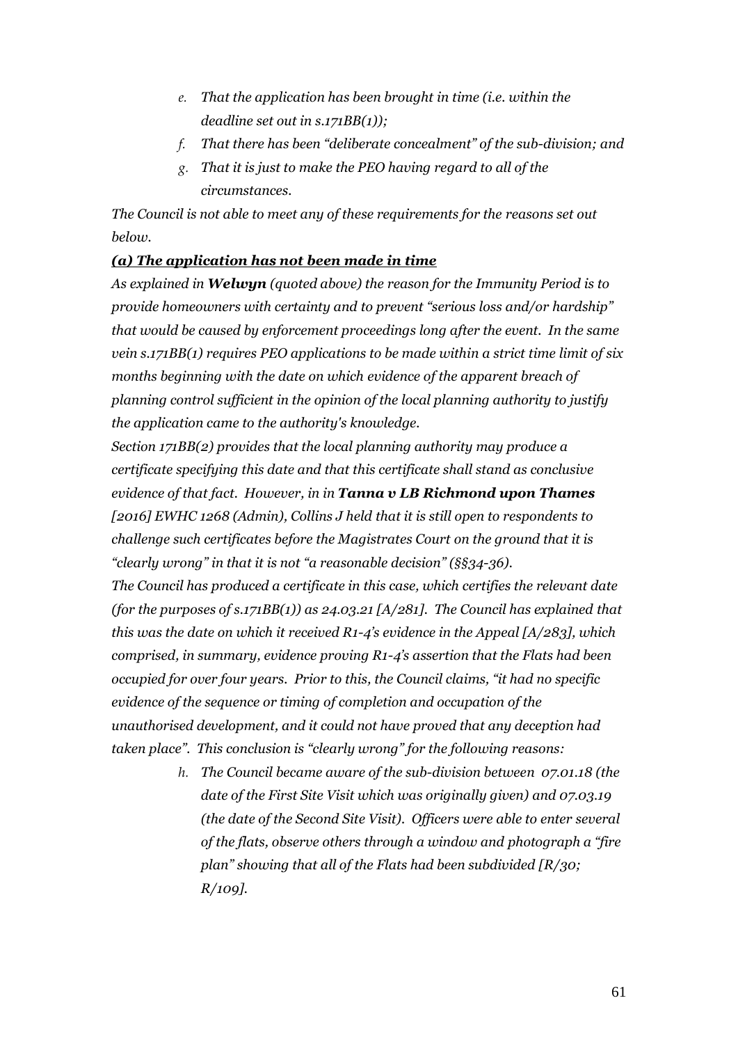- *e. That the application has been brought in time (i.e. within the deadline set out in s.171BB(1));*
- *f. That there has been "deliberate concealment" of the sub-division; and*
- *g. That it is just to make the PEO having regard to all of the circumstances.*

*The Council is not able to meet any of these requirements for the reasons set out below.*

***(a) The application has not been made in time***

*As explained in **Welwyn** (quoted above) the reason for the Immunity Period is to provide homeowners with certainty and to prevent "serious loss and/or hardship" that would be caused by enforcement proceedings long after the event. In the same vein s.171BB(1) requires PEO applications to be made within a strict time limit of six months beginning with the date on which evidence of the apparent breach of planning control sufficient in the opinion of the local planning authority to justify the application came to the authority's knowledge.*

*Section 171BB(2) provides that the local planning authority may produce a certificate specifying this date and that this certificate shall stand as conclusive evidence of that fact. However, in in **Tanna v LB Richmond upon Thames** [2016] EWHC 1268 (Admin), Collins J held that it is still open to respondents to challenge such certificates before the Magistrates Court on the ground that it is "clearly wrong" in that it is not "a reasonable decision" (§§34-36).*

*The Council has produced a certificate in this case, which certifies the relevant date (for the purposes of s.171BB(1)) as 24.03.21 [A/281]. The Council has explained that this was the date on which it received R1-4's evidence in the Appeal [A/283], which comprised, in summary, evidence proving R1-4's assertion that the Flats had been occupied for over four years. Prior to this, the Council claims, "it had no specific evidence of the sequence or timing of completion and occupation of the unauthorised development, and it could not have proved that any deception had taken place". This conclusion is "clearly wrong" for the following reasons:*

- *h. The Council became aware of the sub-division between 07.01.18 (the date of the First Site Visit which was originally given) and 07.03.19 (the date of the Second Site Visit). Officers were able to enter several of the flats, observe others through a window and photograph a "fire plan" showing that all of the Flats had been subdivided [R/30; R/109].*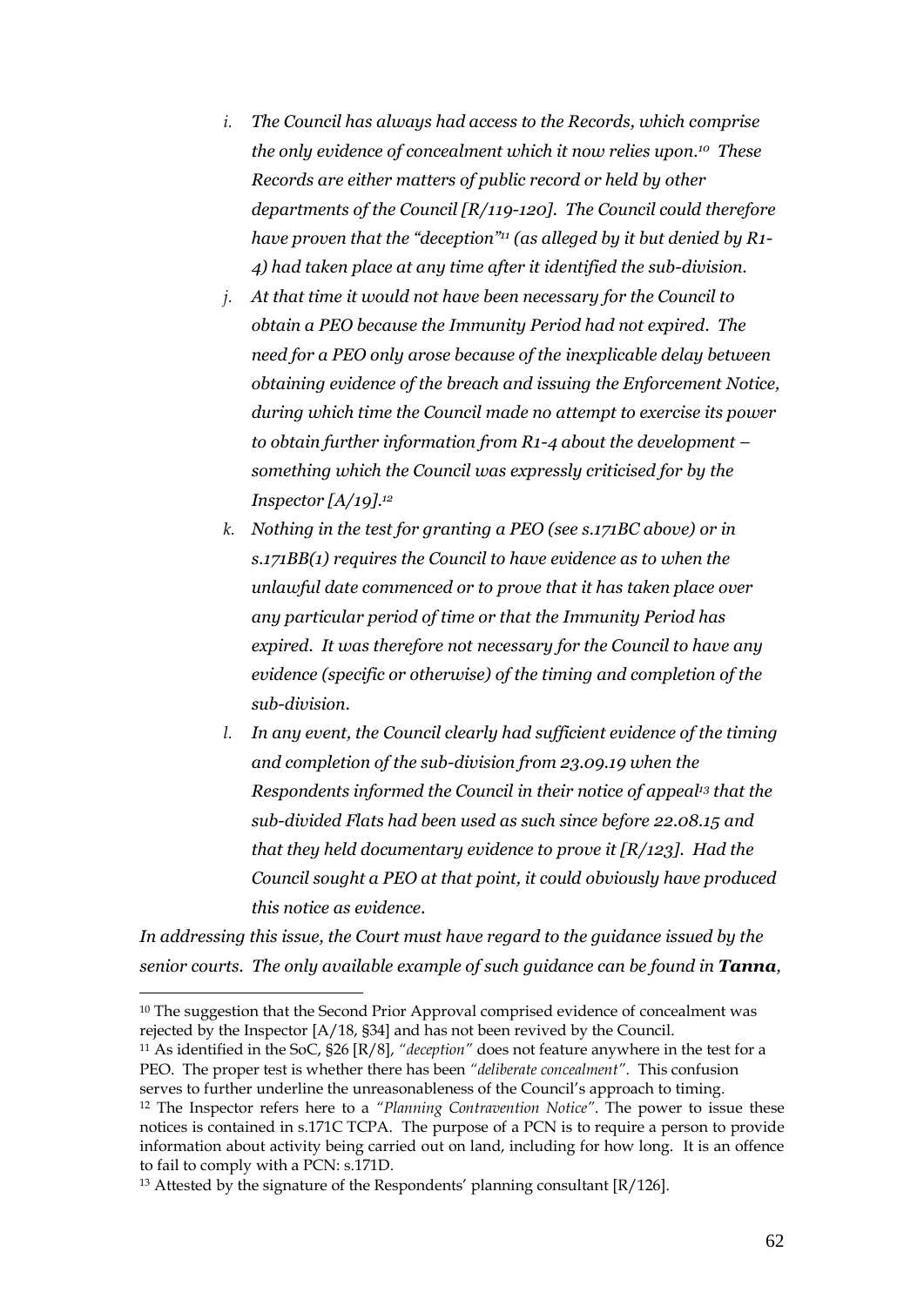*i. The Council has always had access to the Records, which comprise the only evidence of concealment which it now relies upon.[10] These Records are either matters of public record or held by other departments of the Council [R/119-120]. The Council could therefore have proven that the "deception"[11] (as alleged by it but denied by R1-4) had taken place at any time after it identified the sub-division.*

*j. At that time it would not have been necessary for the Council to obtain a PEO because the Immunity Period had not expired. The need for a PEO only arose because of the inexplicable delay between obtaining evidence of the breach and issuing the Enforcement Notice, during which time the Council made no attempt to exercise its power to obtain further information from R1-4 about the development – something which the Council was expressly criticised for by the Inspector [A/19].[12]*

*k. Nothing in the test for granting a PEO (see s.171BC above) or in s.171BB(1) requires the Council to have evidence as to when the unlawful date commenced or to prove that it has taken place over any particular period of time or that the Immunity Period has expired. It was therefore not necessary for the Council to have any evidence (specific or otherwise) of the timing and completion of the sub-division.*

*l. In any event, the Council clearly had sufficient evidence of the timing and completion of the sub-division from 23.09.19 when the Respondents informed the Council in their notice of appeal[13] that the sub-divided Flats had been used as such since before 22.08.15 and that they held documentary evidence to prove it [R/123]. Had the Council sought a PEO at that point, it could obviously have produced this notice as evidence.*

*In addressing this issue, the Court must have regard to the guidance issued by the senior courts. The only available example of such guidance can be found in **Tanna**,*

---

[10] The suggestion that the Second Prior Approval comprised evidence of concealment was rejected by the Inspector [A/18, §34] and has not been revived by the Council.

[11] As identified in the SoC, §26 [R/8], *"deception"* does not feature anywhere in the test for a PEO. The proper test is whether there has been *"deliberate concealment"*. This confusion serves to further underline the unreasonableness of the Council's approach to timing.

[12] The Inspector refers here to a *"Planning Contravention Notice"*. The power to issue these notices is contained in s.171C TCPA. The purpose of a PCN is to require a person to provide information about activity being carried out on land, including for how long. It is an offence to fail to comply with a PCN: s.171D.

[13] Attested by the signature of the Respondents' planning consultant [R/126].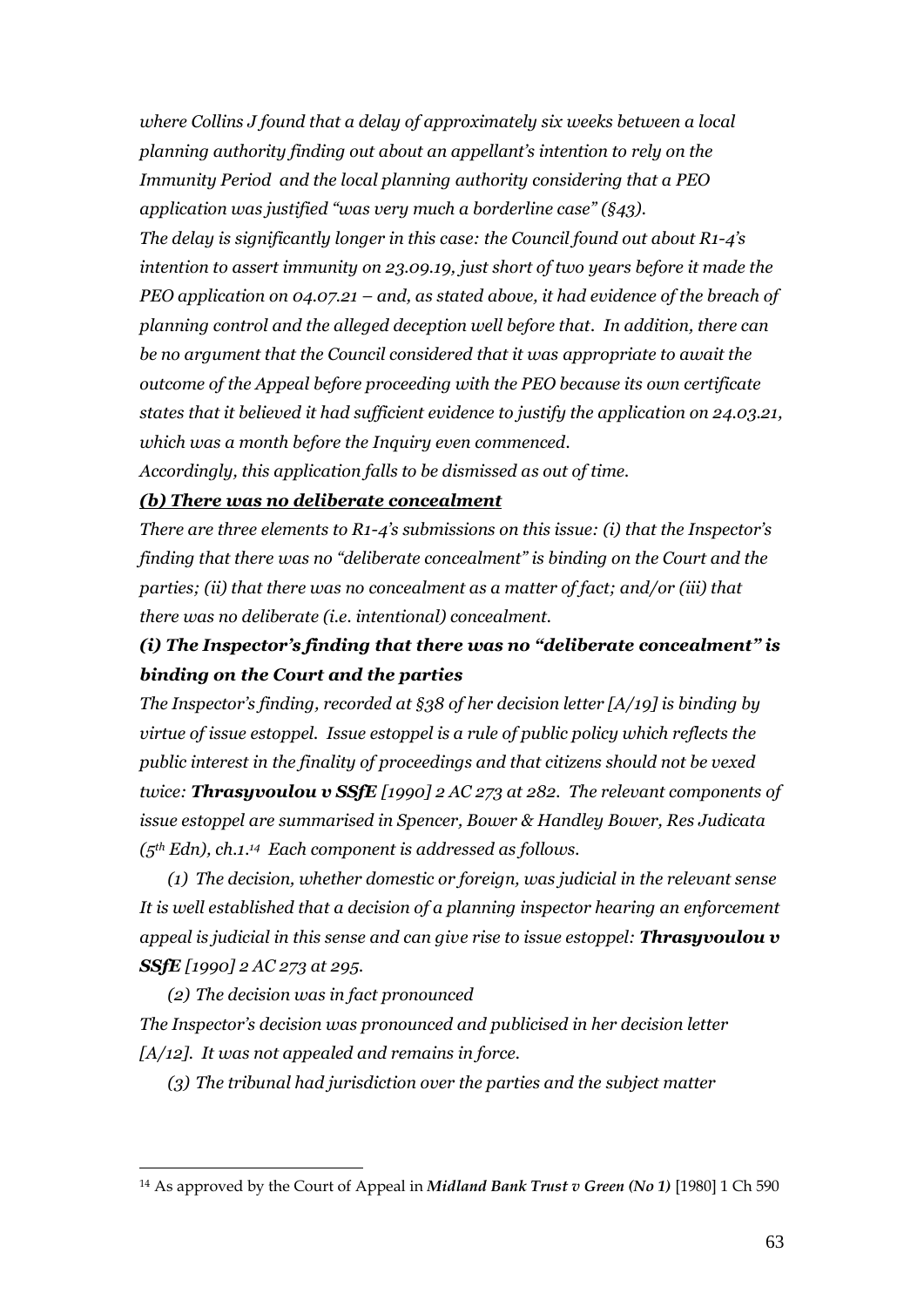*where Collins J found that a delay of approximately six weeks between a local planning authority finding out about an appellant's intention to rely on the Immunity Period and the local planning authority considering that a PEO application was justified "was very much a borderline case" (§43).*

*The delay is significantly longer in this case: the Council found out about R1-4's intention to assert immunity on 23.09.19, just short of two years before it made the PEO application on 04.07.21 – and, as stated above, it had evidence of the breach of planning control and the alleged deception well before that. In addition, there can be no argument that the Council considered that it was appropriate to await the outcome of the Appeal before proceeding with the PEO because its own certificate states that it believed it had sufficient evidence to justify the application on 24.03.21, which was a month before the Inquiry even commenced.*

*Accordingly, this application falls to be dismissed as out of time.*

***(b) There was no deliberate concealment***

*There are three elements to R1-4's submissions on this issue: (i) that the Inspector's finding that there was no "deliberate concealment" is binding on the Court and the parties; (ii) that there was no concealment as a matter of fact; and/or (iii) that there was no deliberate (i.e. intentional) concealment.*

### *(i) The Inspector's finding that there was no "deliberate concealment" is binding on the Court and the parties*

*The Inspector's finding, recorded at §38 of her decision letter [A/19] is binding by virtue of issue estoppel. Issue estoppel is a rule of public policy which reflects the public interest in the finality of proceedings and that citizens should not be vexed twice: **Thrasyvoulou v SSfE** [1990] 2 AC 273 at 282. The relevant components of issue estoppel are summarised in Spencer, Bower & Handley Bower, Res Judicata (5th Edn), ch.1.[14] Each component is addressed as follows.*

*(1) The decision, whether domestic or foreign, was judicial in the relevant sense*

*It is well established that a decision of a planning inspector hearing an enforcement appeal is judicial in this sense and can give rise to issue estoppel: **Thrasyvoulou v SSfE** [1990] 2 AC 273 at 295.*

*(2) The decision was in fact pronounced*

*The Inspector's decision was pronounced and publicised in her decision letter [A/12]. It was not appealed and remains in force.*

*(3) The tribunal had jurisdiction over the parties and the subject matter*

---

[14] As approved by the Court of Appeal in ***Midland Bank Trust v Green (No 1)*** [1980] 1 Ch 590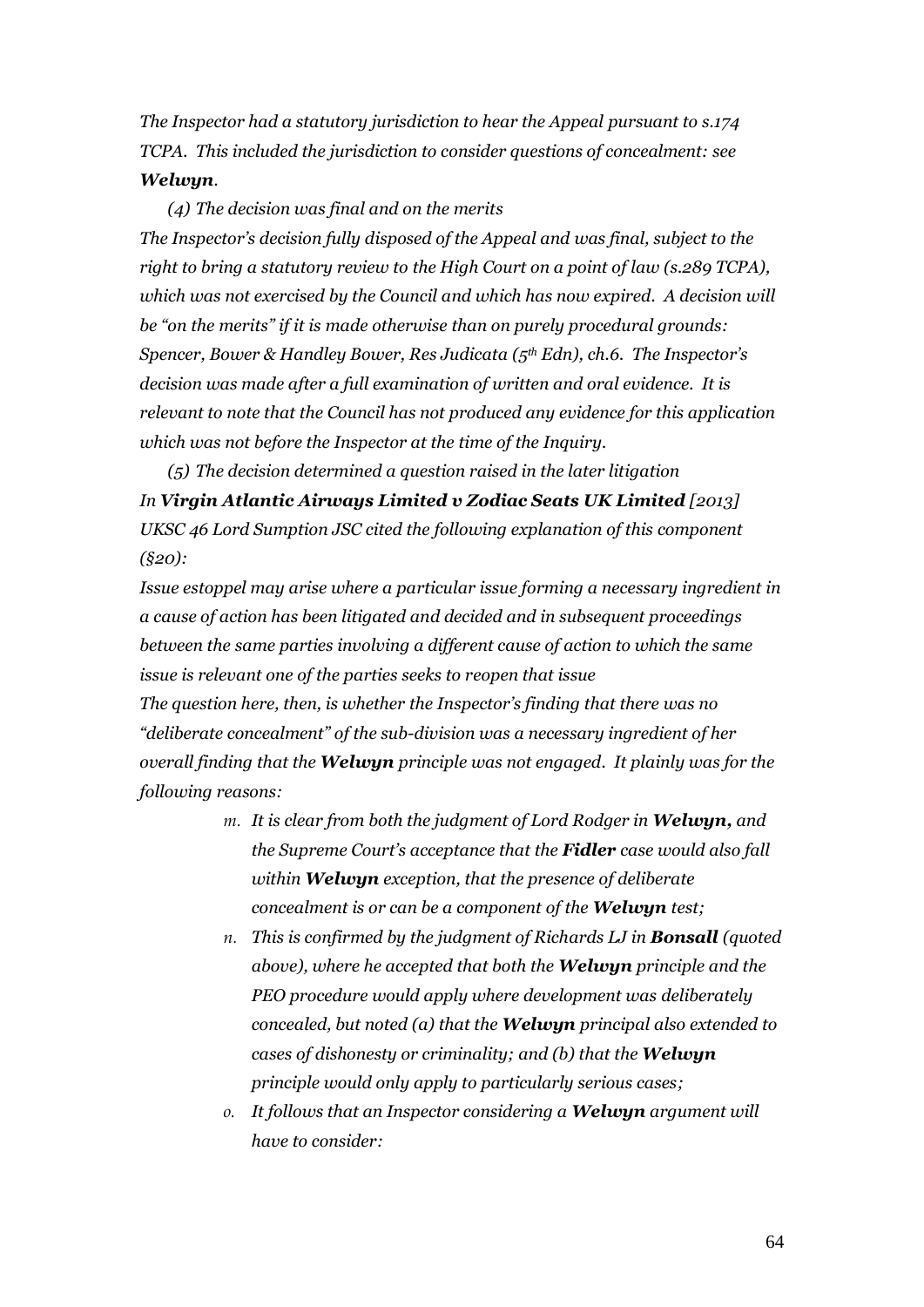*The Inspector had a statutory jurisdiction to hear the Appeal pursuant to s.174 TCPA. This included the jurisdiction to consider questions of concealment: see* ***Welwyn****.*

*(4) The decision was final and on the merits*

*The Inspector's decision fully disposed of the Appeal and was final, subject to the right to bring a statutory review to the High Court on a point of law (s.289 TCPA), which was not exercised by the Council and which has now expired. A decision will be "on the merits" if it is made otherwise than on purely procedural grounds: Spencer, Bower & Handley Bower, Res Judicata (5th Edn), ch.6. The Inspector's decision was made after a full examination of written and oral evidence. It is relevant to note that the Council has not produced any evidence for this application which was not before the Inspector at the time of the Inquiry.*

*(5) The decision determined a question raised in the later litigation*

*In* ***Virgin Atlantic Airways Limited v Zodiac Seats UK Limited*** *[2013] UKSC 46 Lord Sumption JSC cited the following explanation of this component (§20):*

*Issue estoppel may arise where a particular issue forming a necessary ingredient in a cause of action has been litigated and decided and in subsequent proceedings between the same parties involving a different cause of action to which the same issue is relevant one of the parties seeks to reopen that issue*

*The question here, then, is whether the Inspector's finding that there was no "deliberate concealment" of the sub-division was a necessary ingredient of her overall finding that the* ***Welwyn*** *principle was not engaged. It plainly was for the following reasons:*

m. *It is clear from both the judgment of Lord Rodger in* ***Welwyn,*** *and the Supreme Court's acceptance that the* ***Fidler*** *case would also fall within* ***Welwyn*** *exception, that the presence of deliberate concealment is or can be a component of the* ***Welwyn*** *test;*
n. *This is confirmed by the judgment of Richards LJ in* ***Bonsall*** *(quoted above), where he accepted that both the* ***Welwyn*** *principle and the PEO procedure would apply where development was deliberately concealed, but noted (a) that the* ***Welwyn*** *principal also extended to cases of dishonesty or criminality; and (b) that the* ***Welwyn*** *principle would only apply to particularly serious cases;*
o. *It follows that an Inspector considering a* ***Welwyn*** *argument will have to consider:*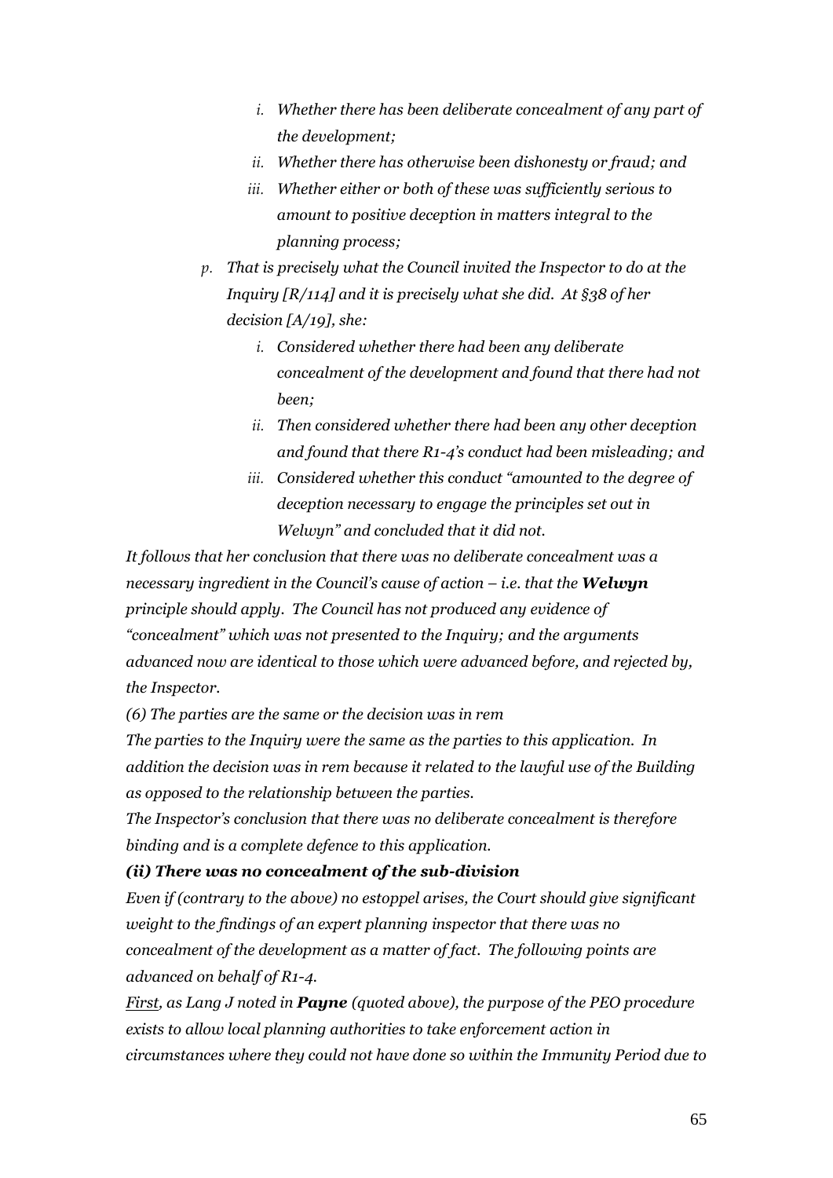- i. *Whether there has been deliberate concealment of any part of the development;*
   - ii. *Whether there has otherwise been dishonesty or fraud; and*
   - iii. *Whether either or both of these was sufficiently serious to amount to positive deception in matters integral to the planning process;*

- p. *That is precisely what the Council invited the Inspector to do at the Inquiry [R/114] and it is precisely what she did. At §38 of her decision [A/19], she:*
   - i. *Considered whether there had been any deliberate concealment of the development and found that there had not been;*
   - ii. *Then considered whether there had been any other deception and found that there R1-4's conduct had been misleading; and*
   - iii. *Considered whether this conduct "amounted to the degree of deception necessary to engage the principles set out in Welwyn" and concluded that it did not.*

*It follows that her conclusion that there was no deliberate concealment was a necessary ingredient in the Council's cause of action – i.e. that the **Welwyn** principle should apply. The Council has not produced any evidence of "concealment" which was not presented to the Inquiry; and the arguments advanced now are identical to those which were advanced before, and rejected by, the Inspector.*

*(6) The parties are the same or the decision was in rem*

*The parties to the Inquiry were the same as the parties to this application. In addition the decision was in rem because it related to the lawful use of the Building as opposed to the relationship between the parties.*

*The Inspector's conclusion that there was no deliberate concealment is therefore binding and is a complete defence to this application.*

***(ii) There was no concealment of the sub-division***

*Even if (contrary to the above) no estoppel arises, the Court should give significant weight to the findings of an expert planning inspector that there was no concealment of the development as a matter of fact. The following points are advanced on behalf of R1-4.*

*<u>First</u>, as Lang J noted in **Payne** (quoted above), the purpose of the PEO procedure exists to allow local planning authorities to take enforcement action in circumstances where they could not have done so within the Immunity Period due to*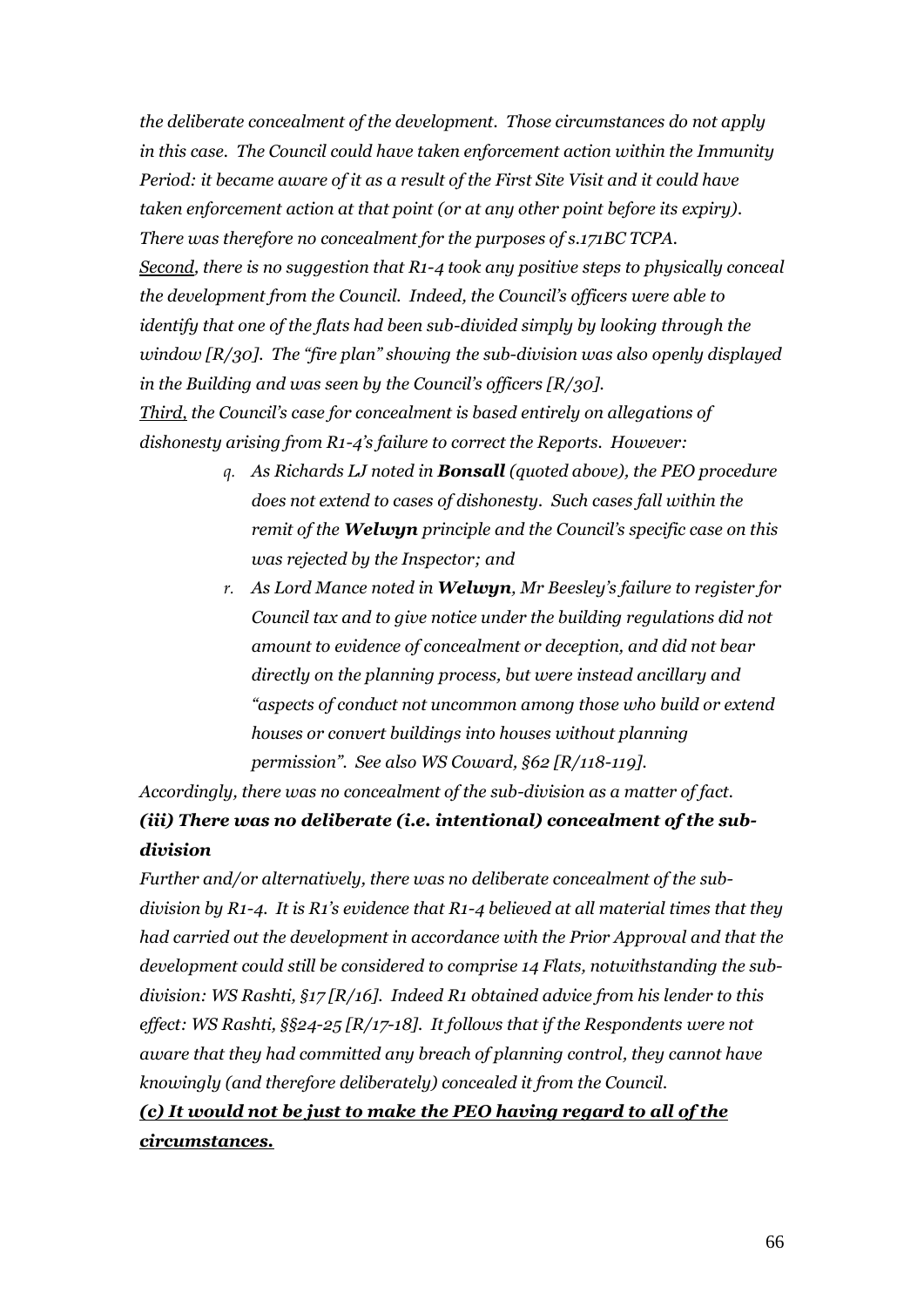*the deliberate concealment of the development. Those circumstances do not apply in this case. The Council could have taken enforcement action within the Immunity Period: it became aware of it as a result of the First Site Visit and it could have taken enforcement action at that point (or at any other point before its expiry). There was therefore no concealment for the purposes of s.171BC TCPA.*

*__Second__, there is no suggestion that R1-4 took any positive steps to physically conceal the development from the Council. Indeed, the Council's officers were able to identify that one of the flats had been sub-divided simply by looking through the window [R/30]. The "fire plan" showing the sub-division was also openly displayed in the Building and was seen by the Council's officers [R/30].*

*__Third,__ the Council's case for concealment is based entirely on allegations of dishonesty arising from R1-4's failure to correct the Reports. However:*

- *q. As Richards LJ noted in **Bonsall** (quoted above), the PEO procedure does not extend to cases of dishonesty. Such cases fall within the remit of the **Welwyn** principle and the Council's specific case on this was rejected by the Inspector; and*
- *r. As Lord Mance noted in **Welwyn**, Mr Beesley's failure to register for Council tax and to give notice under the building regulations did not amount to evidence of concealment or deception, and did not bear directly on the planning process, but were instead ancillary and "aspects of conduct not uncommon among those who build or extend houses or convert buildings into houses without planning permission". See also WS Coward, §62 [R/118-119].*

*Accordingly, there was no concealment of the sub-division as a matter of fact.*

***(iii) There was no deliberate (i.e. intentional) concealment of the sub-division***

*Further and/or alternatively, there was no deliberate concealment of the sub-division by R1-4. It is R1's evidence that R1-4 believed at all material times that they had carried out the development in accordance with the Prior Approval and that the development could still be considered to comprise 14 Flats, notwithstanding the sub-division: WS Rashti, §17 [R/16]. Indeed R1 obtained advice from his lender to this effect: WS Rashti, §§24-25 [R/17-18]. It follows that if the Respondents were not aware that they had committed any breach of planning control, they cannot have knowingly (and therefore deliberately) concealed it from the Council.*

***__(c) It would not be just to make the PEO having regard to all of the circumstances.__***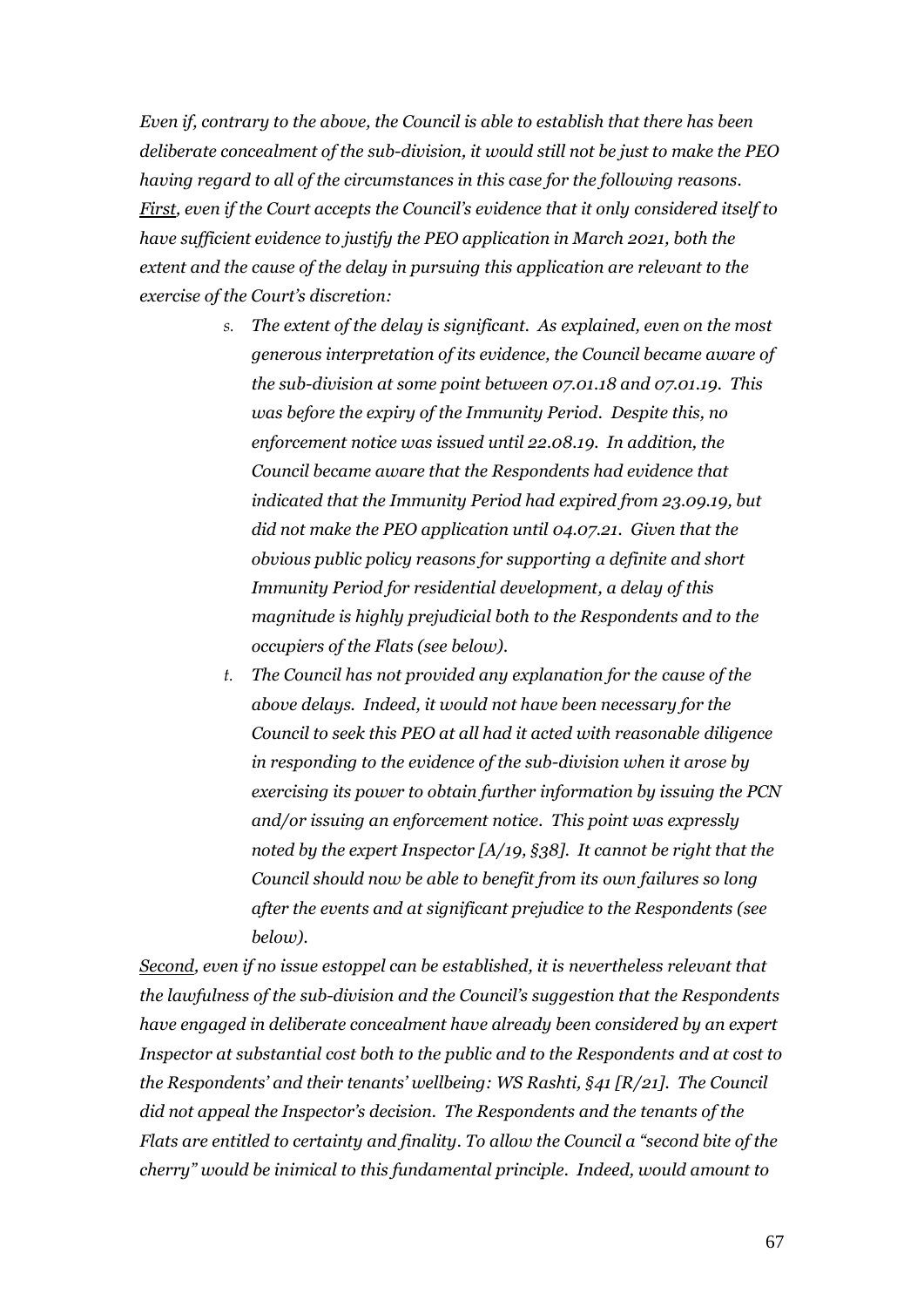*Even if, contrary to the above, the Council is able to establish that there has been deliberate concealment of the sub-division, it would still not be just to make the PEO having regard to all of the circumstances in this case for the following reasons. <u>First</u>, even if the Court accepts the Council's evidence that it only considered itself to have sufficient evidence to justify the PEO application in March 2021, both the extent and the cause of the delay in pursuing this application are relevant to the exercise of the Court's discretion:*

- s. *The extent of the delay is significant. As explained, even on the most generous interpretation of its evidence, the Council became aware of the sub-division at some point between 07.01.18 and 07.01.19. This was before the expiry of the Immunity Period. Despite this, no enforcement notice was issued until 22.08.19. In addition, the Council became aware that the Respondents had evidence that indicated that the Immunity Period had expired from 23.09.19, but did not make the PEO application until 04.07.21. Given that the obvious public policy reasons for supporting a definite and short Immunity Period for residential development, a delay of this magnitude is highly prejudicial both to the Respondents and to the occupiers of the Flats (see below).*
- t. *The Council has not provided any explanation for the cause of the above delays. Indeed, it would not have been necessary for the Council to seek this PEO at all had it acted with reasonable diligence in responding to the evidence of the sub-division when it arose by exercising its power to obtain further information by issuing the PCN and/or issuing an enforcement notice. This point was expressly noted by the expert Inspector [A/19, §38]. It cannot be right that the Council should now be able to benefit from its own failures so long after the events and at significant prejudice to the Respondents (see below).*

*<u>Second</u>, even if no issue estoppel can be established, it is nevertheless relevant that the lawfulness of the sub-division and the Council's suggestion that the Respondents have engaged in deliberate concealment have already been considered by an expert Inspector at substantial cost both to the public and to the Respondents and at cost to the Respondents' and their tenants' wellbeing: WS Rashti, §41 [R/21]. The Council did not appeal the Inspector's decision. The Respondents and the tenants of the Flats are entitled to certainty and finality. To allow the Council a "second bite of the cherry" would be inimical to this fundamental principle. Indeed, would amount to*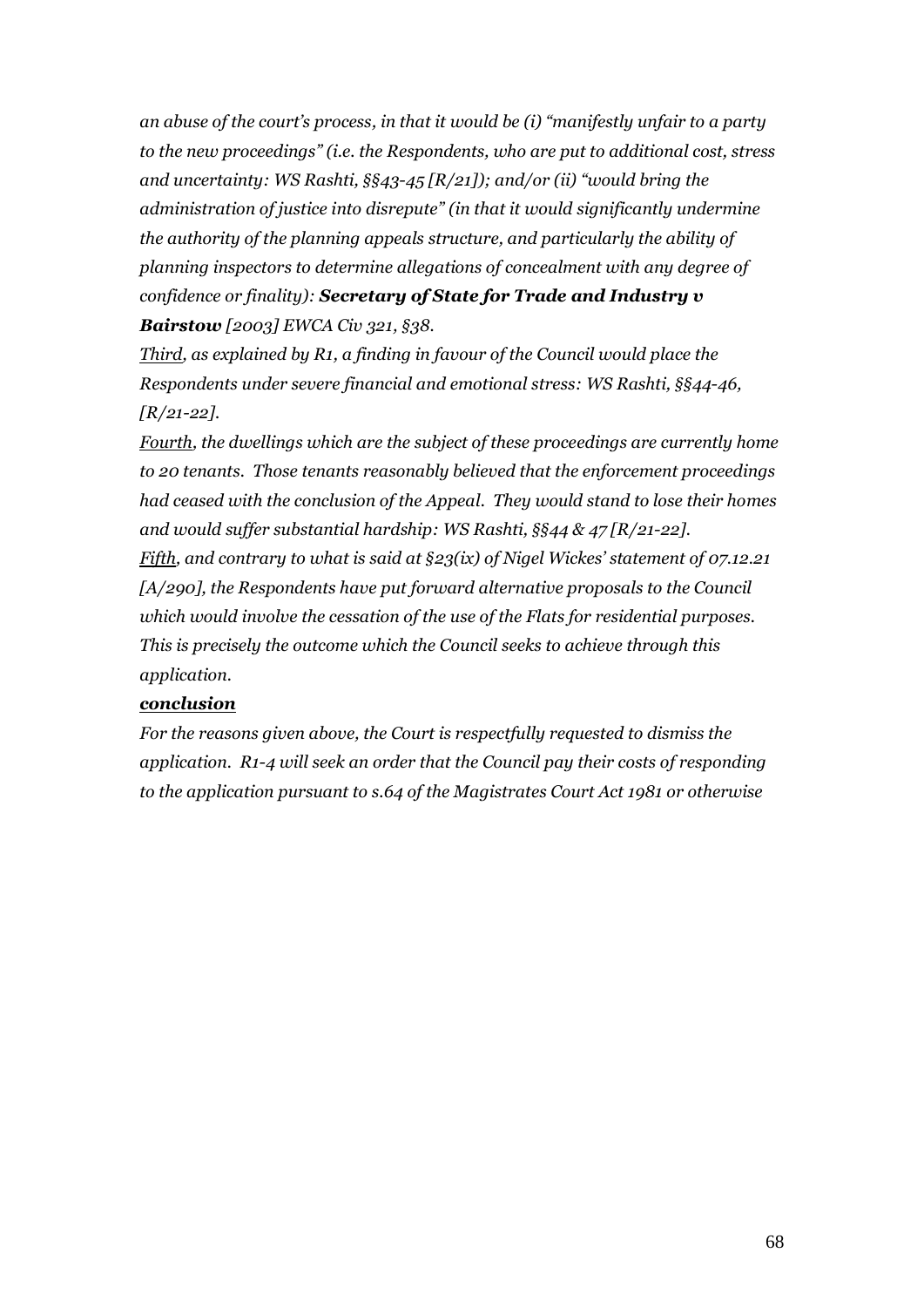*an abuse of the court's process, in that it would be (i) "manifestly unfair to a party to the new proceedings" (i.e. the Respondents, who are put to additional cost, stress and uncertainty: WS Rashti, §§43-45 [R/21]); and/or (ii) "would bring the administration of justice into disrepute" (in that it would significantly undermine the authority of the planning appeals structure, and particularly the ability of planning inspectors to determine allegations of concealment with any degree of confidence or finality):* ***Secretary of State for Trade and Industry v Bairstow*** *[2003] EWCA Civ 321, §38.*

*<u>Third</u>, as explained by R1, a finding in favour of the Council would place the Respondents under severe financial and emotional stress: WS Rashti, §§44-46, [R/21-22].*

*<u>Fourth</u>, the dwellings which are the subject of these proceedings are currently home to 20 tenants. Those tenants reasonably believed that the enforcement proceedings had ceased with the conclusion of the Appeal. They would stand to lose their homes and would suffer substantial hardship: WS Rashti, §§44 & 47 [R/21-22].*

*<u>Fifth</u>, and contrary to what is said at §23(ix) of Nigel Wickes' statement of 07.12.21 [A/290], the Respondents have put forward alternative proposals to the Council which would involve the cessation of the use of the Flats for residential purposes. This is precisely the outcome which the Council seeks to achieve through this application.*

***<u>conclusion</u>***

*For the reasons given above, the Court is respectfully requested to dismiss the application. R1-4 will seek an order that the Council pay their costs of responding to the application pursuant to s.64 of the Magistrates Court Act 1981 or otherwise*